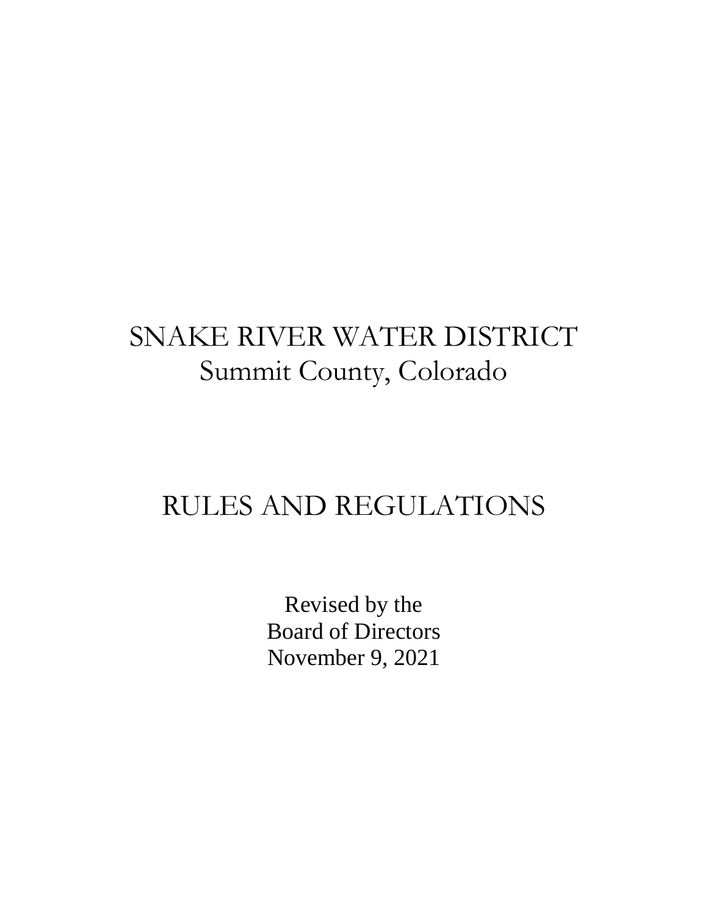# SNAKE RIVER WATER DISTRICT

## Summit County, Colorado

# RULES AND REGULATIONS

Revised by the
Board of Directors
November 9, 2021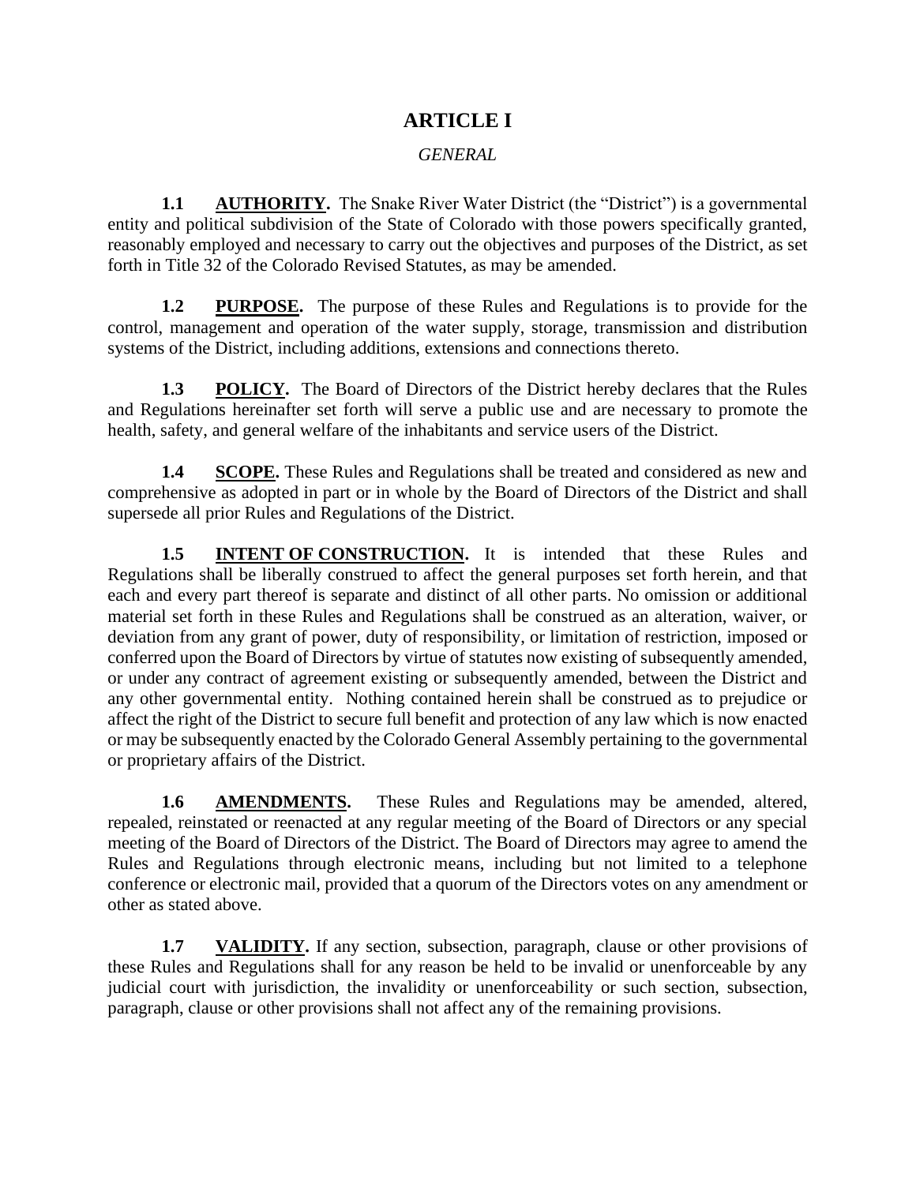# ARTICLE I

*GENERAL*

**1.1 AUTHORITY.** The Snake River Water District (the "District") is a governmental entity and political subdivision of the State of Colorado with those powers specifically granted, reasonably employed and necessary to carry out the objectives and purposes of the District, as set forth in Title 32 of the Colorado Revised Statutes, as may be amended.

**1.2 PURPOSE.** The purpose of these Rules and Regulations is to provide for the control, management and operation of the water supply, storage, transmission and distribution systems of the District, including additions, extensions and connections thereto.

**1.3 POLICY.** The Board of Directors of the District hereby declares that the Rules and Regulations hereinafter set forth will serve a public use and are necessary to promote the health, safety, and general welfare of the inhabitants and service users of the District.

**1.4 SCOPE.** These Rules and Regulations shall be treated and considered as new and comprehensive as adopted in part or in whole by the Board of Directors of the District and shall supersede all prior Rules and Regulations of the District.

**1.5 INTENT OF CONSTRUCTION.** It is intended that these Rules and Regulations shall be liberally construed to affect the general purposes set forth herein, and that each and every part thereof is separate and distinct of all other parts. No omission or additional material set forth in these Rules and Regulations shall be construed as an alteration, waiver, or deviation from any grant of power, duty of responsibility, or limitation of restriction, imposed or conferred upon the Board of Directors by virtue of statutes now existing of subsequently amended, or under any contract of agreement existing or subsequently amended, between the District and any other governmental entity. Nothing contained herein shall be construed as to prejudice or affect the right of the District to secure full benefit and protection of any law which is now enacted or may be subsequently enacted by the Colorado General Assembly pertaining to the governmental or proprietary affairs of the District.

**1.6 AMENDMENTS.** These Rules and Regulations may be amended, altered, repealed, reinstated or reenacted at any regular meeting of the Board of Directors or any special meeting of the Board of Directors of the District. The Board of Directors may agree to amend the Rules and Regulations through electronic means, including but not limited to a telephone conference or electronic mail, provided that a quorum of the Directors votes on any amendment or other as stated above.

**1.7 VALIDITY.** If any section, subsection, paragraph, clause or other provisions of these Rules and Regulations shall for any reason be held to be invalid or unenforceable by any judicial court with jurisdiction, the invalidity or unenforceability or such section, subsection, paragraph, clause or other provisions shall not affect any of the remaining provisions.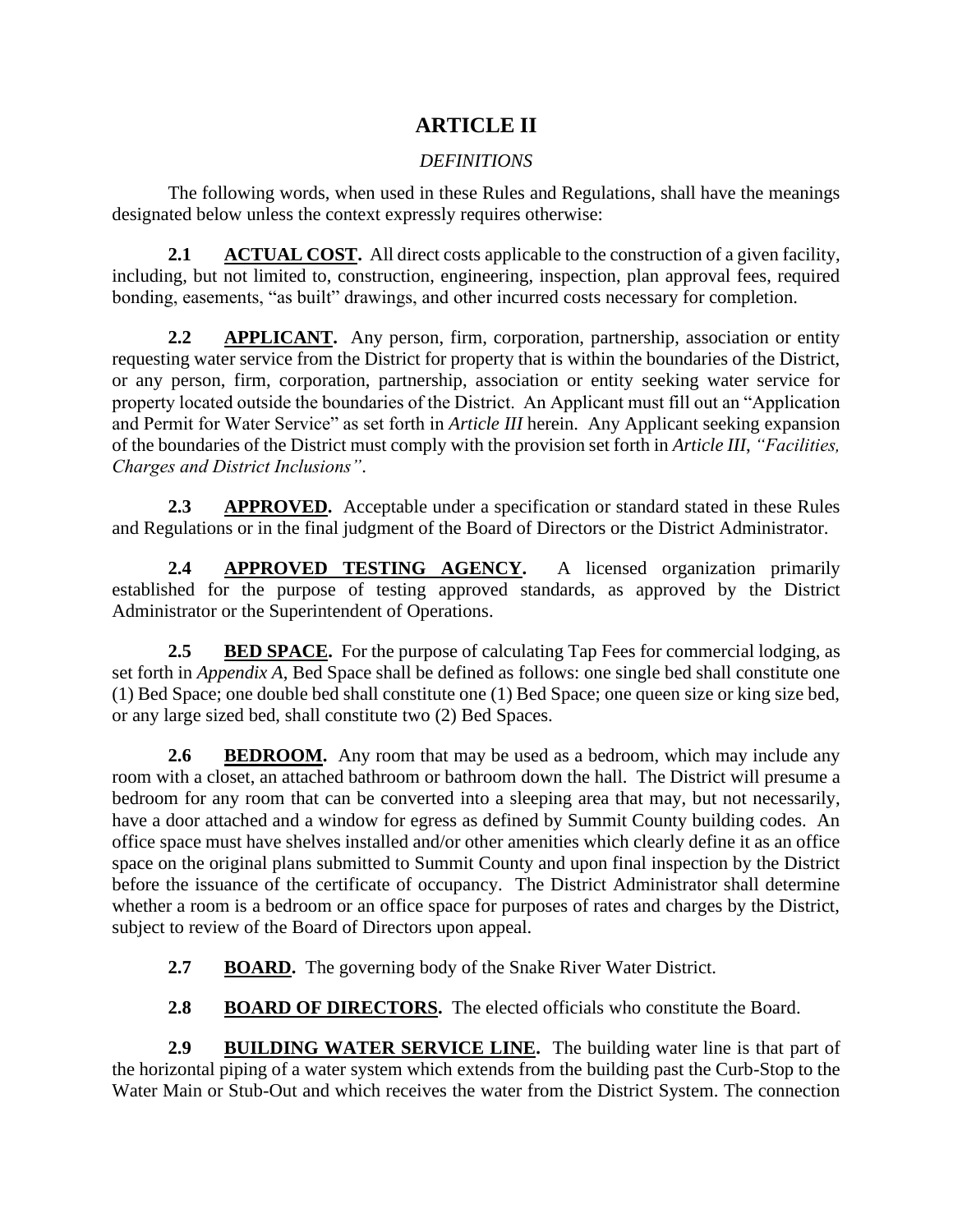# ARTICLE II

*DEFINITIONS*

The following words, when used in these Rules and Regulations, shall have the meanings designated below unless the context expressly requires otherwise:

**2.1 ACTUAL COST.** All direct costs applicable to the construction of a given facility, including, but not limited to, construction, engineering, inspection, plan approval fees, required bonding, easements, "as built" drawings, and other incurred costs necessary for completion.

**2.2 APPLICANT.** Any person, firm, corporation, partnership, association or entity requesting water service from the District for property that is within the boundaries of the District, or any person, firm, corporation, partnership, association or entity seeking water service for property located outside the boundaries of the District. An Applicant must fill out an "Application and Permit for Water Service" as set forth in *Article III* herein. Any Applicant seeking expansion of the boundaries of the District must comply with the provision set forth in *Article III*, *"Facilities, Charges and District Inclusions"*.

**2.3 APPROVED.** Acceptable under a specification or standard stated in these Rules and Regulations or in the final judgment of the Board of Directors or the District Administrator.

**2.4 APPROVED TESTING AGENCY.** A licensed organization primarily established for the purpose of testing approved standards, as approved by the District Administrator or the Superintendent of Operations.

**2.5 BED SPACE.** For the purpose of calculating Tap Fees for commercial lodging, as set forth in *Appendix A*, Bed Space shall be defined as follows: one single bed shall constitute one (1) Bed Space; one double bed shall constitute one (1) Bed Space; one queen size or king size bed, or any large sized bed, shall constitute two (2) Bed Spaces.

**2.6 BEDROOM.** Any room that may be used as a bedroom, which may include any room with a closet, an attached bathroom or bathroom down the hall. The District will presume a bedroom for any room that can be converted into a sleeping area that may, but not necessarily, have a door attached and a window for egress as defined by Summit County building codes. An office space must have shelves installed and/or other amenities which clearly define it as an office space on the original plans submitted to Summit County and upon final inspection by the District before the issuance of the certificate of occupancy. The District Administrator shall determine whether a room is a bedroom or an office space for purposes of rates and charges by the District, subject to review of the Board of Directors upon appeal.

**2.7 BOARD.** The governing body of the Snake River Water District.

**2.8 BOARD OF DIRECTORS.** The elected officials who constitute the Board.

**2.9 BUILDING WATER SERVICE LINE.** The building water line is that part of the horizontal piping of a water system which extends from the building past the Curb-Stop to the Water Main or Stub-Out and which receives the water from the District System. The connection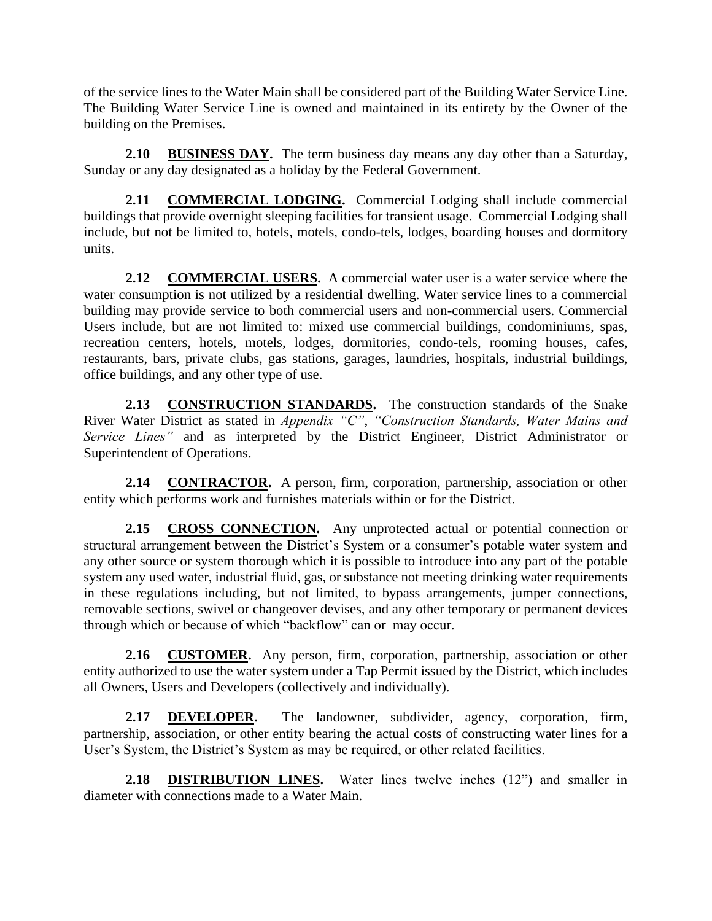of the service lines to the Water Main shall be considered part of the Building Water Service Line. The Building Water Service Line is owned and maintained in its entirety by the Owner of the building on the Premises.

**2.10 BUSINESS DAY.** The term business day means any day other than a Saturday, Sunday or any day designated as a holiday by the Federal Government.

**2.11 COMMERCIAL LODGING.** Commercial Lodging shall include commercial buildings that provide overnight sleeping facilities for transient usage. Commercial Lodging shall include, but not be limited to, hotels, motels, condo-tels, lodges, boarding houses and dormitory units.

**2.12 COMMERCIAL USERS.** A commercial water user is a water service where the water consumption is not utilized by a residential dwelling. Water service lines to a commercial building may provide service to both commercial users and non-commercial users. Commercial Users include, but are not limited to: mixed use commercial buildings, condominiums, spas, recreation centers, hotels, motels, lodges, dormitories, condo-tels, rooming houses, cafes, restaurants, bars, private clubs, gas stations, garages, laundries, hospitals, industrial buildings, office buildings, and any other type of use.

**2.13 CONSTRUCTION STANDARDS.** The construction standards of the Snake River Water District as stated in *Appendix "C"*, *"Construction Standards, Water Mains and Service Lines"* and as interpreted by the District Engineer, District Administrator or Superintendent of Operations.

**2.14 CONTRACTOR.** A person, firm, corporation, partnership, association or other entity which performs work and furnishes materials within or for the District.

**2.15 CROSS CONNECTION.** Any unprotected actual or potential connection or structural arrangement between the District's System or a consumer's potable water system and any other source or system thorough which it is possible to introduce into any part of the potable system any used water, industrial fluid, gas, or substance not meeting drinking water requirements in these regulations including, but not limited, to bypass arrangements, jumper connections, removable sections, swivel or changeover devises, and any other temporary or permanent devices through which or because of which "backflow" can or may occur.

**2.16 CUSTOMER.** Any person, firm, corporation, partnership, association or other entity authorized to use the water system under a Tap Permit issued by the District, which includes all Owners, Users and Developers (collectively and individually).

**2.17 DEVELOPER.** The landowner, subdivider, agency, corporation, firm, partnership, association, or other entity bearing the actual costs of constructing water lines for a User's System, the District's System as may be required, or other related facilities.

**2.18 DISTRIBUTION LINES.** Water lines twelve inches (12") and smaller in diameter with connections made to a Water Main.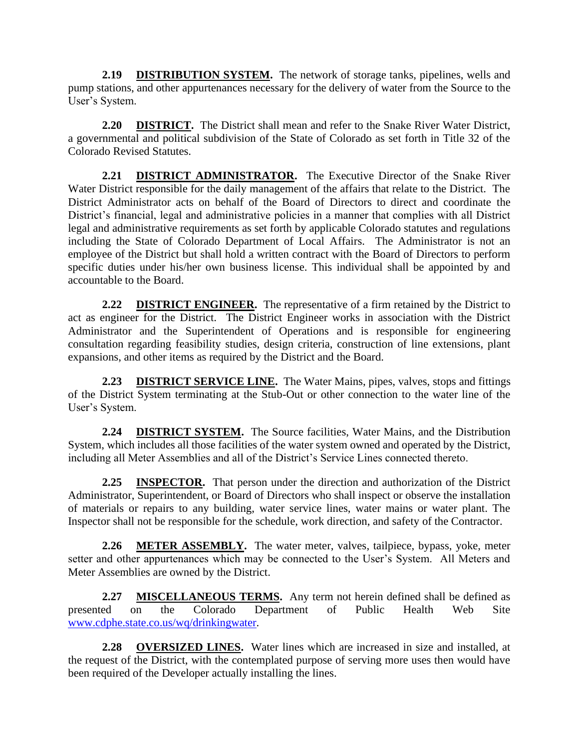**2.19 DISTRIBUTION SYSTEM.** The network of storage tanks, pipelines, wells and pump stations, and other appurtenances necessary for the delivery of water from the Source to the User's System.

**2.20 DISTRICT.** The District shall mean and refer to the Snake River Water District, a governmental and political subdivision of the State of Colorado as set forth in Title 32 of the Colorado Revised Statutes.

**2.21 DISTRICT ADMINISTRATOR.** The Executive Director of the Snake River Water District responsible for the daily management of the affairs that relate to the District. The District Administrator acts on behalf of the Board of Directors to direct and coordinate the District's financial, legal and administrative policies in a manner that complies with all District legal and administrative requirements as set forth by applicable Colorado statutes and regulations including the State of Colorado Department of Local Affairs. The Administrator is not an employee of the District but shall hold a written contract with the Board of Directors to perform specific duties under his/her own business license. This individual shall be appointed by and accountable to the Board.

**2.22 DISTRICT ENGINEER.** The representative of a firm retained by the District to act as engineer for the District. The District Engineer works in association with the District Administrator and the Superintendent of Operations and is responsible for engineering consultation regarding feasibility studies, design criteria, construction of line extensions, plant expansions, and other items as required by the District and the Board.

**2.23 DISTRICT SERVICE LINE.** The Water Mains, pipes, valves, stops and fittings of the District System terminating at the Stub-Out or other connection to the water line of the User's System.

**2.24 DISTRICT SYSTEM.** The Source facilities, Water Mains, and the Distribution System, which includes all those facilities of the water system owned and operated by the District, including all Meter Assemblies and all of the District's Service Lines connected thereto.

**2.25 INSPECTOR.** That person under the direction and authorization of the District Administrator, Superintendent, or Board of Directors who shall inspect or observe the installation of materials or repairs to any building, water service lines, water mains or water plant. The Inspector shall not be responsible for the schedule, work direction, and safety of the Contractor.

**2.26 METER ASSEMBLY.** The water meter, valves, tailpiece, bypass, yoke, meter setter and other appurtenances which may be connected to the User's System. All Meters and Meter Assemblies are owned by the District.

**2.27 MISCELLANEOUS TERMS.** Any term not herein defined shall be defined as presented on the Colorado Department of Public Health Web Site www.cdphe.state.co.us/wq/drinkingwater.

**2.28 OVERSIZED LINES.** Water lines which are increased in size and installed, at the request of the District, with the contemplated purpose of serving more uses then would have been required of the Developer actually installing the lines.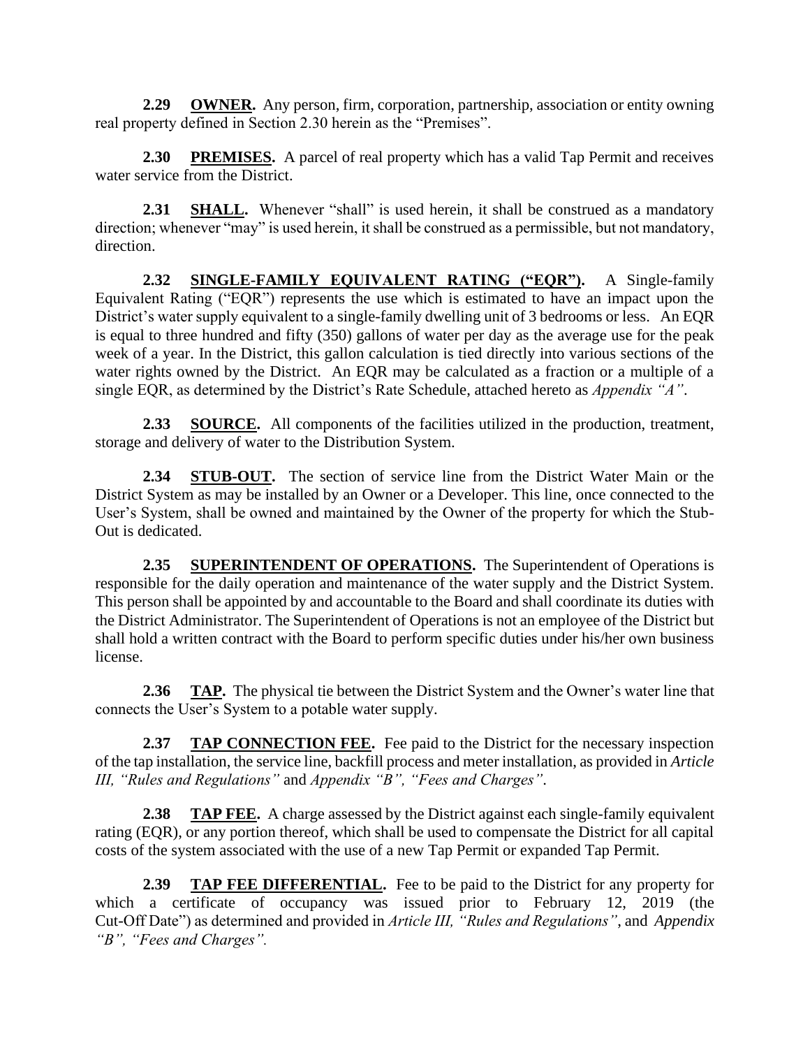**2.29 OWNER.** Any person, firm, corporation, partnership, association or entity owning real property defined in Section 2.30 herein as the "Premises".

**2.30 PREMISES.** A parcel of real property which has a valid Tap Permit and receives water service from the District.

**2.31 SHALL.** Whenever "shall" is used herein, it shall be construed as a mandatory direction; whenever "may" is used herein, it shall be construed as a permissible, but not mandatory, direction.

**2.32 SINGLE-FAMILY EQUIVALENT RATING ("EQR").** A Single-family Equivalent Rating ("EQR") represents the use which is estimated to have an impact upon the District's water supply equivalent to a single-family dwelling unit of 3 bedrooms or less. An EQR is equal to three hundred and fifty (350) gallons of water per day as the average use for the peak week of a year. In the District, this gallon calculation is tied directly into various sections of the water rights owned by the District. An EQR may be calculated as a fraction or a multiple of a single EQR, as determined by the District's Rate Schedule, attached hereto as *Appendix "A"*.

**2.33 SOURCE.** All components of the facilities utilized in the production, treatment, storage and delivery of water to the Distribution System.

**2.34 STUB-OUT.** The section of service line from the District Water Main or the District System as may be installed by an Owner or a Developer. This line, once connected to the User's System, shall be owned and maintained by the Owner of the property for which the Stub-Out is dedicated.

**2.35 SUPERINTENDENT OF OPERATIONS.** The Superintendent of Operations is responsible for the daily operation and maintenance of the water supply and the District System. This person shall be appointed by and accountable to the Board and shall coordinate its duties with the District Administrator. The Superintendent of Operations is not an employee of the District but shall hold a written contract with the Board to perform specific duties under his/her own business license.

**2.36 TAP.** The physical tie between the District System and the Owner's water line that connects the User's System to a potable water supply.

**2.37 TAP CONNECTION FEE.** Fee paid to the District for the necessary inspection of the tap installation, the service line, backfill process and meter installation, as provided in *Article III, "Rules and Regulations"* and *Appendix "B", "Fees and Charges"*.

**2.38 TAP FEE.** A charge assessed by the District against each single-family equivalent rating (EQR), or any portion thereof, which shall be used to compensate the District for all capital costs of the system associated with the use of a new Tap Permit or expanded Tap Permit.

**2.39 TAP FEE DIFFERENTIAL.** Fee to be paid to the District for any property for which a certificate of occupancy was issued prior to February 12, 2019 (the Cut-Off Date") as determined and provided in *Article III, "Rules and Regulations"*, and *Appendix "B", "Fees and Charges".*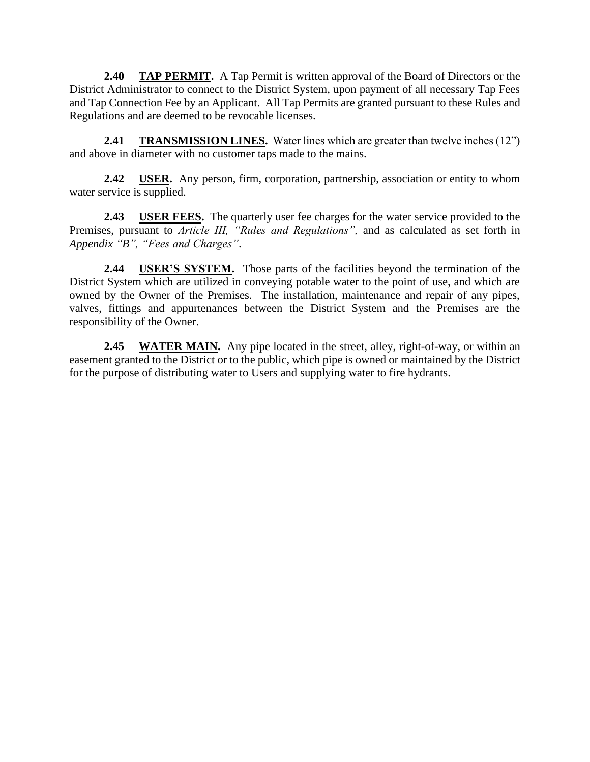**2.40 TAP PERMIT.** A Tap Permit is written approval of the Board of Directors or the District Administrator to connect to the District System, upon payment of all necessary Tap Fees and Tap Connection Fee by an Applicant. All Tap Permits are granted pursuant to these Rules and Regulations and are deemed to be revocable licenses.

**2.41 TRANSMISSION LINES.** Water lines which are greater than twelve inches (12") and above in diameter with no customer taps made to the mains.

**2.42 USER.** Any person, firm, corporation, partnership, association or entity to whom water service is supplied.

**2.43 USER FEES.** The quarterly user fee charges for the water service provided to the Premises, pursuant to *Article III, "Rules and Regulations",* and as calculated as set forth in *Appendix "B", "Fees and Charges".*

**2.44 USER'S SYSTEM.** Those parts of the facilities beyond the termination of the District System which are utilized in conveying potable water to the point of use, and which are owned by the Owner of the Premises. The installation, maintenance and repair of any pipes, valves, fittings and appurtenances between the District System and the Premises are the responsibility of the Owner.

**2.45 WATER MAIN.** Any pipe located in the street, alley, right-of-way, or within an easement granted to the District or to the public, which pipe is owned or maintained by the District for the purpose of distributing water to Users and supplying water to fire hydrants.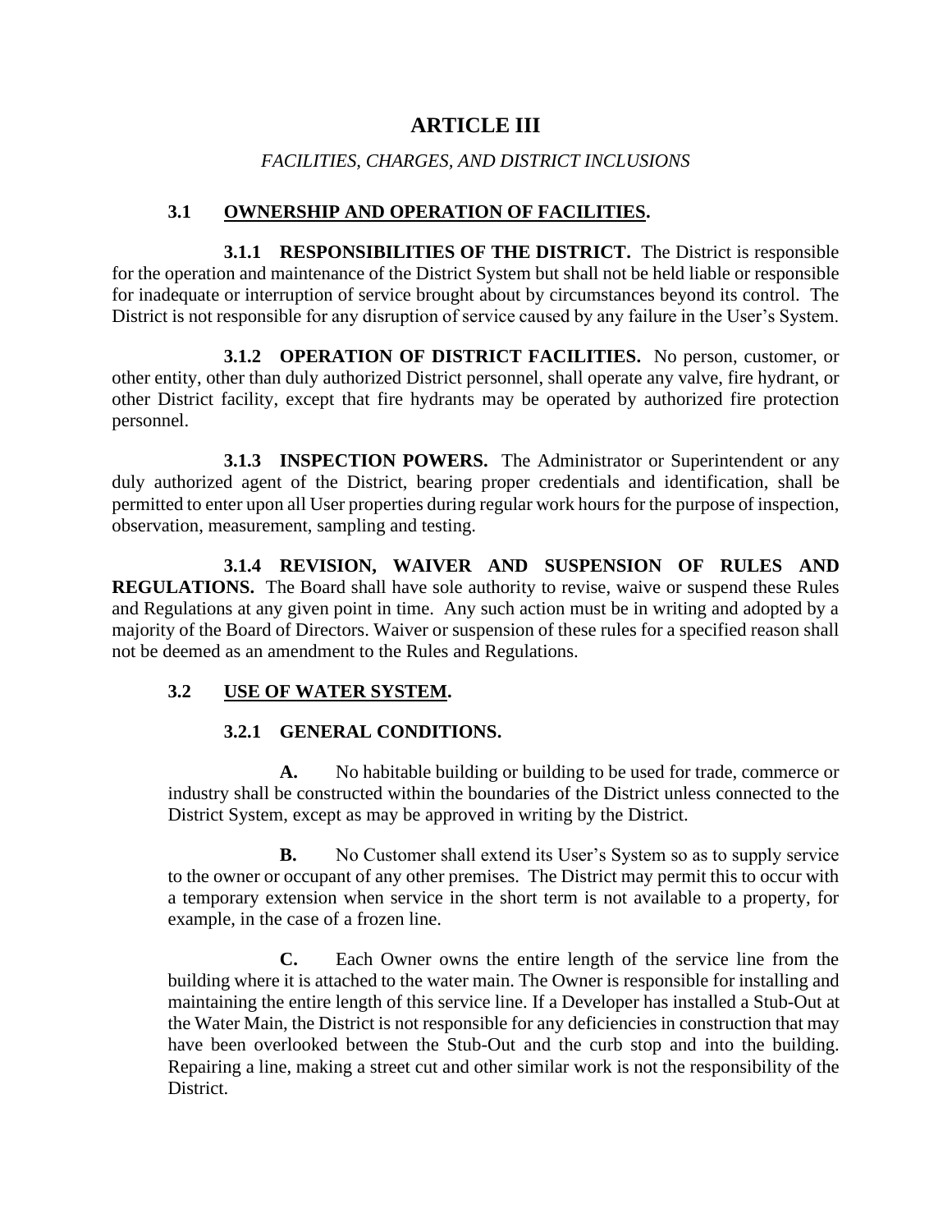# ARTICLE III

*FACILITIES, CHARGES, AND DISTRICT INCLUSIONS*

## 3.1 OWNERSHIP AND OPERATION OF FACILITIES.

**3.1.1 RESPONSIBILITIES OF THE DISTRICT.** The District is responsible for the operation and maintenance of the District System but shall not be held liable or responsible for inadequate or interruption of service brought about by circumstances beyond its control. The District is not responsible for any disruption of service caused by any failure in the User's System.

**3.1.2 OPERATION OF DISTRICT FACILITIES.** No person, customer, or other entity, other than duly authorized District personnel, shall operate any valve, fire hydrant, or other District facility, except that fire hydrants may be operated by authorized fire protection personnel.

**3.1.3 INSPECTION POWERS.** The Administrator or Superintendent or any duly authorized agent of the District, bearing proper credentials and identification, shall be permitted to enter upon all User properties during regular work hours for the purpose of inspection, observation, measurement, sampling and testing.

**3.1.4 REVISION, WAIVER AND SUSPENSION OF RULES AND REGULATIONS.** The Board shall have sole authority to revise, waive or suspend these Rules and Regulations at any given point in time. Any such action must be in writing and adopted by a majority of the Board of Directors. Waiver or suspension of these rules for a specified reason shall not be deemed as an amendment to the Rules and Regulations.

## 3.2 USE OF WATER SYSTEM.

### 3.2.1 GENERAL CONDITIONS.

**A.** No habitable building or building to be used for trade, commerce or industry shall be constructed within the boundaries of the District unless connected to the District System, except as may be approved in writing by the District.

**B.** No Customer shall extend its User's System so as to supply service to the owner or occupant of any other premises. The District may permit this to occur with a temporary extension when service in the short term is not available to a property, for example, in the case of a frozen line.

**C.** Each Owner owns the entire length of the service line from the building where it is attached to the water main. The Owner is responsible for installing and maintaining the entire length of this service line. If a Developer has installed a Stub-Out at the Water Main, the District is not responsible for any deficiencies in construction that may have been overlooked between the Stub-Out and the curb stop and into the building. Repairing a line, making a street cut and other similar work is not the responsibility of the District.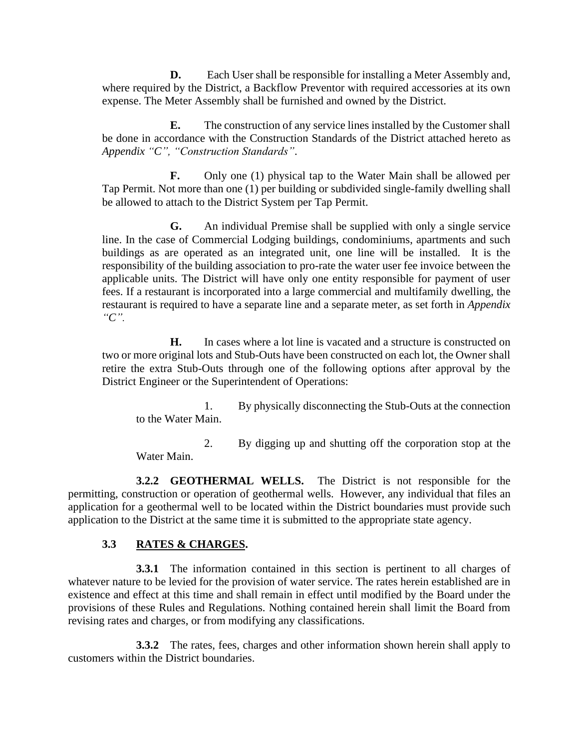**D.** Each User shall be responsible for installing a Meter Assembly and, where required by the District, a Backflow Preventor with required accessories at its own expense. The Meter Assembly shall be furnished and owned by the District.

**E.** The construction of any service lines installed by the Customer shall be done in accordance with the Construction Standards of the District attached hereto as *Appendix "C", "Construction Standards"*.

**F.** Only one (1) physical tap to the Water Main shall be allowed per Tap Permit. Not more than one (1) per building or subdivided single-family dwelling shall be allowed to attach to the District System per Tap Permit.

**G.** An individual Premise shall be supplied with only a single service line. In the case of Commercial Lodging buildings, condominiums, apartments and such buildings as are operated as an integrated unit, one line will be installed. It is the responsibility of the building association to pro-rate the water user fee invoice between the applicable units. The District will have only one entity responsible for payment of user fees. If a restaurant is incorporated into a large commercial and multifamily dwelling, the restaurant is required to have a separate line and a separate meter, as set forth in *Appendix "C"*.

**H.** In cases where a lot line is vacated and a structure is constructed on two or more original lots and Stub-Outs have been constructed on each lot, the Owner shall retire the extra Stub-Outs through one of the following options after approval by the District Engineer or the Superintendent of Operations:

1. By physically disconnecting the Stub-Outs at the connection to the Water Main.

2. By digging up and shutting off the corporation stop at the Water Main.

**3.2.2 GEOTHERMAL WELLS.** The District is not responsible for the permitting, construction or operation of geothermal wells. However, any individual that files an application for a geothermal well to be located within the District boundaries must provide such application to the District at the same time it is submitted to the appropriate state agency.

### 3.3 <u>RATES & CHARGES</u>.

**3.3.1** The information contained in this section is pertinent to all charges of whatever nature to be levied for the provision of water service. The rates herein established are in existence and effect at this time and shall remain in effect until modified by the Board under the provisions of these Rules and Regulations. Nothing contained herein shall limit the Board from revising rates and charges, or from modifying any classifications.

**3.3.2** The rates, fees, charges and other information shown herein shall apply to customers within the District boundaries.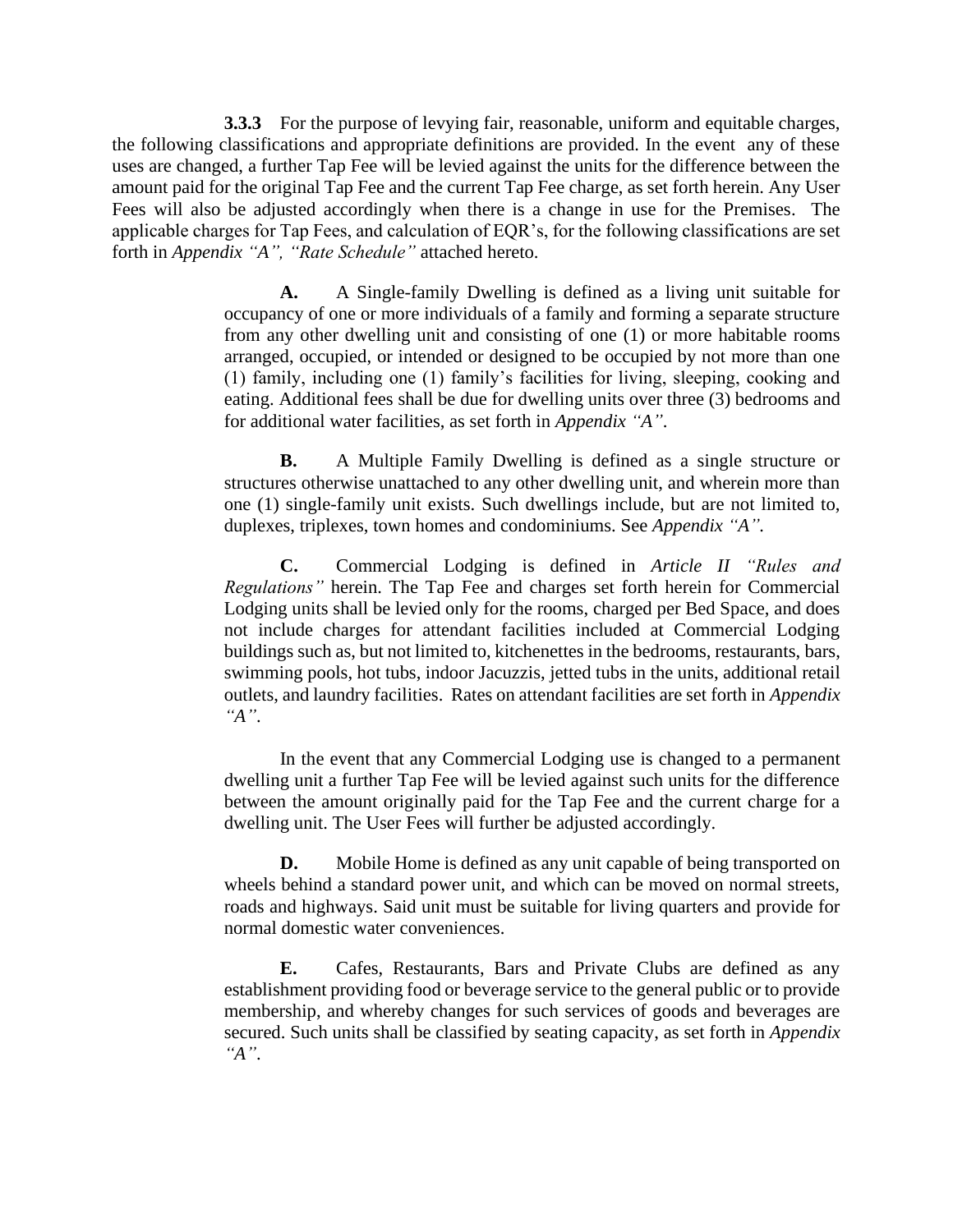**3.3.3** For the purpose of levying fair, reasonable, uniform and equitable charges, the following classifications and appropriate definitions are provided. In the event any of these uses are changed, a further Tap Fee will be levied against the units for the difference between the amount paid for the original Tap Fee and the current Tap Fee charge, as set forth herein. Any User Fees will also be adjusted accordingly when there is a change in use for the Premises. The applicable charges for Tap Fees, and calculation of EQR's, for the following classifications are set forth in *Appendix "A", "Rate Schedule"* attached hereto.

**A.** A Single-family Dwelling is defined as a living unit suitable for occupancy of one or more individuals of a family and forming a separate structure from any other dwelling unit and consisting of one (1) or more habitable rooms arranged, occupied, or intended or designed to be occupied by not more than one (1) family, including one (1) family's facilities for living, sleeping, cooking and eating. Additional fees shall be due for dwelling units over three (3) bedrooms and for additional water facilities, as set forth in *Appendix "A"*.

**B.** A Multiple Family Dwelling is defined as a single structure or structures otherwise unattached to any other dwelling unit, and wherein more than one (1) single-family unit exists. Such dwellings include, but are not limited to, duplexes, triplexes, town homes and condominiums. See *Appendix "A"*.

**C.** Commercial Lodging is defined in *Article II "Rules and Regulations"* herein. The Tap Fee and charges set forth herein for Commercial Lodging units shall be levied only for the rooms, charged per Bed Space, and does not include charges for attendant facilities included at Commercial Lodging buildings such as, but not limited to, kitchenettes in the bedrooms, restaurants, bars, swimming pools, hot tubs, indoor Jacuzzis, jetted tubs in the units, additional retail outlets, and laundry facilities. Rates on attendant facilities are set forth in *Appendix "A"*.

In the event that any Commercial Lodging use is changed to a permanent dwelling unit a further Tap Fee will be levied against such units for the difference between the amount originally paid for the Tap Fee and the current charge for a dwelling unit. The User Fees will further be adjusted accordingly.

**D.** Mobile Home is defined as any unit capable of being transported on wheels behind a standard power unit, and which can be moved on normal streets, roads and highways. Said unit must be suitable for living quarters and provide for normal domestic water conveniences.

**E.** Cafes, Restaurants, Bars and Private Clubs are defined as any establishment providing food or beverage service to the general public or to provide membership, and whereby changes for such services of goods and beverages are secured. Such units shall be classified by seating capacity, as set forth in *Appendix "A"*.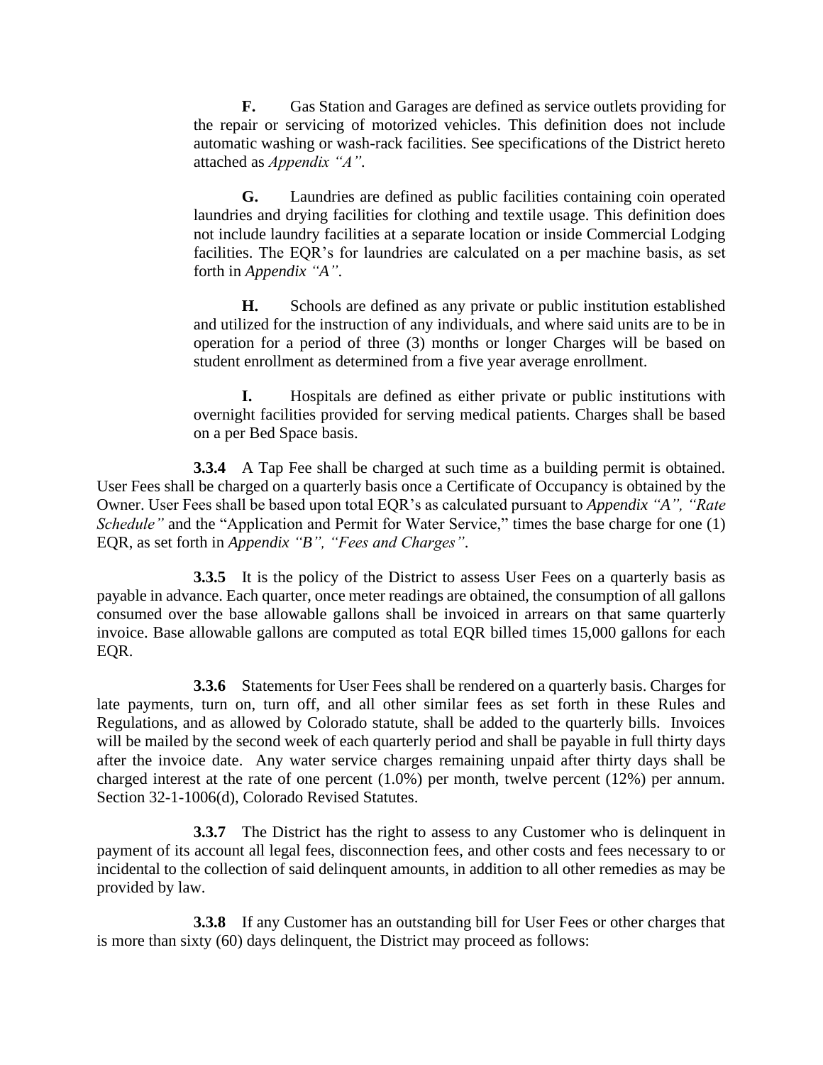**F.** Gas Station and Garages are defined as service outlets providing for the repair or servicing of motorized vehicles. This definition does not include automatic washing or wash-rack facilities. See specifications of the District hereto attached as *Appendix "A"*.

**G.** Laundries are defined as public facilities containing coin operated laundries and drying facilities for clothing and textile usage. This definition does not include laundry facilities at a separate location or inside Commercial Lodging facilities. The EQR's for laundries are calculated on a per machine basis, as set forth in *Appendix "A"*.

**H.** Schools are defined as any private or public institution established and utilized for the instruction of any individuals, and where said units are to be in operation for a period of three (3) months or longer Charges will be based on student enrollment as determined from a five year average enrollment.

**I.** Hospitals are defined as either private or public institutions with overnight facilities provided for serving medical patients. Charges shall be based on a per Bed Space basis.

**3.3.4** A Tap Fee shall be charged at such time as a building permit is obtained. User Fees shall be charged on a quarterly basis once a Certificate of Occupancy is obtained by the Owner. User Fees shall be based upon total EQR's as calculated pursuant to *Appendix "A", "Rate Schedule"* and the "Application and Permit for Water Service," times the base charge for one (1) EQR, as set forth in *Appendix "B", "Fees and Charges"*.

**3.3.5** It is the policy of the District to assess User Fees on a quarterly basis as payable in advance. Each quarter, once meter readings are obtained, the consumption of all gallons consumed over the base allowable gallons shall be invoiced in arrears on that same quarterly invoice. Base allowable gallons are computed as total EQR billed times 15,000 gallons for each EQR.

**3.3.6** Statements for User Fees shall be rendered on a quarterly basis. Charges for late payments, turn on, turn off, and all other similar fees as set forth in these Rules and Regulations, and as allowed by Colorado statute, shall be added to the quarterly bills. Invoices will be mailed by the second week of each quarterly period and shall be payable in full thirty days after the invoice date. Any water service charges remaining unpaid after thirty days shall be charged interest at the rate of one percent (1.0%) per month, twelve percent (12%) per annum. Section 32-1-1006(d), Colorado Revised Statutes.

**3.3.7** The District has the right to assess to any Customer who is delinquent in payment of its account all legal fees, disconnection fees, and other costs and fees necessary to or incidental to the collection of said delinquent amounts, in addition to all other remedies as may be provided by law.

**3.3.8** If any Customer has an outstanding bill for User Fees or other charges that is more than sixty (60) days delinquent, the District may proceed as follows: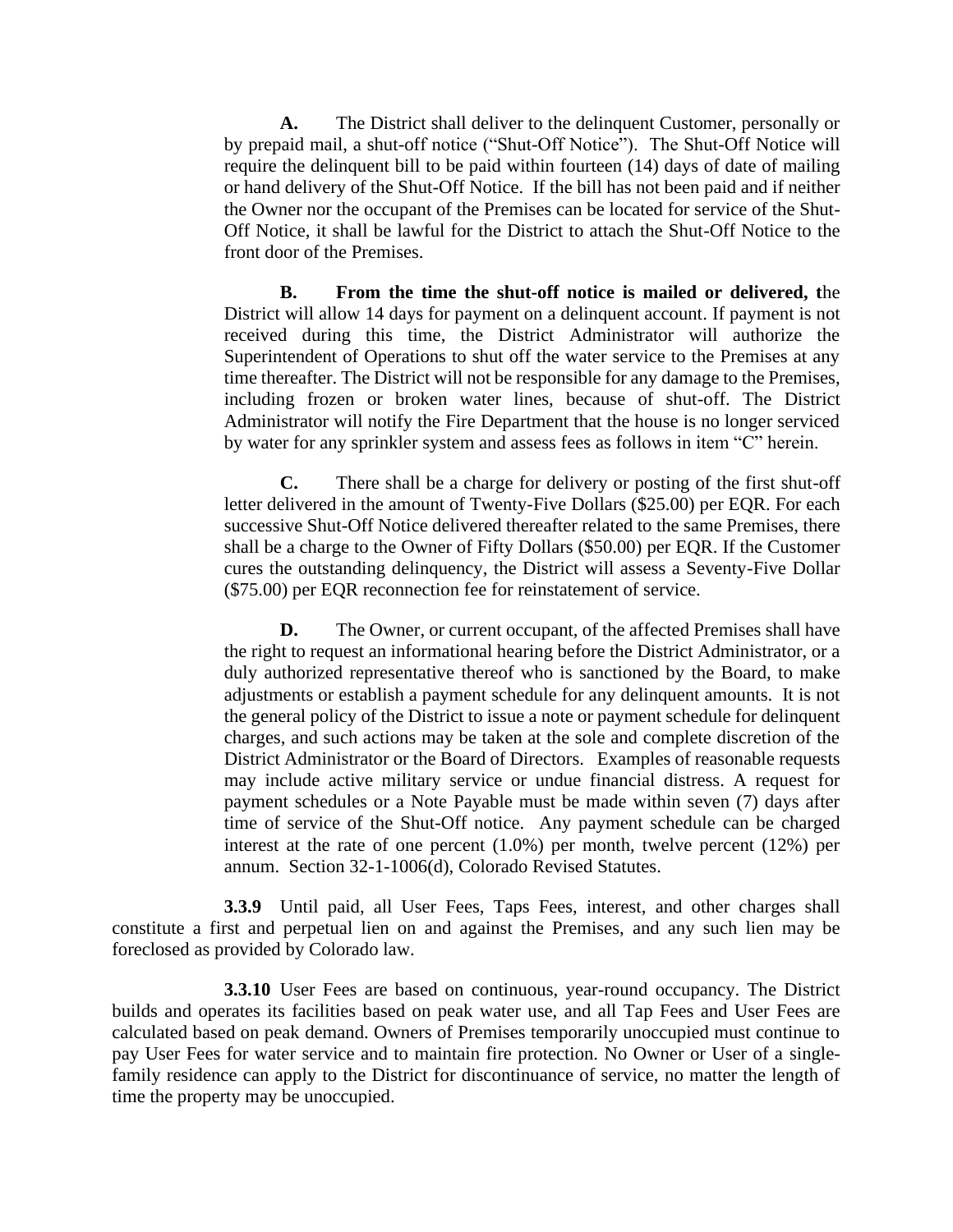**A.** The District shall deliver to the delinquent Customer, personally or by prepaid mail, a shut-off notice ("Shut-Off Notice"). The Shut-Off Notice will require the delinquent bill to be paid within fourteen (14) days of date of mailing or hand delivery of the Shut-Off Notice. If the bill has not been paid and if neither the Owner nor the occupant of the Premises can be located for service of the Shut-Off Notice, it shall be lawful for the District to attach the Shut-Off Notice to the front door of the Premises.

**B.** **From the time the shut-off notice is mailed or delivered, t**he District will allow 14 days for payment on a delinquent account. If payment is not received during this time, the District Administrator will authorize the Superintendent of Operations to shut off the water service to the Premises at any time thereafter. The District will not be responsible for any damage to the Premises, including frozen or broken water lines, because of shut-off. The District Administrator will notify the Fire Department that the house is no longer serviced by water for any sprinkler system and assess fees as follows in item "C" herein.

**C.** There shall be a charge for delivery or posting of the first shut-off letter delivered in the amount of Twenty-Five Dollars ($25.00) per EQR. For each successive Shut-Off Notice delivered thereafter related to the same Premises, there shall be a charge to the Owner of Fifty Dollars ($50.00) per EQR. If the Customer cures the outstanding delinquency, the District will assess a Seventy-Five Dollar ($75.00) per EQR reconnection fee for reinstatement of service.

**D.** The Owner, or current occupant, of the affected Premises shall have the right to request an informational hearing before the District Administrator, or a duly authorized representative thereof who is sanctioned by the Board, to make adjustments or establish a payment schedule for any delinquent amounts. It is not the general policy of the District to issue a note or payment schedule for delinquent charges, and such actions may be taken at the sole and complete discretion of the District Administrator or the Board of Directors. Examples of reasonable requests may include active military service or undue financial distress. A request for payment schedules or a Note Payable must be made within seven (7) days after time of service of the Shut-Off notice. Any payment schedule can be charged interest at the rate of one percent (1.0%) per month, twelve percent (12%) per annum. Section 32-1-1006(d), Colorado Revised Statutes.

**3.3.9** Until paid, all User Fees, Taps Fees, interest, and other charges shall constitute a first and perpetual lien on and against the Premises, and any such lien may be foreclosed as provided by Colorado law.

**3.3.10** User Fees are based on continuous, year-round occupancy. The District builds and operates its facilities based on peak water use, and all Tap Fees and User Fees are calculated based on peak demand. Owners of Premises temporarily unoccupied must continue to pay User Fees for water service and to maintain fire protection. No Owner or User of a single-family residence can apply to the District for discontinuance of service, no matter the length of time the property may be unoccupied.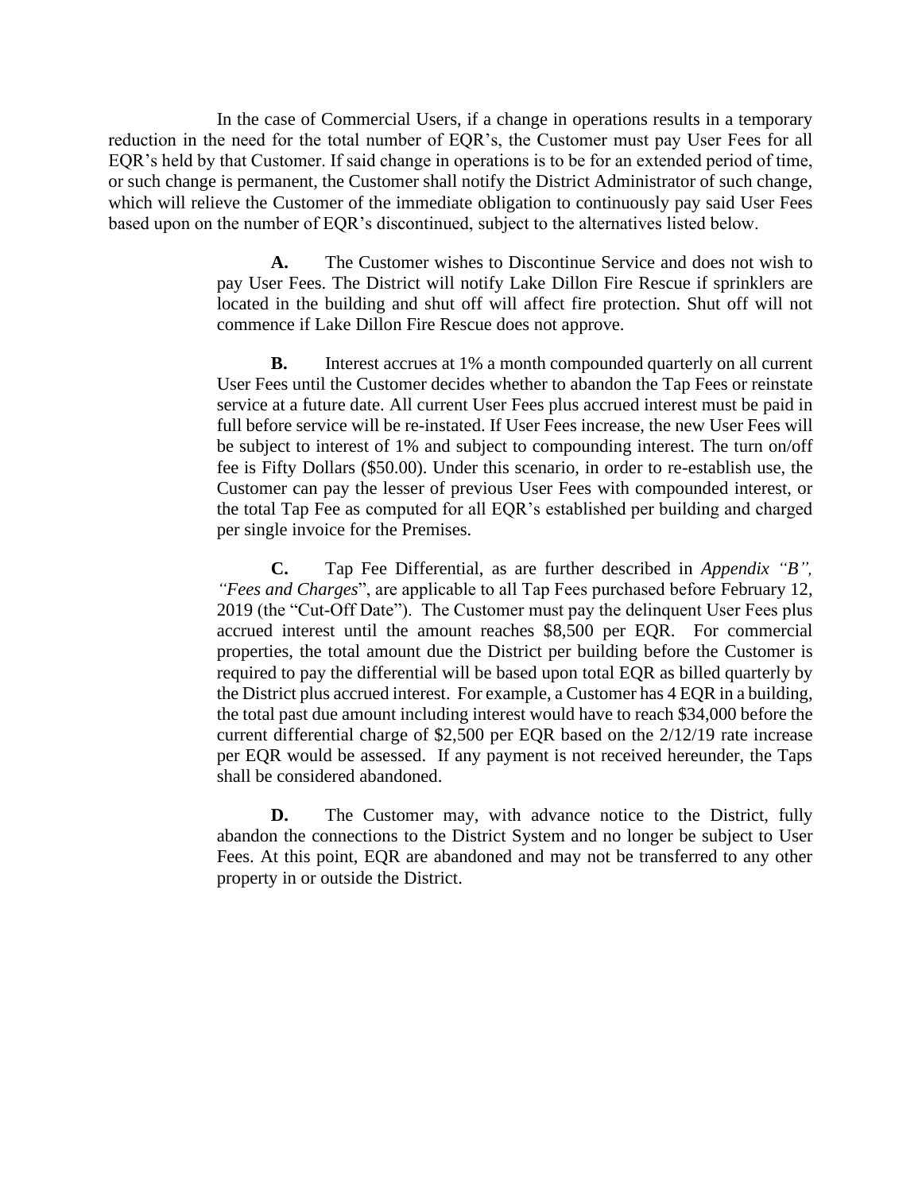In the case of Commercial Users, if a change in operations results in a temporary reduction in the need for the total number of EQR's, the Customer must pay User Fees for all EQR's held by that Customer. If said change in operations is to be for an extended period of time, or such change is permanent, the Customer shall notify the District Administrator of such change, which will relieve the Customer of the immediate obligation to continuously pay said User Fees based upon on the number of EQR's discontinued, subject to the alternatives listed below.

**A.** The Customer wishes to Discontinue Service and does not wish to pay User Fees. The District will notify Lake Dillon Fire Rescue if sprinklers are located in the building and shut off will affect fire protection. Shut off will not commence if Lake Dillon Fire Rescue does not approve.

**B.** Interest accrues at 1% a month compounded quarterly on all current User Fees until the Customer decides whether to abandon the Tap Fees or reinstate service at a future date. All current User Fees plus accrued interest must be paid in full before service will be re-instated. If User Fees increase, the new User Fees will be subject to interest of 1% and subject to compounding interest. The turn on/off fee is Fifty Dollars ($50.00). Under this scenario, in order to re-establish use, the Customer can pay the lesser of previous User Fees with compounded interest, or the total Tap Fee as computed for all EQR's established per building and charged per single invoice for the Premises.

**C.** Tap Fee Differential, as are further described in *Appendix "B", "Fees and Charges*", are applicable to all Tap Fees purchased before February 12, 2019 (the "Cut-Off Date"). The Customer must pay the delinquent User Fees plus accrued interest until the amount reaches $8,500 per EQR. For commercial properties, the total amount due the District per building before the Customer is required to pay the differential will be based upon total EQR as billed quarterly by the District plus accrued interest. For example, a Customer has 4 EQR in a building, the total past due amount including interest would have to reach $34,000 before the current differential charge of $2,500 per EQR based on the 2/12/19 rate increase per EQR would be assessed. If any payment is not received hereunder, the Taps shall be considered abandoned.

**D.** The Customer may, with advance notice to the District, fully abandon the connections to the District System and no longer be subject to User Fees. At this point, EQR are abandoned and may not be transferred to any other property in or outside the District.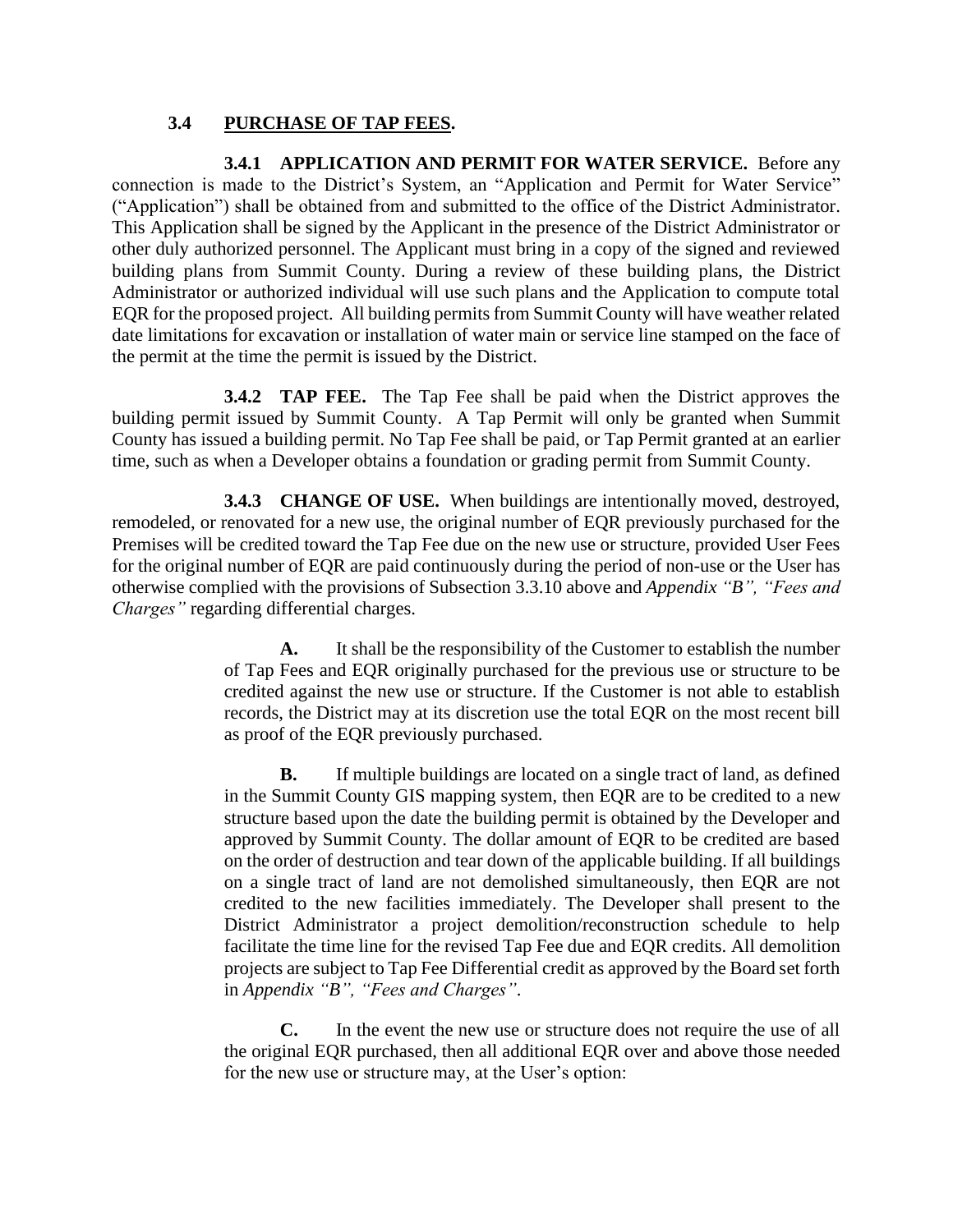### 3.4 PURCHASE OF TAP FEES.

**3.4.1 APPLICATION AND PERMIT FOR WATER SERVICE.** Before any connection is made to the District's System, an "Application and Permit for Water Service" ("Application") shall be obtained from and submitted to the office of the District Administrator. This Application shall be signed by the Applicant in the presence of the District Administrator or other duly authorized personnel. The Applicant must bring in a copy of the signed and reviewed building plans from Summit County. During a review of these building plans, the District Administrator or authorized individual will use such plans and the Application to compute total EQR for the proposed project. All building permits from Summit County will have weather related date limitations for excavation or installation of water main or service line stamped on the face of the permit at the time the permit is issued by the District.

**3.4.2 TAP FEE.** The Tap Fee shall be paid when the District approves the building permit issued by Summit County. A Tap Permit will only be granted when Summit County has issued a building permit. No Tap Fee shall be paid, or Tap Permit granted at an earlier time, such as when a Developer obtains a foundation or grading permit from Summit County.

**3.4.3 CHANGE OF USE.** When buildings are intentionally moved, destroyed, remodeled, or renovated for a new use, the original number of EQR previously purchased for the Premises will be credited toward the Tap Fee due on the new use or structure, provided User Fees for the original number of EQR are paid continuously during the period of non-use or the User has otherwise complied with the provisions of Subsection 3.3.10 above and *Appendix "B", "Fees and Charges"* regarding differential charges.

**A.** It shall be the responsibility of the Customer to establish the number of Tap Fees and EQR originally purchased for the previous use or structure to be credited against the new use or structure. If the Customer is not able to establish records, the District may at its discretion use the total EQR on the most recent bill as proof of the EQR previously purchased.

**B.** If multiple buildings are located on a single tract of land, as defined in the Summit County GIS mapping system, then EQR are to be credited to a new structure based upon the date the building permit is obtained by the Developer and approved by Summit County. The dollar amount of EQR to be credited are based on the order of destruction and tear down of the applicable building. If all buildings on a single tract of land are not demolished simultaneously, then EQR are not credited to the new facilities immediately. The Developer shall present to the District Administrator a project demolition/reconstruction schedule to help facilitate the time line for the revised Tap Fee due and EQR credits. All demolition projects are subject to Tap Fee Differential credit as approved by the Board set forth in *Appendix "B", "Fees and Charges"*.

**C.** In the event the new use or structure does not require the use of all the original EQR purchased, then all additional EQR over and above those needed for the new use or structure may, at the User's option: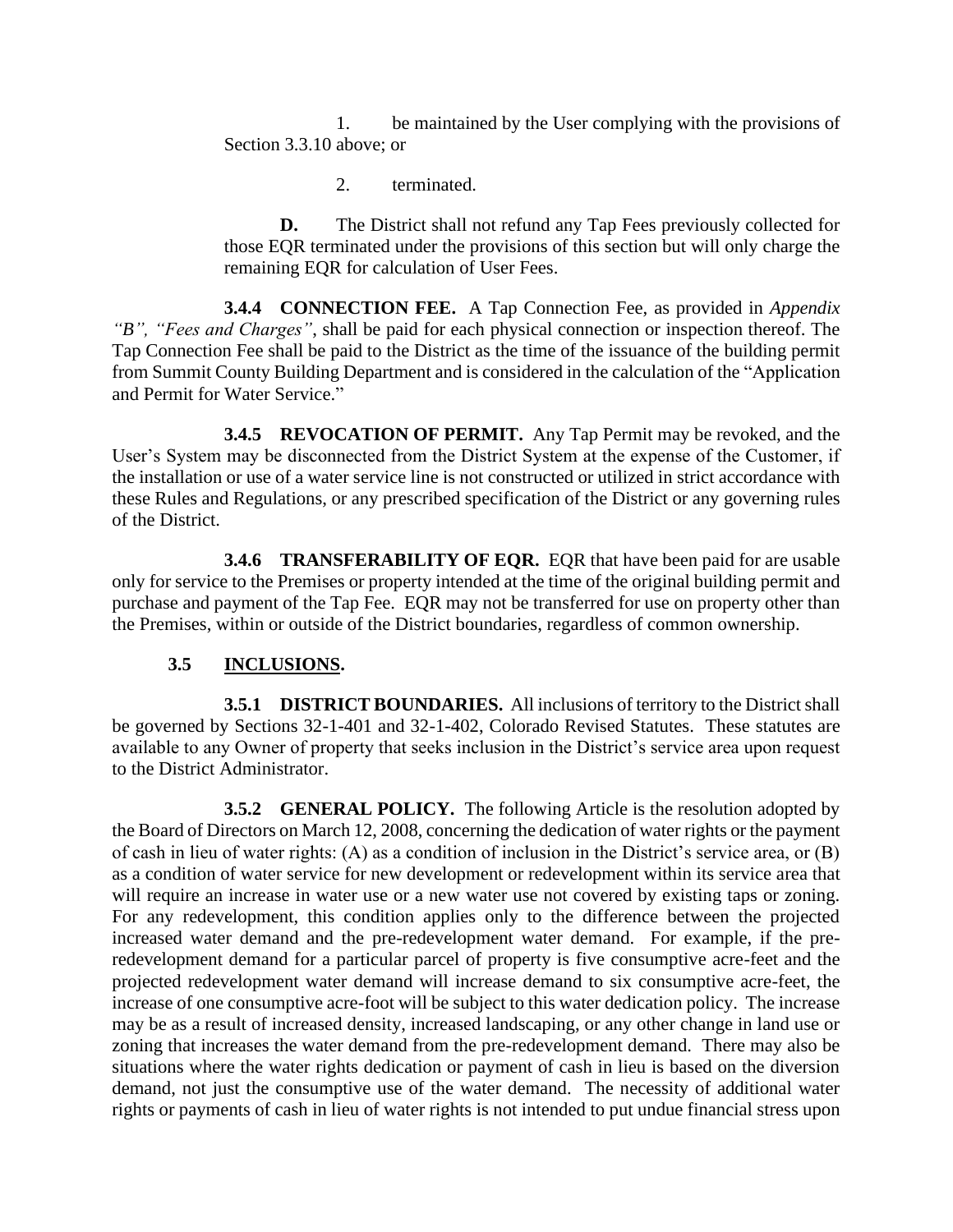1. be maintained by the User complying with the provisions of Section 3.3.10 above; or

2. terminated.

**D.** The District shall not refund any Tap Fees previously collected for those EQR terminated under the provisions of this section but will only charge the remaining EQR for calculation of User Fees.

**3.4.4 CONNECTION FEE.** A Tap Connection Fee, as provided in *Appendix "B", "Fees and Charges"*, shall be paid for each physical connection or inspection thereof. The Tap Connection Fee shall be paid to the District as the time of the issuance of the building permit from Summit County Building Department and is considered in the calculation of the "Application and Permit for Water Service."

**3.4.5 REVOCATION OF PERMIT.** Any Tap Permit may be revoked, and the User's System may be disconnected from the District System at the expense of the Customer, if the installation or use of a water service line is not constructed or utilized in strict accordance with these Rules and Regulations, or any prescribed specification of the District or any governing rules of the District.

**3.4.6 TRANSFERABILITY OF EQR.** EQR that have been paid for are usable only for service to the Premises or property intended at the time of the original building permit and purchase and payment of the Tap Fee. EQR may not be transferred for use on property other than the Premises, within or outside of the District boundaries, regardless of common ownership.

## 3.5 INCLUSIONS.

**3.5.1 DISTRICT BOUNDARIES.** All inclusions of territory to the District shall be governed by Sections 32-1-401 and 32-1-402, Colorado Revised Statutes. These statutes are available to any Owner of property that seeks inclusion in the District's service area upon request to the District Administrator.

**3.5.2 GENERAL POLICY.** The following Article is the resolution adopted by the Board of Directors on March 12, 2008, concerning the dedication of water rights or the payment of cash in lieu of water rights: (A) as a condition of inclusion in the District's service area, or (B) as a condition of water service for new development or redevelopment within its service area that will require an increase in water use or a new water use not covered by existing taps or zoning. For any redevelopment, this condition applies only to the difference between the projected increased water demand and the pre-redevelopment water demand. For example, if the pre-redevelopment demand for a particular parcel of property is five consumptive acre-feet and the projected redevelopment water demand will increase demand to six consumptive acre-feet, the increase of one consumptive acre-foot will be subject to this water dedication policy. The increase may be as a result of increased density, increased landscaping, or any other change in land use or zoning that increases the water demand from the pre-redevelopment demand. There may also be situations where the water rights dedication or payment of cash in lieu is based on the diversion demand, not just the consumptive use of the water demand. The necessity of additional water rights or payments of cash in lieu of water rights is not intended to put undue financial stress upon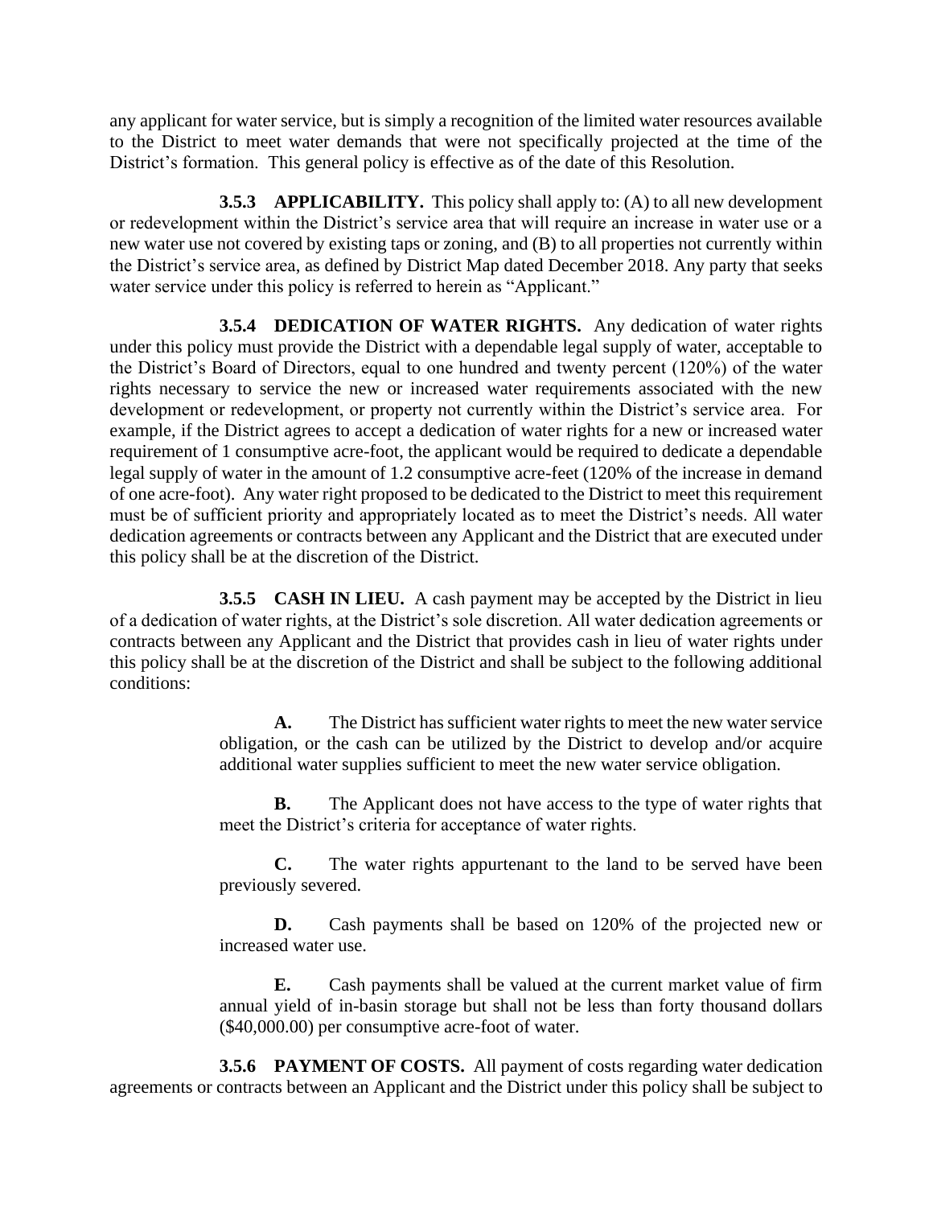any applicant for water service, but is simply a recognition of the limited water resources available to the District to meet water demands that were not specifically projected at the time of the District's formation. This general policy is effective as of the date of this Resolution.

**3.5.3 APPLICABILITY.** This policy shall apply to: (A) to all new development or redevelopment within the District's service area that will require an increase in water use or a new water use not covered by existing taps or zoning, and (B) to all properties not currently within the District's service area, as defined by District Map dated December 2018. Any party that seeks water service under this policy is referred to herein as "Applicant."

**3.5.4 DEDICATION OF WATER RIGHTS.** Any dedication of water rights under this policy must provide the District with a dependable legal supply of water, acceptable to the District's Board of Directors, equal to one hundred and twenty percent (120%) of the water rights necessary to service the new or increased water requirements associated with the new development or redevelopment, or property not currently within the District's service area. For example, if the District agrees to accept a dedication of water rights for a new or increased water requirement of 1 consumptive acre-foot, the applicant would be required to dedicate a dependable legal supply of water in the amount of 1.2 consumptive acre-feet (120% of the increase in demand of one acre-foot). Any water right proposed to be dedicated to the District to meet this requirement must be of sufficient priority and appropriately located as to meet the District's needs. All water dedication agreements or contracts between any Applicant and the District that are executed under this policy shall be at the discretion of the District.

**3.5.5 CASH IN LIEU.** A cash payment may be accepted by the District in lieu of a dedication of water rights, at the District's sole discretion. All water dedication agreements or contracts between any Applicant and the District that provides cash in lieu of water rights under this policy shall be at the discretion of the District and shall be subject to the following additional conditions:

> **A.** The District has sufficient water rights to meet the new water service obligation, or the cash can be utilized by the District to develop and/or acquire additional water supplies sufficient to meet the new water service obligation.
>
> **B.** The Applicant does not have access to the type of water rights that meet the District's criteria for acceptance of water rights.
>
> **C.** The water rights appurtenant to the land to be served have been previously severed.
>
> **D.** Cash payments shall be based on 120% of the projected new or increased water use.
>
> **E.** Cash payments shall be valued at the current market value of firm annual yield of in-basin storage but shall not be less than forty thousand dollars ($40,000.00) per consumptive acre-foot of water.

**3.5.6 PAYMENT OF COSTS.** All payment of costs regarding water dedication agreements or contracts between an Applicant and the District under this policy shall be subject to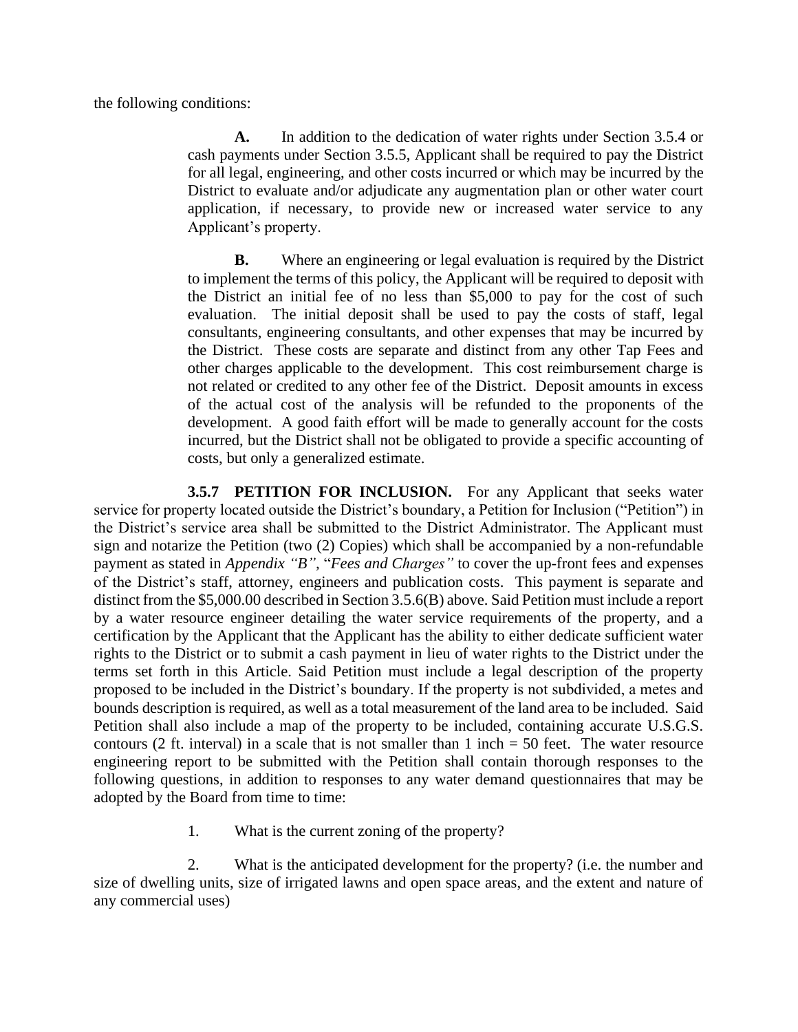the following conditions:

**A.** In addition to the dedication of water rights under Section 3.5.4 or cash payments under Section 3.5.5, Applicant shall be required to pay the District for all legal, engineering, and other costs incurred or which may be incurred by the District to evaluate and/or adjudicate any augmentation plan or other water court application, if necessary, to provide new or increased water service to any Applicant's property.

**B.** Where an engineering or legal evaluation is required by the District to implement the terms of this policy, the Applicant will be required to deposit with the District an initial fee of no less than $5,000 to pay for the cost of such evaluation. The initial deposit shall be used to pay the costs of staff, legal consultants, engineering consultants, and other expenses that may be incurred by the District. These costs are separate and distinct from any other Tap Fees and other charges applicable to the development. This cost reimbursement charge is not related or credited to any other fee of the District. Deposit amounts in excess of the actual cost of the analysis will be refunded to the proponents of the development. A good faith effort will be made to generally account for the costs incurred, but the District shall not be obligated to provide a specific accounting of costs, but only a generalized estimate.

**3.5.7 PETITION FOR INCLUSION.** For any Applicant that seeks water service for property located outside the District's boundary, a Petition for Inclusion ("Petition") in the District's service area shall be submitted to the District Administrator. The Applicant must sign and notarize the Petition (two (2) Copies) which shall be accompanied by a non-refundable payment as stated in *Appendix "B"*, "*Fees and Charges"* to cover the up-front fees and expenses of the District's staff, attorney, engineers and publication costs. This payment is separate and distinct from the $5,000.00 described in Section 3.5.6(B) above. Said Petition must include a report by a water resource engineer detailing the water service requirements of the property, and a certification by the Applicant that the Applicant has the ability to either dedicate sufficient water rights to the District or to submit a cash payment in lieu of water rights to the District under the terms set forth in this Article. Said Petition must include a legal description of the property proposed to be included in the District's boundary. If the property is not subdivided, a metes and bounds description is required, as well as a total measurement of the land area to be included. Said Petition shall also include a map of the property to be included, containing accurate U.S.G.S. contours (2 ft. interval) in a scale that is not smaller than 1 inch = 50 feet. The water resource engineering report to be submitted with the Petition shall contain thorough responses to the following questions, in addition to responses to any water demand questionnaires that may be adopted by the Board from time to time:

1. What is the current zoning of the property?

2. What is the anticipated development for the property? (i.e. the number and size of dwelling units, size of irrigated lawns and open space areas, and the extent and nature of any commercial uses)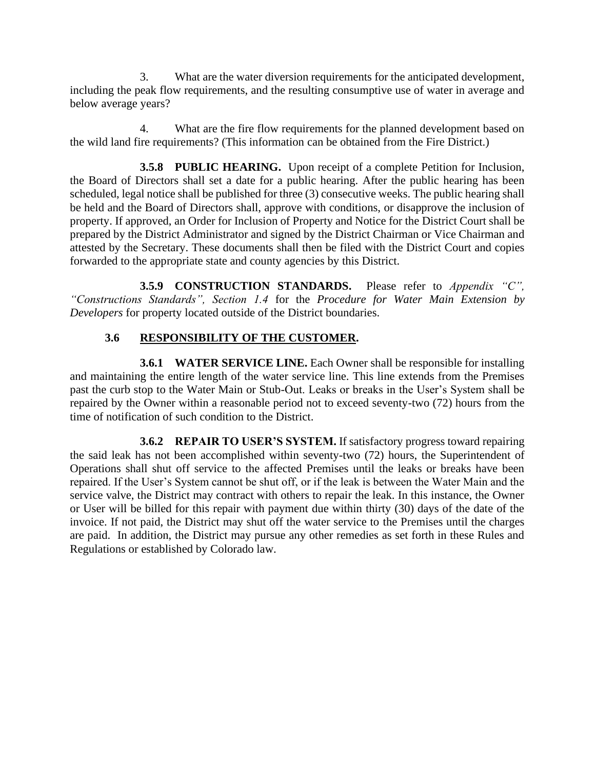3. What are the water diversion requirements for the anticipated development, including the peak flow requirements, and the resulting consumptive use of water in average and below average years?

4. What are the fire flow requirements for the planned development based on the wild land fire requirements? (This information can be obtained from the Fire District.)

**3.5.8 PUBLIC HEARING.** Upon receipt of a complete Petition for Inclusion, the Board of Directors shall set a date for a public hearing. After the public hearing has been scheduled, legal notice shall be published for three (3) consecutive weeks. The public hearing shall be held and the Board of Directors shall, approve with conditions, or disapprove the inclusion of property. If approved, an Order for Inclusion of Property and Notice for the District Court shall be prepared by the District Administrator and signed by the District Chairman or Vice Chairman and attested by the Secretary. These documents shall then be filed with the District Court and copies forwarded to the appropriate state and county agencies by this District.

**3.5.9 CONSTRUCTION STANDARDS.** Please refer to *Appendix "C", "Constructions Standards", Section 1.4* for the *Procedure for Water Main Extension by Developers* for property located outside of the District boundaries.

## 3.6 RESPONSIBILITY OF THE CUSTOMER.

**3.6.1 WATER SERVICE LINE.** Each Owner shall be responsible for installing and maintaining the entire length of the water service line. This line extends from the Premises past the curb stop to the Water Main or Stub-Out. Leaks or breaks in the User's System shall be repaired by the Owner within a reasonable period not to exceed seventy-two (72) hours from the time of notification of such condition to the District.

**3.6.2 REPAIR TO USER'S SYSTEM.** If satisfactory progress toward repairing the said leak has not been accomplished within seventy-two (72) hours, the Superintendent of Operations shall shut off service to the affected Premises until the leaks or breaks have been repaired. If the User's System cannot be shut off, or if the leak is between the Water Main and the service valve, the District may contract with others to repair the leak. In this instance, the Owner or User will be billed for this repair with payment due within thirty (30) days of the date of the invoice. If not paid, the District may shut off the water service to the Premises until the charges are paid. In addition, the District may pursue any other remedies as set forth in these Rules and Regulations or established by Colorado law.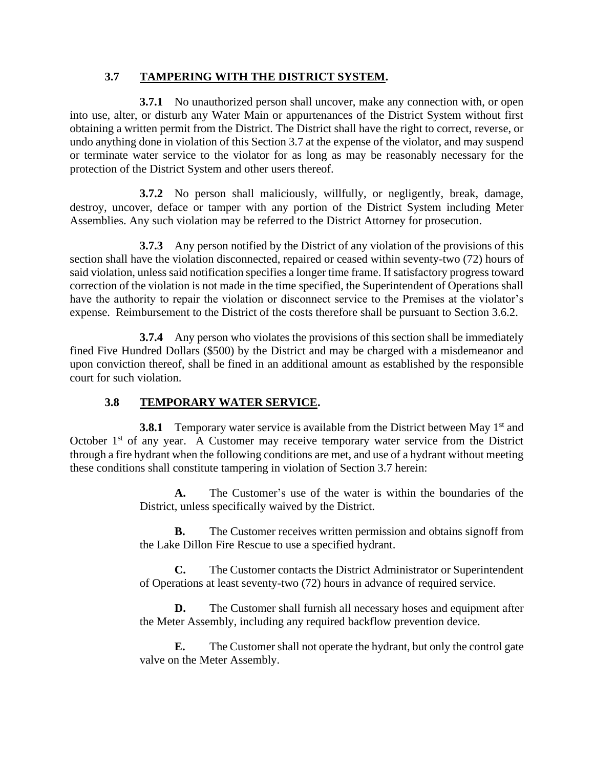### 3.7 TAMPERING WITH THE DISTRICT SYSTEM.

**3.7.1** No unauthorized person shall uncover, make any connection with, or open into use, alter, or disturb any Water Main or appurtenances of the District System without first obtaining a written permit from the District. The District shall have the right to correct, reverse, or undo anything done in violation of this Section 3.7 at the expense of the violator, and may suspend or terminate water service to the violator for as long as may be reasonably necessary for the protection of the District System and other users thereof.

**3.7.2** No person shall maliciously, willfully, or negligently, break, damage, destroy, uncover, deface or tamper with any portion of the District System including Meter Assemblies. Any such violation may be referred to the District Attorney for prosecution.

**3.7.3** Any person notified by the District of any violation of the provisions of this section shall have the violation disconnected, repaired or ceased within seventy-two (72) hours of said violation, unless said notification specifies a longer time frame. If satisfactory progress toward correction of the violation is not made in the time specified, the Superintendent of Operations shall have the authority to repair the violation or disconnect service to the Premises at the violator's expense. Reimbursement to the District of the costs therefore shall be pursuant to Section 3.6.2.

**3.7.4** Any person who violates the provisions of this section shall be immediately fined Five Hundred Dollars ($500) by the District and may be charged with a misdemeanor and upon conviction thereof, shall be fined in an additional amount as established by the responsible court for such violation.

### 3.8 TEMPORARY WATER SERVICE.

**3.8.1** Temporary water service is available from the District between May 1st and October 1st of any year. A Customer may receive temporary water service from the District through a fire hydrant when the following conditions are met, and use of a hydrant without meeting these conditions shall constitute tampering in violation of Section 3.7 herein:

**A.** The Customer's use of the water is within the boundaries of the District, unless specifically waived by the District.

**B.** The Customer receives written permission and obtains signoff from the Lake Dillon Fire Rescue to use a specified hydrant.

**C.** The Customer contacts the District Administrator or Superintendent of Operations at least seventy-two (72) hours in advance of required service.

**D.** The Customer shall furnish all necessary hoses and equipment after the Meter Assembly, including any required backflow prevention device.

**E.** The Customer shall not operate the hydrant, but only the control gate valve on the Meter Assembly.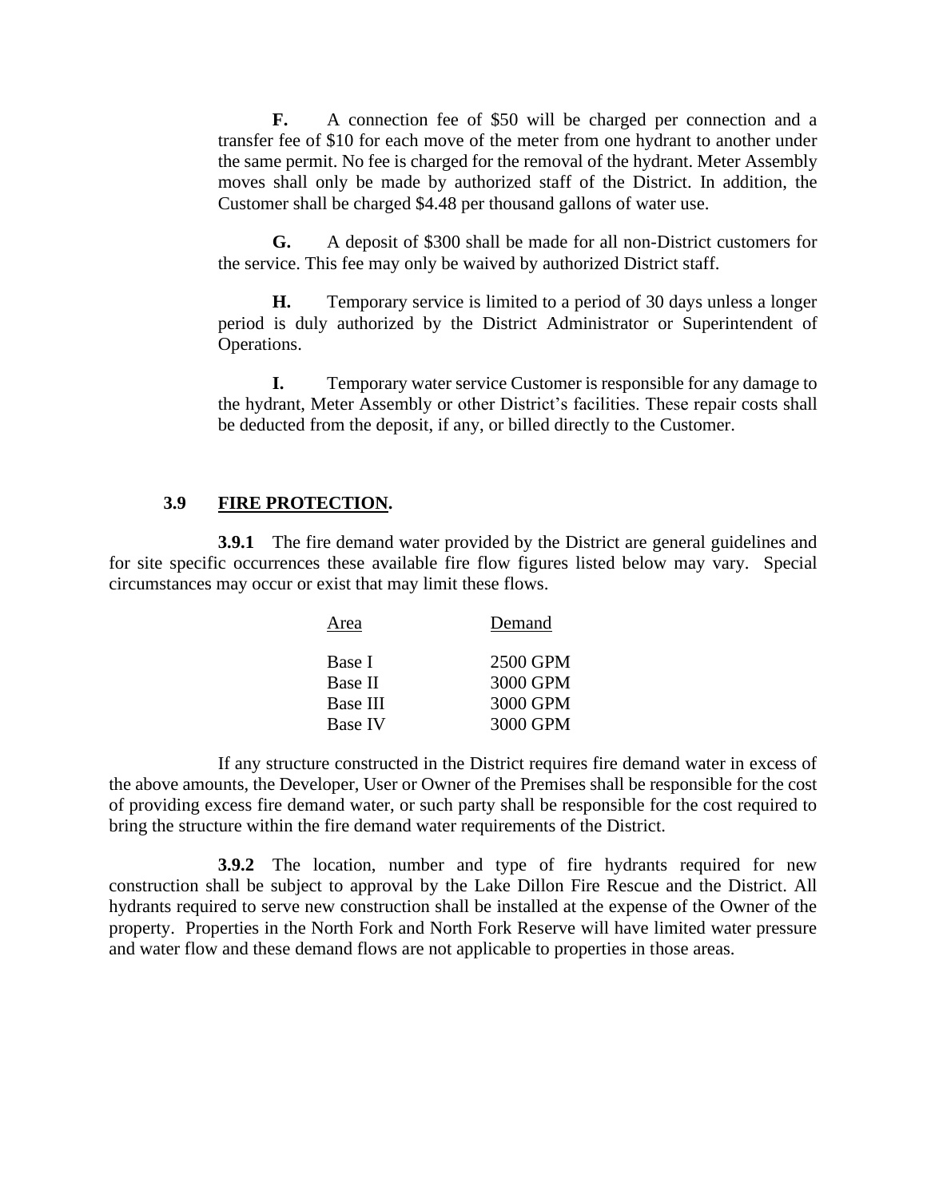**F.** A connection fee of $50 will be charged per connection and a transfer fee of $10 for each move of the meter from one hydrant to another under the same permit. No fee is charged for the removal of the hydrant. Meter Assembly moves shall only be made by authorized staff of the District. In addition, the Customer shall be charged $4.48 per thousand gallons of water use.

**G.** A deposit of $300 shall be made for all non-District customers for the service. This fee may only be waived by authorized District staff.

**H.** Temporary service is limited to a period of 30 days unless a longer period is duly authorized by the District Administrator or Superintendent of Operations.

**I.** Temporary water service Customer is responsible for any damage to the hydrant, Meter Assembly or other District's facilities. These repair costs shall be deducted from the deposit, if any, or billed directly to the Customer.

### 3.9 FIRE PROTECTION.

**3.9.1** The fire demand water provided by the District are general guidelines and for site specific occurrences these available fire flow figures listed below may vary. Special circumstances may occur or exist that may limit these flows.

| Area | Demand |
|---|---|
| Base I | 2500 GPM |
| Base II | 3000 GPM |
| Base III | 3000 GPM |
| Base IV | 3000 GPM |

If any structure constructed in the District requires fire demand water in excess of the above amounts, the Developer, User or Owner of the Premises shall be responsible for the cost of providing excess fire demand water, or such party shall be responsible for the cost required to bring the structure within the fire demand water requirements of the District.

**3.9.2** The location, number and type of fire hydrants required for new construction shall be subject to approval by the Lake Dillon Fire Rescue and the District. All hydrants required to serve new construction shall be installed at the expense of the Owner of the property. Properties in the North Fork and North Fork Reserve will have limited water pressure and water flow and these demand flows are not applicable to properties in those areas.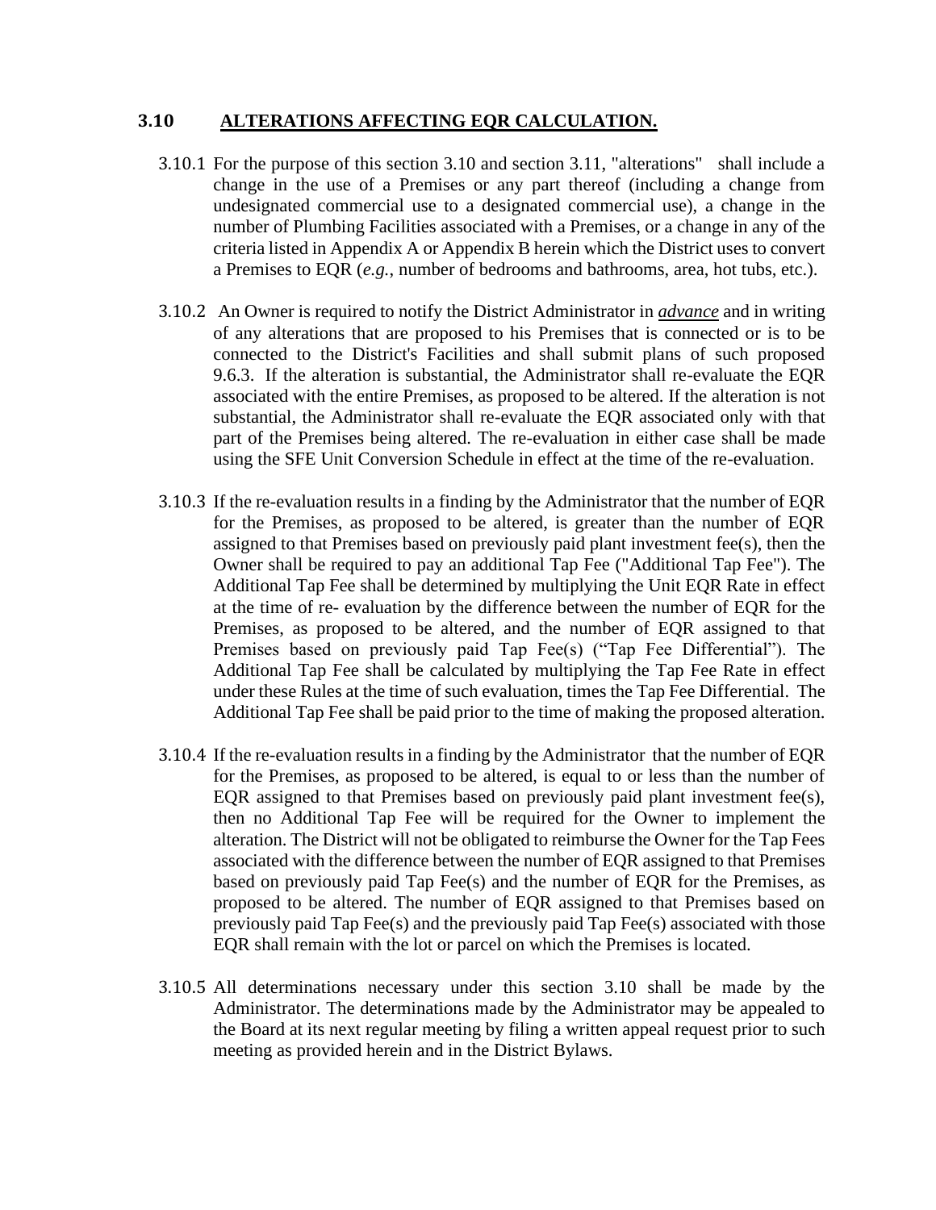### 3.10 **ALTERATIONS AFFECTING EQR CALCULATION.**

3.10.1 For the purpose of this section 3.10 and section 3.11, "alterations" shall include a change in the use of a Premises or any part thereof (including a change from undesignated commercial use to a designated commercial use), a change in the number of Plumbing Facilities associated with a Premises, or a change in any of the criteria listed in Appendix A or Appendix B herein which the District uses to convert a Premises to EQR (*e.g.*, number of bedrooms and bathrooms, area, hot tubs, etc.).

3.10.2 An Owner is required to notify the District Administrator in ***advance*** and in writing of any alterations that are proposed to his Premises that is connected or is to be connected to the District's Facilities and shall submit plans of such proposed 9.6.3. If the alteration is substantial, the Administrator shall re-evaluate the EQR associated with the entire Premises, as proposed to be altered. If the alteration is not substantial, the Administrator shall re-evaluate the EQR associated only with that part of the Premises being altered. The re-evaluation in either case shall be made using the SFE Unit Conversion Schedule in effect at the time of the re-evaluation.

3.10.3 If the re-evaluation results in a finding by the Administrator that the number of EQR for the Premises, as proposed to be altered, is greater than the number of EQR assigned to that Premises based on previously paid plant investment fee(s), then the Owner shall be required to pay an additional Tap Fee ("Additional Tap Fee"). The Additional Tap Fee shall be determined by multiplying the Unit EQR Rate in effect at the time of re- evaluation by the difference between the number of EQR for the Premises, as proposed to be altered, and the number of EQR assigned to that Premises based on previously paid Tap Fee(s) ("Tap Fee Differential"). The Additional Tap Fee shall be calculated by multiplying the Tap Fee Rate in effect under these Rules at the time of such evaluation, times the Tap Fee Differential. The Additional Tap Fee shall be paid prior to the time of making the proposed alteration.

3.10.4 If the re-evaluation results in a finding by the Administrator that the number of EQR for the Premises, as proposed to be altered, is equal to or less than the number of EQR assigned to that Premises based on previously paid plant investment fee(s), then no Additional Tap Fee will be required for the Owner to implement the alteration. The District will not be obligated to reimburse the Owner for the Tap Fees associated with the difference between the number of EQR assigned to that Premises based on previously paid Tap Fee(s) and the number of EQR for the Premises, as proposed to be altered. The number of EQR assigned to that Premises based on previously paid Tap Fee(s) and the previously paid Tap Fee(s) associated with those EQR shall remain with the lot or parcel on which the Premises is located.

3.10.5 All determinations necessary under this section 3.10 shall be made by the Administrator. The determinations made by the Administrator may be appealed to the Board at its next regular meeting by filing a written appeal request prior to such meeting as provided herein and in the District Bylaws.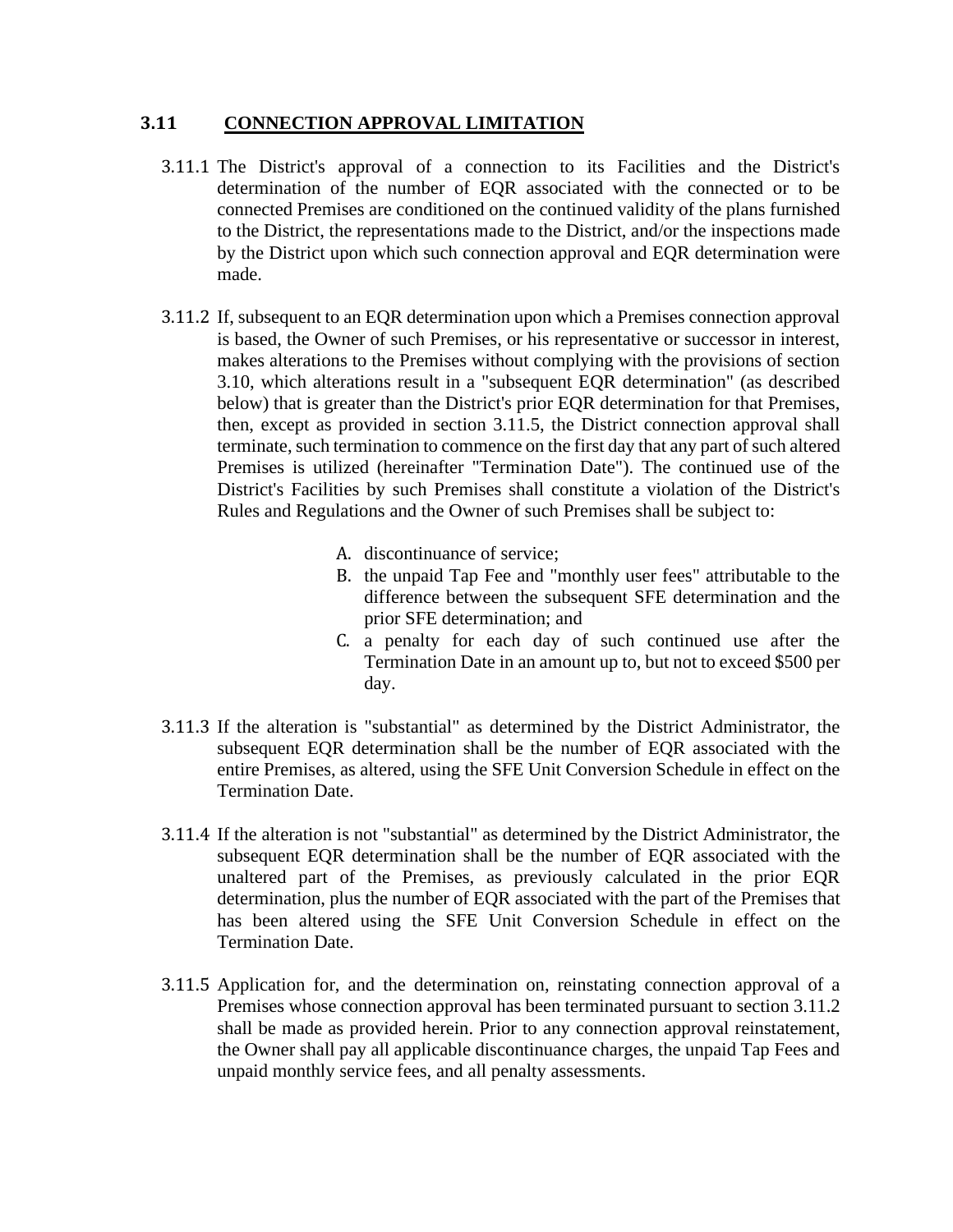## 3.11 CONNECTION APPROVAL LIMITATION

3.11.1 The District's approval of a connection to its Facilities and the District's determination of the number of EQR associated with the connected or to be connected Premises are conditioned on the continued validity of the plans furnished to the District, the representations made to the District, and/or the inspections made by the District upon which such connection approval and EQR determination were made.

3.11.2 If, subsequent to an EQR determination upon which a Premises connection approval is based, the Owner of such Premises, or his representative or successor in interest, makes alterations to the Premises without complying with the provisions of section 3.10, which alterations result in a "subsequent EQR determination" (as described below) that is greater than the District's prior EQR determination for that Premises, then, except as provided in section 3.11.5, the District connection approval shall terminate, such termination to commence on the first day that any part of such altered Premises is utilized (hereinafter "Termination Date"). The continued use of the District's Facilities by such Premises shall constitute a violation of the District's Rules and Regulations and the Owner of such Premises shall be subject to:

A. discontinuance of service;
B. the unpaid Tap Fee and "monthly user fees" attributable to the difference between the subsequent SFE determination and the prior SFE determination; and
C. a penalty for each day of such continued use after the Termination Date in an amount up to, but not to exceed $500 per day.

3.11.3 If the alteration is "substantial" as determined by the District Administrator, the subsequent EQR determination shall be the number of EQR associated with the entire Premises, as altered, using the SFE Unit Conversion Schedule in effect on the Termination Date.

3.11.4 If the alteration is not "substantial" as determined by the District Administrator, the subsequent EQR determination shall be the number of EQR associated with the unaltered part of the Premises, as previously calculated in the prior EQR determination, plus the number of EQR associated with the part of the Premises that has been altered using the SFE Unit Conversion Schedule in effect on the Termination Date.

3.11.5 Application for, and the determination on, reinstating connection approval of a Premises whose connection approval has been terminated pursuant to section 3.11.2 shall be made as provided herein. Prior to any connection approval reinstatement, the Owner shall pay all applicable discontinuance charges, the unpaid Tap Fees and unpaid monthly service fees, and all penalty assessments.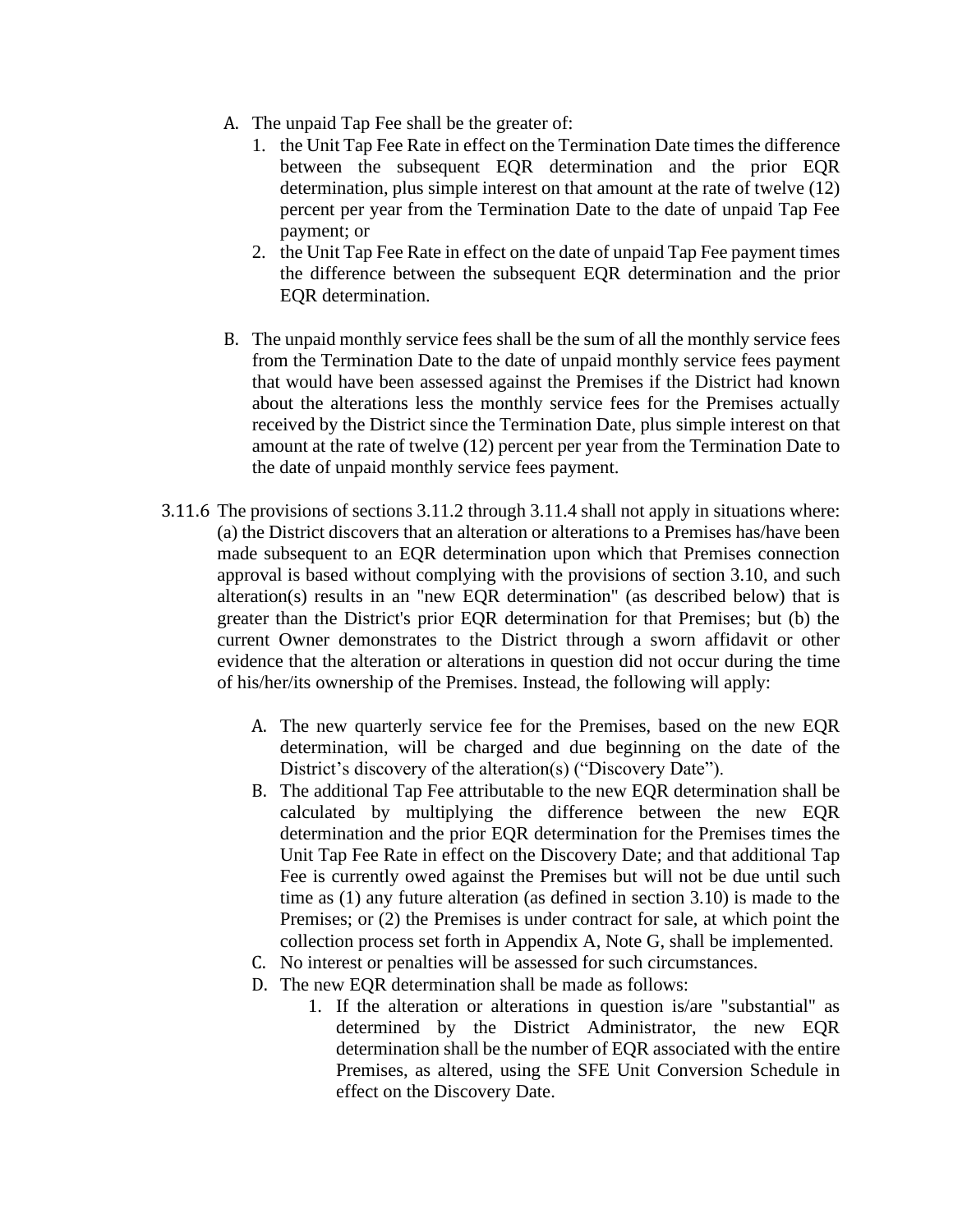A. The unpaid Tap Fee shall be the greater of:
   1. the Unit Tap Fee Rate in effect on the Termination Date times the difference between the subsequent EQR determination and the prior EQR determination, plus simple interest on that amount at the rate of twelve (12) percent per year from the Termination Date to the date of unpaid Tap Fee payment; or
   2. the Unit Tap Fee Rate in effect on the date of unpaid Tap Fee payment times the difference between the subsequent EQR determination and the prior EQR determination.

B. The unpaid monthly service fees shall be the sum of all the monthly service fees from the Termination Date to the date of unpaid monthly service fees payment that would have been assessed against the Premises if the District had known about the alterations less the monthly service fees for the Premises actually received by the District since the Termination Date, plus simple interest on that amount at the rate of twelve (12) percent per year from the Termination Date to the date of unpaid monthly service fees payment.

3.11.6 The provisions of sections 3.11.2 through 3.11.4 shall not apply in situations where: (a) the District discovers that an alteration or alterations to a Premises has/have been made subsequent to an EQR determination upon which that Premises connection approval is based without complying with the provisions of section 3.10, and such alteration(s) results in an "new EQR determination" (as described below) that is greater than the District's prior EQR determination for that Premises; but (b) the current Owner demonstrates to the District through a sworn affidavit or other evidence that the alteration or alterations in question did not occur during the time of his/her/its ownership of the Premises. Instead, the following will apply:

A. The new quarterly service fee for the Premises, based on the new EQR determination, will be charged and due beginning on the date of the District's discovery of the alteration(s) ("Discovery Date").
B. The additional Tap Fee attributable to the new EQR determination shall be calculated by multiplying the difference between the new EQR determination and the prior EQR determination for the Premises times the Unit Tap Fee Rate in effect on the Discovery Date; and that additional Tap Fee is currently owed against the Premises but will not be due until such time as (1) any future alteration (as defined in section 3.10) is made to the Premises; or (2) the Premises is under contract for sale, at which point the collection process set forth in Appendix A, Note G, shall be implemented.
C. No interest or penalties will be assessed for such circumstances.
D. The new EQR determination shall be made as follows:
   1. If the alteration or alterations in question is/are "substantial" as determined by the District Administrator, the new EQR determination shall be the number of EQR associated with the entire Premises, as altered, using the SFE Unit Conversion Schedule in effect on the Discovery Date.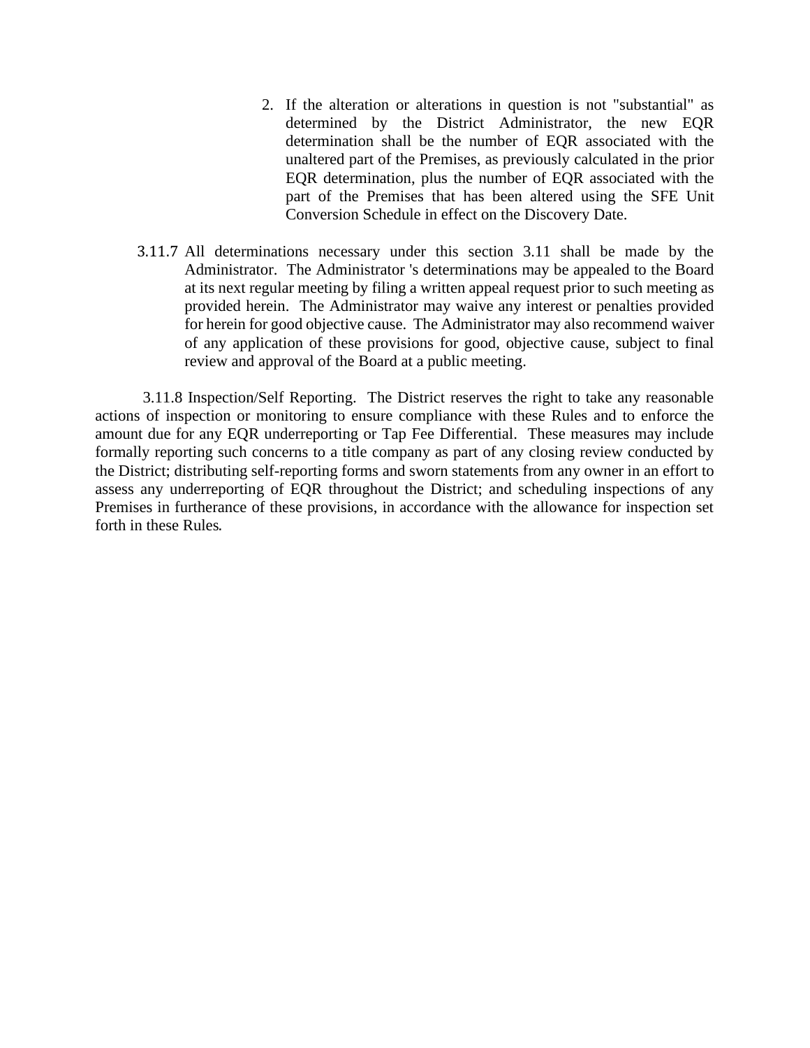2. If the alteration or alterations in question is not "substantial" as determined by the District Administrator, the new EQR determination shall be the number of EQR associated with the unaltered part of the Premises, as previously calculated in the prior EQR determination, plus the number of EQR associated with the part of the Premises that has been altered using the SFE Unit Conversion Schedule in effect on the Discovery Date.

3.11.7 All determinations necessary under this section 3.11 shall be made by the Administrator. The Administrator 's determinations may be appealed to the Board at its next regular meeting by filing a written appeal request prior to such meeting as provided herein. The Administrator may waive any interest or penalties provided for herein for good objective cause. The Administrator may also recommend waiver of any application of these provisions for good, objective cause, subject to final review and approval of the Board at a public meeting.

3.11.8 Inspection/Self Reporting. The District reserves the right to take any reasonable actions of inspection or monitoring to ensure compliance with these Rules and to enforce the amount due for any EQR underreporting or Tap Fee Differential. These measures may include formally reporting such concerns to a title company as part of any closing review conducted by the District; distributing self-reporting forms and sworn statements from any owner in an effort to assess any underreporting of EQR throughout the District; and scheduling inspections of any Premises in furtherance of these provisions, in accordance with the allowance for inspection set forth in these Rules.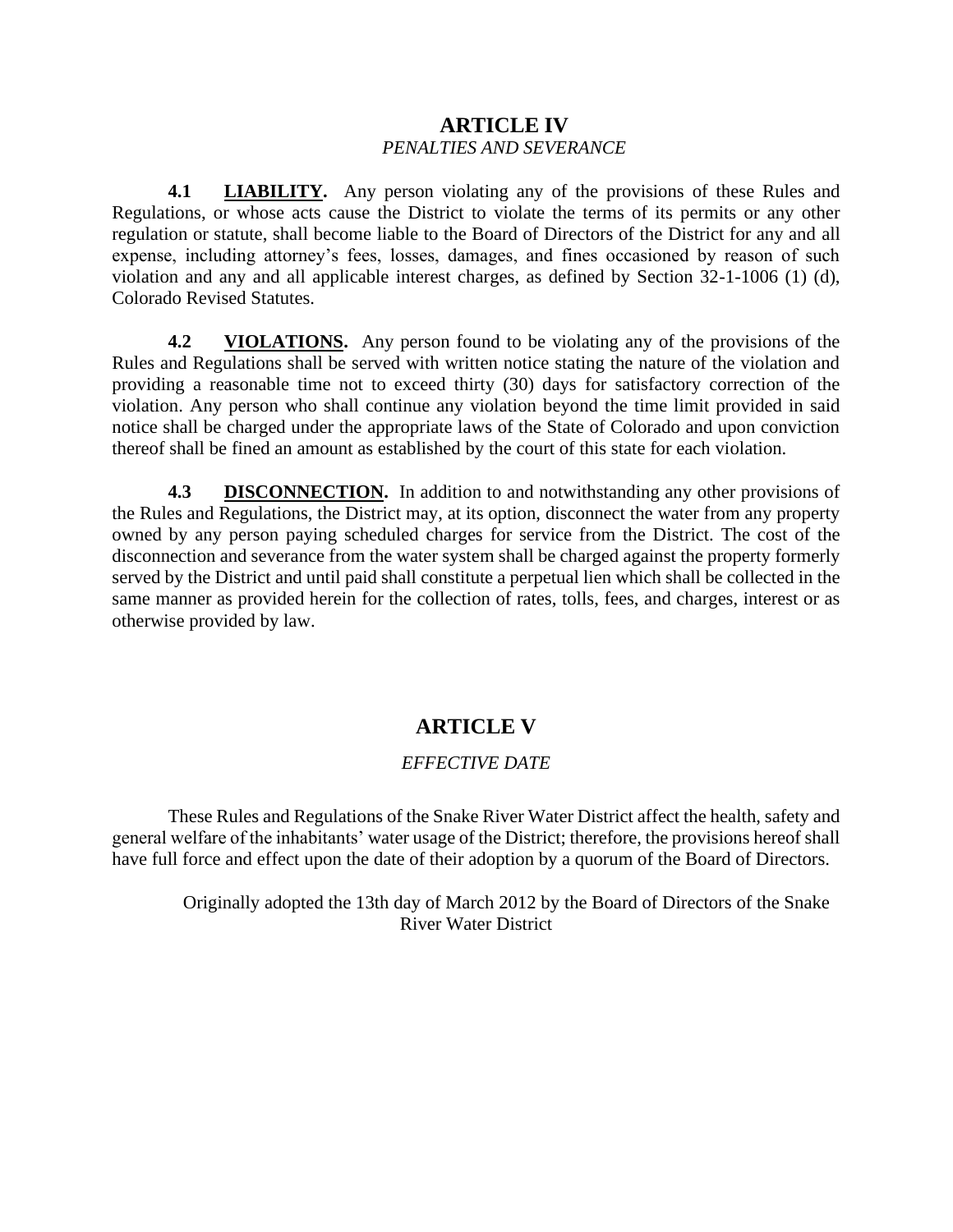## ARTICLE IV

*PENALTIES AND SEVERANCE*

**4.1 <u>LIABILITY</u>.** Any person violating any of the provisions of these Rules and Regulations, or whose acts cause the District to violate the terms of its permits or any other regulation or statute, shall become liable to the Board of Directors of the District for any and all expense, including attorney's fees, losses, damages, and fines occasioned by reason of such violation and any and all applicable interest charges, as defined by Section 32-1-1006 (1) (d), Colorado Revised Statutes.

**4.2 <u>VIOLATIONS</u>.** Any person found to be violating any of the provisions of the Rules and Regulations shall be served with written notice stating the nature of the violation and providing a reasonable time not to exceed thirty (30) days for satisfactory correction of the violation. Any person who shall continue any violation beyond the time limit provided in said notice shall be charged under the appropriate laws of the State of Colorado and upon conviction thereof shall be fined an amount as established by the court of this state for each violation.

**4.3 <u>DISCONNECTION</u>.** In addition to and notwithstanding any other provisions of the Rules and Regulations, the District may, at its option, disconnect the water from any property owned by any person paying scheduled charges for service from the District. The cost of the disconnection and severance from the water system shall be charged against the property formerly served by the District and until paid shall constitute a perpetual lien which shall be collected in the same manner as provided herein for the collection of rates, tolls, fees, and charges, interest or as otherwise provided by law.

## ARTICLE V

*EFFECTIVE DATE*

These Rules and Regulations of the Snake River Water District affect the health, safety and general welfare of the inhabitants' water usage of the District; therefore, the provisions hereof shall have full force and effect upon the date of their adoption by a quorum of the Board of Directors.

Originally adopted the 13th day of March 2012 by the Board of Directors of the Snake River Water District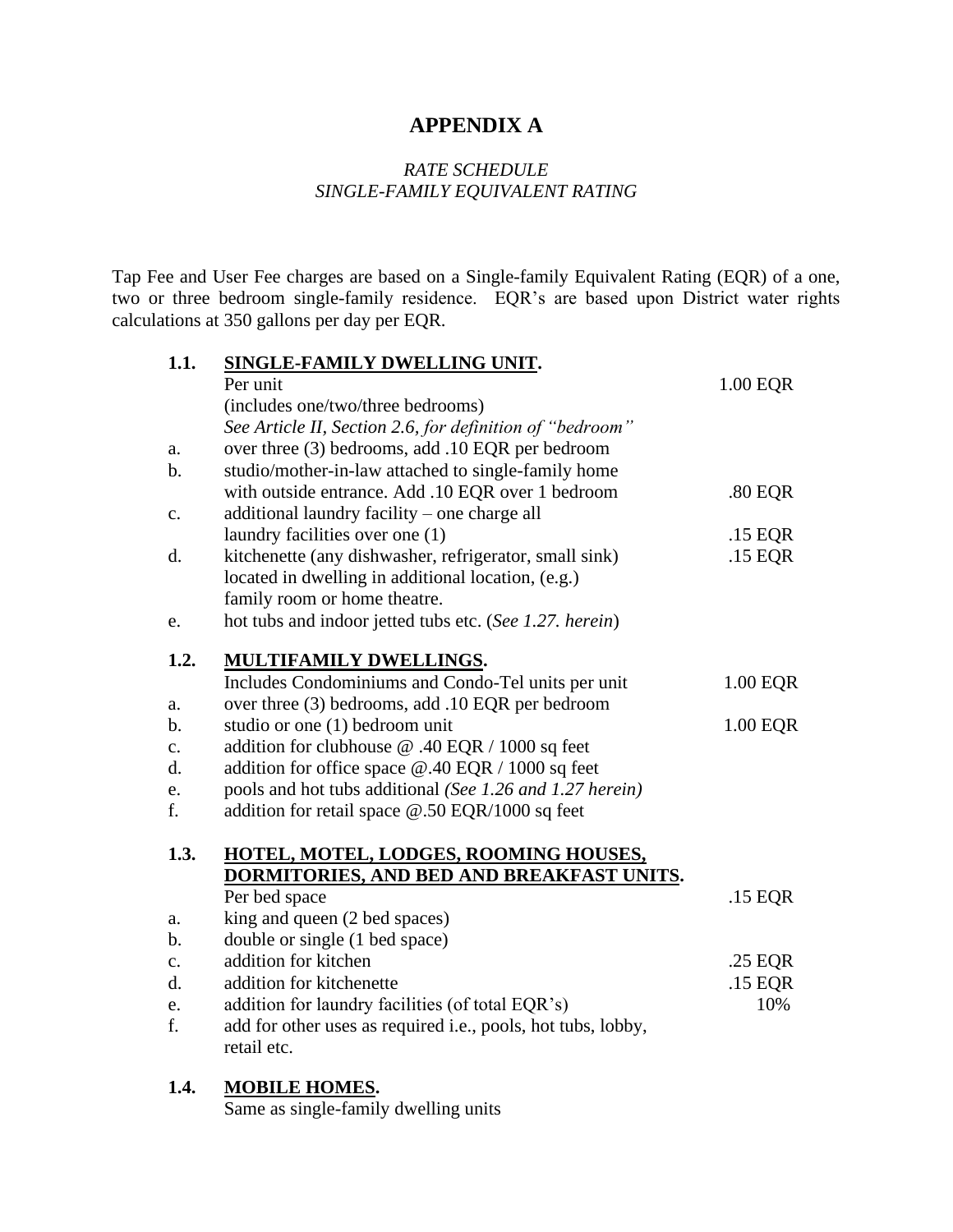# APPENDIX A

*RATE SCHEDULE*
*SINGLE-FAMILY EQUIVALENT RATING*

Tap Fee and User Fee charges are based on a Single-family Equivalent Rating (EQR) of a one, two or three bedroom single-family residence. EQR's are based upon District water rights calculations at 350 gallons per day per EQR.

| | | |
|---|---|---|
| **1.1.** | **SINGLE-FAMILY DWELLING UNIT.** | |
| | Per unit | 1.00 EQR |
| | (includes one/two/three bedrooms) | |
| | *See Article II, Section 2.6, for definition of "bedroom"* | |
| a. | over three (3) bedrooms, add .10 EQR per bedroom | |
| b. | studio/mother-in-law attached to single-family home with outside entrance. Add .10 EQR over 1 bedroom | .80 EQR |
| c. | additional laundry facility – one charge all laundry facilities over one (1) | .15 EQR |
| d. | kitchenette (any dishwasher, refrigerator, small sink) located in dwelling in additional location, (e.g.) family room or home theatre. | .15 EQR |
| e. | hot tubs and indoor jetted tubs etc. (*See 1.27. herein*) | |
| **1.2.** | **MULTIFAMILY DWELLINGS.** | |
| | Includes Condominiums and Condo-Tel units per unit | 1.00 EQR |
| a. | over three (3) bedrooms, add .10 EQR per bedroom | |
| b. | studio or one (1) bedroom unit | 1.00 EQR |
| c. | addition for clubhouse @ .40 EQR / 1000 sq feet | |
| d. | addition for office space @.40 EQR / 1000 sq feet | |
| e. | pools and hot tubs additional *(See 1.26 and 1.27 herein)* | |
| f. | addition for retail space @.50 EQR/1000 sq feet | |
| **1.3.** | **HOTEL, MOTEL, LODGES, ROOMING HOUSES, DORMITORIES, AND BED AND BREAKFAST UNITS.** | |
| | Per bed space | .15 EQR |
| a. | king and queen (2 bed spaces) | |
| b. | double or single (1 bed space) | |
| c. | addition for kitchen | .25 EQR |
| d. | addition for kitchenette | .15 EQR |
| e. | addition for laundry facilities (of total EQR's) | 10% |
| f. | add for other uses as required i.e., pools, hot tubs, lobby, retail etc. | |
| **1.4.** | **MOBILE HOMES.** | |
| | Same as single-family dwelling units | |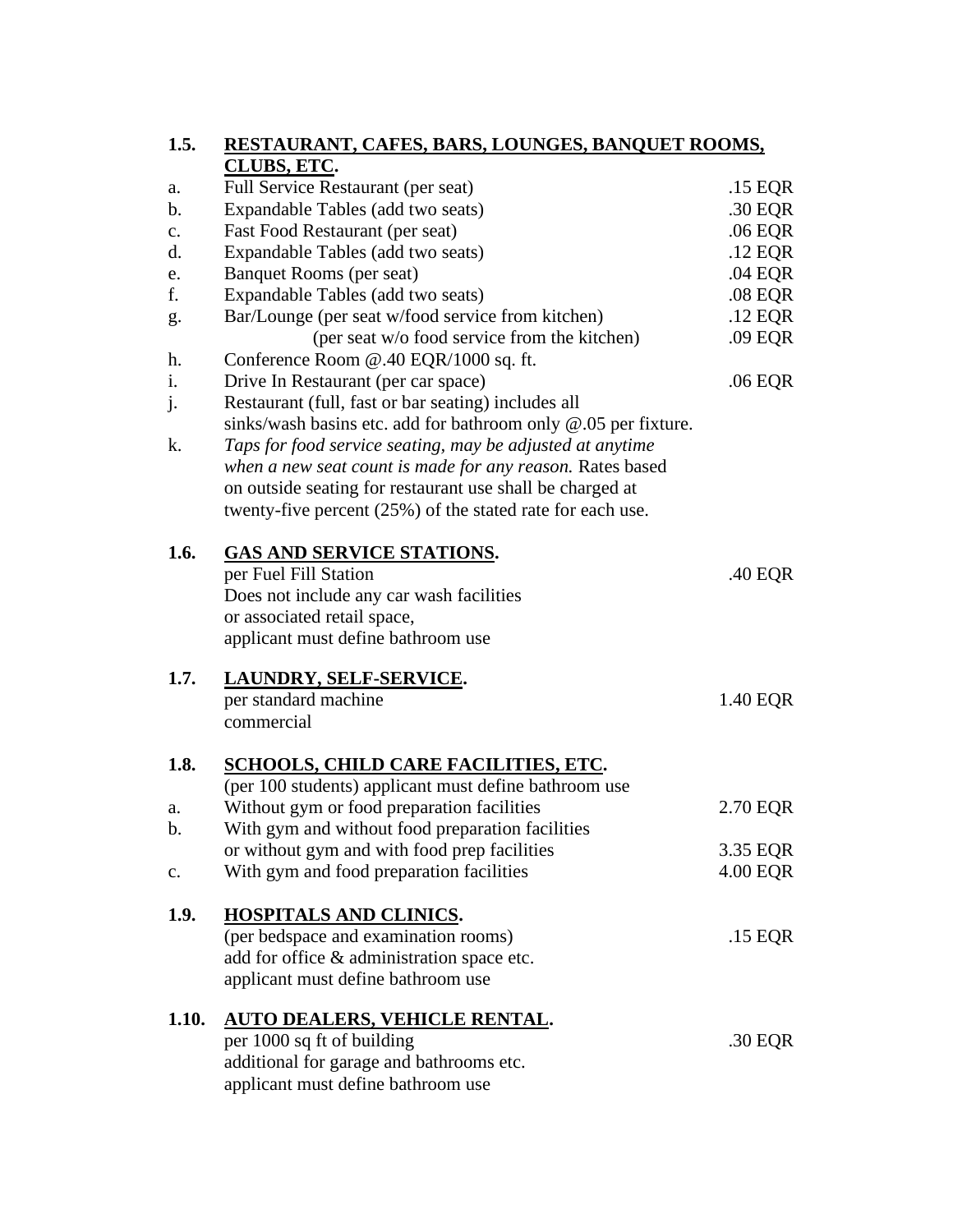**1.5. RESTAURANT, CAFES, BARS, LOUNGES, BANQUET ROOMS, CLUBS, ETC.**

| | | |
|---|---|---|
| a. | Full Service Restaurant (per seat) | .15 EQR |
| b. | Expandable Tables (add two seats) | .30 EQR |
| c. | Fast Food Restaurant (per seat) | .06 EQR |
| d. | Expandable Tables (add two seats) | .12 EQR |
| e. | Banquet Rooms (per seat) | .04 EQR |
| f. | Expandable Tables (add two seats) | .08 EQR |
| g. | Bar/Lounge (per seat w/food service from kitchen) | .12 EQR |
| | (per seat w/o food service from the kitchen) | .09 EQR |
| h. | Conference Room @.40 EQR/1000 sq. ft. | |
| i. | Drive In Restaurant (per car space) | .06 EQR |
| j. | Restaurant (full, fast or bar seating) includes all sinks/wash basins etc. add for bathroom only @.05 per fixture. | |
| k. | *Taps for food service seating, may be adjusted at anytime when a new seat count is made for any reason.* Rates based on outside seating for restaurant use shall be charged at twenty-five percent (25%) of the stated rate for each use. | |

**1.6. GAS AND SERVICE STATIONS.**

| | |
|---|---|
| per Fuel Fill Station<br>Does not include any car wash facilities or associated retail space, applicant must define bathroom use | .40 EQR |

**1.7. LAUNDRY, SELF-SERVICE.**

| | |
|---|---|
| per standard machine<br>commercial | 1.40 EQR |

**1.8. SCHOOLS, CHILD CARE FACILITIES, ETC.**

(per 100 students) applicant must define bathroom use

| | | |
|---|---|---|
| a. | Without gym or food preparation facilities | 2.70 EQR |
| b. | With gym and without food preparation facilities or without gym and with food prep facilities | 3.35 EQR |
| c. | With gym and food preparation facilities | 4.00 EQR |

**1.9. HOSPITALS AND CLINICS.**

| | |
|---|---|
| (per bedspace and examination rooms)<br>add for office & administration space etc.<br>applicant must define bathroom use | .15 EQR |

**1.10. AUTO DEALERS, VEHICLE RENTAL.**

| | |
|---|---|
| per 1000 sq ft of building<br>additional for garage and bathrooms etc.<br>applicant must define bathroom use | .30 EQR |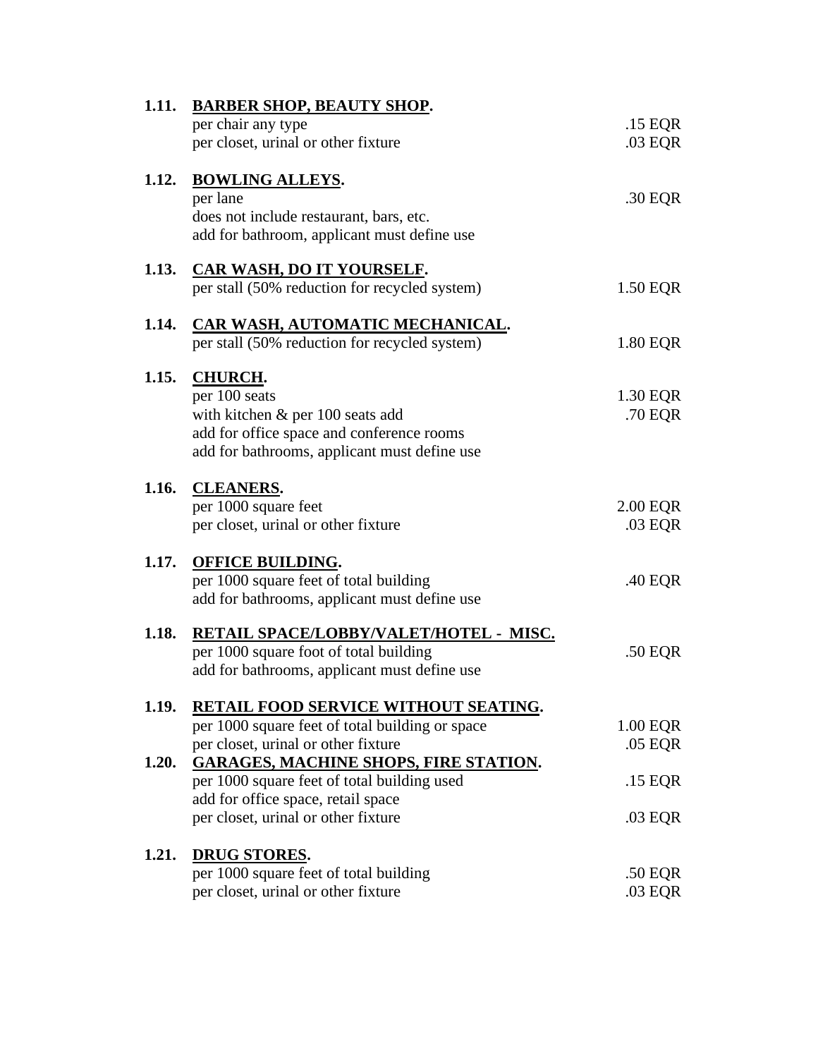**1.11. BARBER SHOP, BEAUTY SHOP.**

| | |
|---|---|
| per chair any type | .15 EQR |
| per closet, urinal or other fixture | .03 EQR |

**1.12. BOWLING ALLEYS.**

| | |
|---|---|
| per lane | .30 EQR |
| does not include restaurant, bars, etc. | |
| add for bathroom, applicant must define use | |

**1.13. CAR WASH, DO IT YOURSELF.**

| | |
|---|---|
| per stall (50% reduction for recycled system) | 1.50 EQR |

**1.14. CAR WASH, AUTOMATIC MECHANICAL.**

| | |
|---|---|
| per stall (50% reduction for recycled system) | 1.80 EQR |

**1.15. CHURCH.**

| | |
|---|---|
| per 100 seats | 1.30 EQR |
| with kitchen & per 100 seats add | .70 EQR |
| add for office space and conference rooms | |
| add for bathrooms, applicant must define use | |

**1.16. CLEANERS.**

| | |
|---|---|
| per 1000 square feet | 2.00 EQR |
| per closet, urinal or other fixture | .03 EQR |

**1.17. OFFICE BUILDING.**

| | |
|---|---|
| per 1000 square feet of total building | .40 EQR |
| add for bathrooms, applicant must define use | |

**1.18. RETAIL SPACE/LOBBY/VALET/HOTEL - MISC.**

| | |
|---|---|
| per 1000 square foot of total building | .50 EQR |
| add for bathrooms, applicant must define use | |

**1.19. RETAIL FOOD SERVICE WITHOUT SEATING.**

| | |
|---|---|
| per 1000 square feet of total building or space | 1.00 EQR |
| per closet, urinal or other fixture | .05 EQR |

**1.20. GARAGES, MACHINE SHOPS, FIRE STATION.**

| | |
|---|---|
| per 1000 square feet of total building used | .15 EQR |
| add for office space, retail space | |
| per closet, urinal or other fixture | .03 EQR |

**1.21. DRUG STORES.**

| | |
|---|---|
| per 1000 square feet of total building | .50 EQR |
| per closet, urinal or other fixture | .03 EQR |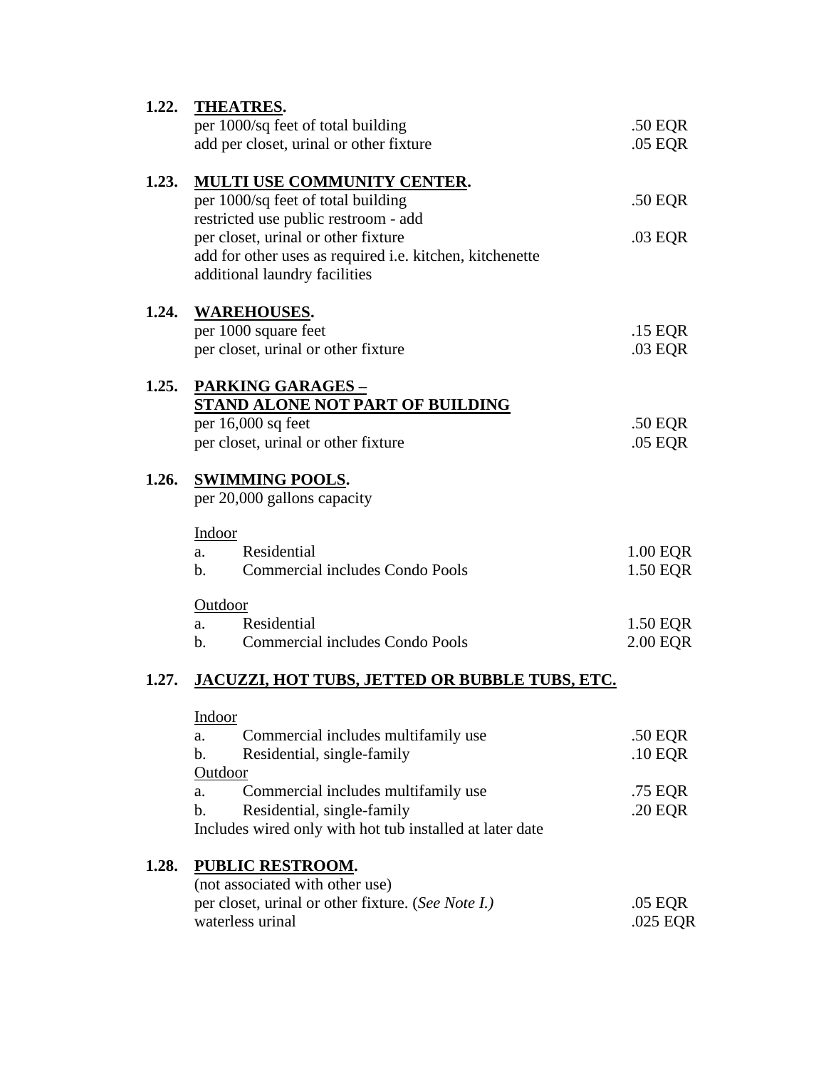**1.22. THEATRES.**

| | |
|---|---|
| per 1000/sq feet of total building | .50 EQR |
| add per closet, urinal or other fixture | .05 EQR |

**1.23. MULTI USE COMMUNITY CENTER.**

| | |
|---|---|
| per 1000/sq feet of total building | .50 EQR |
| restricted use public restroom - add per closet, urinal or other fixture | .03 EQR |
| add for other uses as required i.e. kitchen, kitchenette additional laundry facilities | |

**1.24. WAREHOUSES.**

| | |
|---|---|
| per 1000 square feet | .15 EQR |
| per closet, urinal or other fixture | .03 EQR |

**1.25. PARKING GARAGES – STAND ALONE NOT PART OF BUILDING**

| | |
|---|---|
| per 16,000 sq feet | .50 EQR |
| per closet, urinal or other fixture | .05 EQR |

**1.26. SWIMMING POOLS.**

per 20,000 gallons capacity

Indoor

| | |
|---|---|
| a. Residential | 1.00 EQR |
| b. Commercial includes Condo Pools | 1.50 EQR |

Outdoor

| | |
|---|---|
| a. Residential | 1.50 EQR |
| b. Commercial includes Condo Pools | 2.00 EQR |

**1.27. JACUZZI, HOT TUBS, JETTED OR BUBBLE TUBS, ETC.**

Indoor

| | |
|---|---|
| a. Commercial includes multifamily use | .50 EQR |
| b. Residential, single-family | .10 EQR |

Outdoor

| | |
|---|---|
| a. Commercial includes multifamily use | .75 EQR |
| b. Residential, single-family | .20 EQR |

Includes wired only with hot tub installed at later date

**1.28. PUBLIC RESTROOM.**

(not associated with other use)

| | |
|---|---|
| per closet, urinal or other fixture. (*See Note I.*) | .05 EQR |
| waterless urinal | .025 EQR |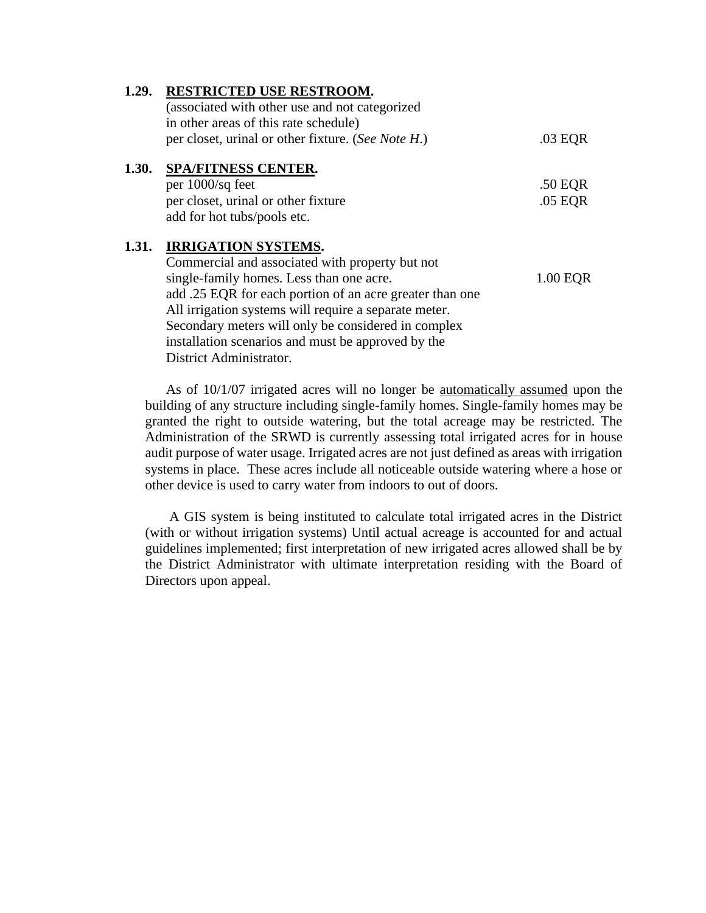**1.29. <u>RESTRICTED USE RESTROOM</u>.**

(associated with other use and not categorized in other areas of this rate schedule)

| | |
|---|---|
| per closet, urinal or other fixture. (*See Note H.*) | .03 EQR |

**1.30. <u>SPA/FITNESS CENTER</u>.**

| | |
|---|---|
| per 1000/sq feet | .50 EQR |
| per closet, urinal or other fixture | .05 EQR |
| add for hot tubs/pools etc. | |

**1.31. <u>IRRIGATION SYSTEMS</u>.**

| | |
|---|---|
| Commercial and associated with property but not single-family homes. Less than one acre. | 1.00 EQR |

add .25 EQR for each portion of an acre greater than one
All irrigation systems will require a separate meter.
Secondary meters will only be considered in complex installation scenarios and must be approved by the District Administrator.

As of 10/1/07 irrigated acres will no longer be <u>automatically assumed</u> upon the building of any structure including single-family homes. Single-family homes may be granted the right to outside watering, but the total acreage may be restricted. The Administration of the SRWD is currently assessing total irrigated acres for in house audit purpose of water usage. Irrigated acres are not just defined as areas with irrigation systems in place. These acres include all noticeable outside watering where a hose or other device is used to carry water from indoors to out of doors.

A GIS system is being instituted to calculate total irrigated acres in the District (with or without irrigation systems) Until actual acreage is accounted for and actual guidelines implemented; first interpretation of new irrigated acres allowed shall be by the District Administrator with ultimate interpretation residing with the Board of Directors upon appeal.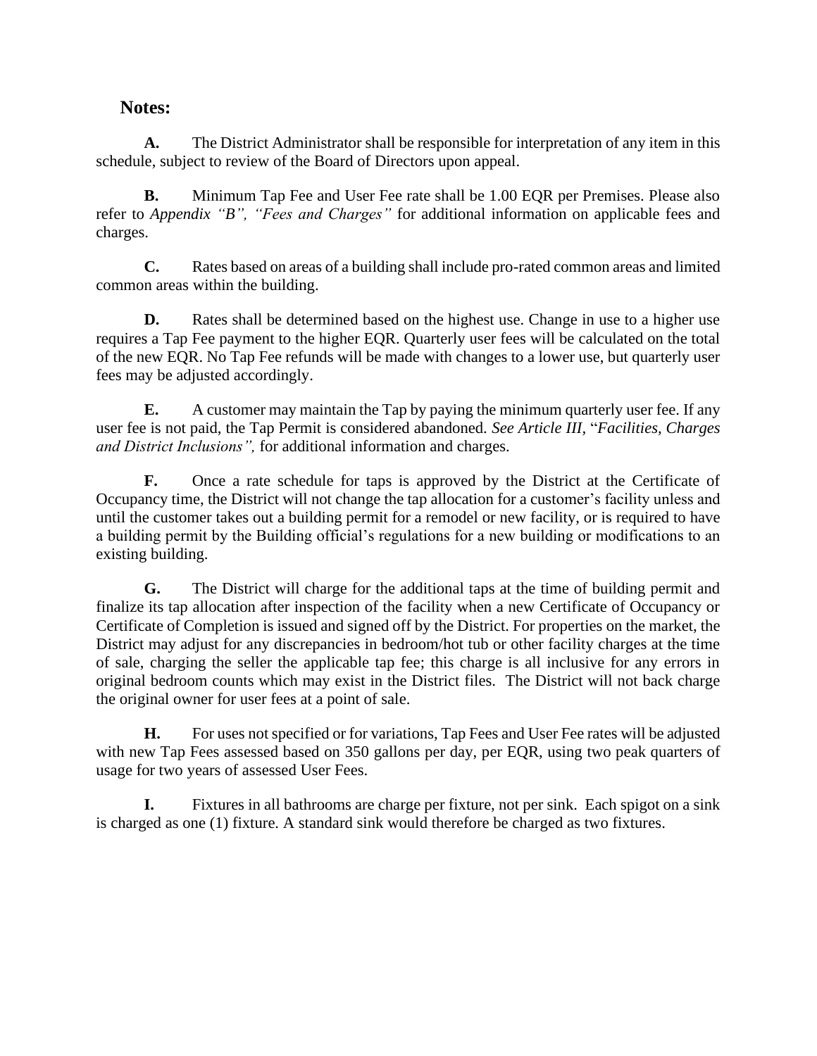## Notes:

**A.** The District Administrator shall be responsible for interpretation of any item in this schedule, subject to review of the Board of Directors upon appeal.

**B.** Minimum Tap Fee and User Fee rate shall be 1.00 EQR per Premises. Please also refer to *Appendix "B", "Fees and Charges"* for additional information on applicable fees and charges.

**C.** Rates based on areas of a building shall include pro-rated common areas and limited common areas within the building.

**D.** Rates shall be determined based on the highest use. Change in use to a higher use requires a Tap Fee payment to the higher EQR. Quarterly user fees will be calculated on the total of the new EQR. No Tap Fee refunds will be made with changes to a lower use, but quarterly user fees may be adjusted accordingly.

**E.** A customer may maintain the Tap by paying the minimum quarterly user fee. If any user fee is not paid, the Tap Permit is considered abandoned. *See Article III,* "*Facilities, Charges and District Inclusions",* for additional information and charges.

**F.** Once a rate schedule for taps is approved by the District at the Certificate of Occupancy time, the District will not change the tap allocation for a customer's facility unless and until the customer takes out a building permit for a remodel or new facility, or is required to have a building permit by the Building official's regulations for a new building or modifications to an existing building.

**G.** The District will charge for the additional taps at the time of building permit and finalize its tap allocation after inspection of the facility when a new Certificate of Occupancy or Certificate of Completion is issued and signed off by the District. For properties on the market, the District may adjust for any discrepancies in bedroom/hot tub or other facility charges at the time of sale, charging the seller the applicable tap fee; this charge is all inclusive for any errors in original bedroom counts which may exist in the District files. The District will not back charge the original owner for user fees at a point of sale.

**H.** For uses not specified or for variations, Tap Fees and User Fee rates will be adjusted with new Tap Fees assessed based on 350 gallons per day, per EQR, using two peak quarters of usage for two years of assessed User Fees.

**I.** Fixtures in all bathrooms are charge per fixture, not per sink. Each spigot on a sink is charged as one (1) fixture. A standard sink would therefore be charged as two fixtures.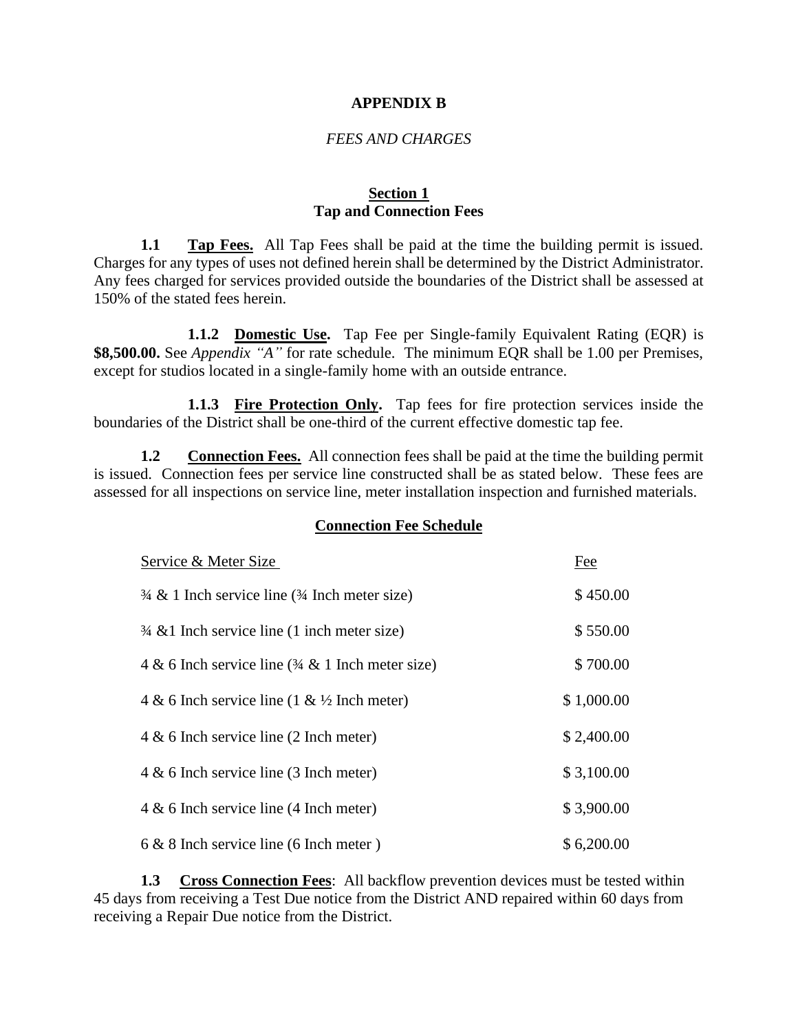# APPENDIX B

*FEES AND CHARGES*

## Section 1
## Tap and Connection Fees

**1.1 Tap Fees.** All Tap Fees shall be paid at the time the building permit is issued. Charges for any types of uses not defined herein shall be determined by the District Administrator. Any fees charged for services provided outside the boundaries of the District shall be assessed at 150% of the stated fees herein.

**1.1.2 Domestic Use.** Tap Fee per Single-family Equivalent Rating (EQR) is **$8,500.00.** See *Appendix "A"* for rate schedule. The minimum EQR shall be 1.00 per Premises, except for studios located in a single-family home with an outside entrance.

**1.1.3 Fire Protection Only.** Tap fees for fire protection services inside the boundaries of the District shall be one-third of the current effective domestic tap fee.

**1.2 Connection Fees.** All connection fees shall be paid at the time the building permit is issued. Connection fees per service line constructed shall be as stated below. These fees are assessed for all inspections on service line, meter installation inspection and furnished materials.

**Connection Fee Schedule**

| Service & Meter Size | Fee |
|---|---|
| ¾ & 1 Inch service line (¾ Inch meter size) | $ 450.00 |
| ¾ &1 Inch service line (1 inch meter size) | $ 550.00 |
| 4 & 6 Inch service line (¾ & 1 Inch meter size) | $ 700.00 |
| 4 & 6 Inch service line (1 & ½ Inch meter) | $ 1,000.00 |
| 4 & 6 Inch service line (2 Inch meter) | $ 2,400.00 |
| 4 & 6 Inch service line (3 Inch meter) | $ 3,100.00 |
| 4 & 6 Inch service line (4 Inch meter) | $ 3,900.00 |
| 6 & 8 Inch service line (6 Inch meter ) | $ 6,200.00 |

**1.3 Cross Connection Fees**: All backflow prevention devices must be tested within 45 days from receiving a Test Due notice from the District AND repaired within 60 days from receiving a Repair Due notice from the District.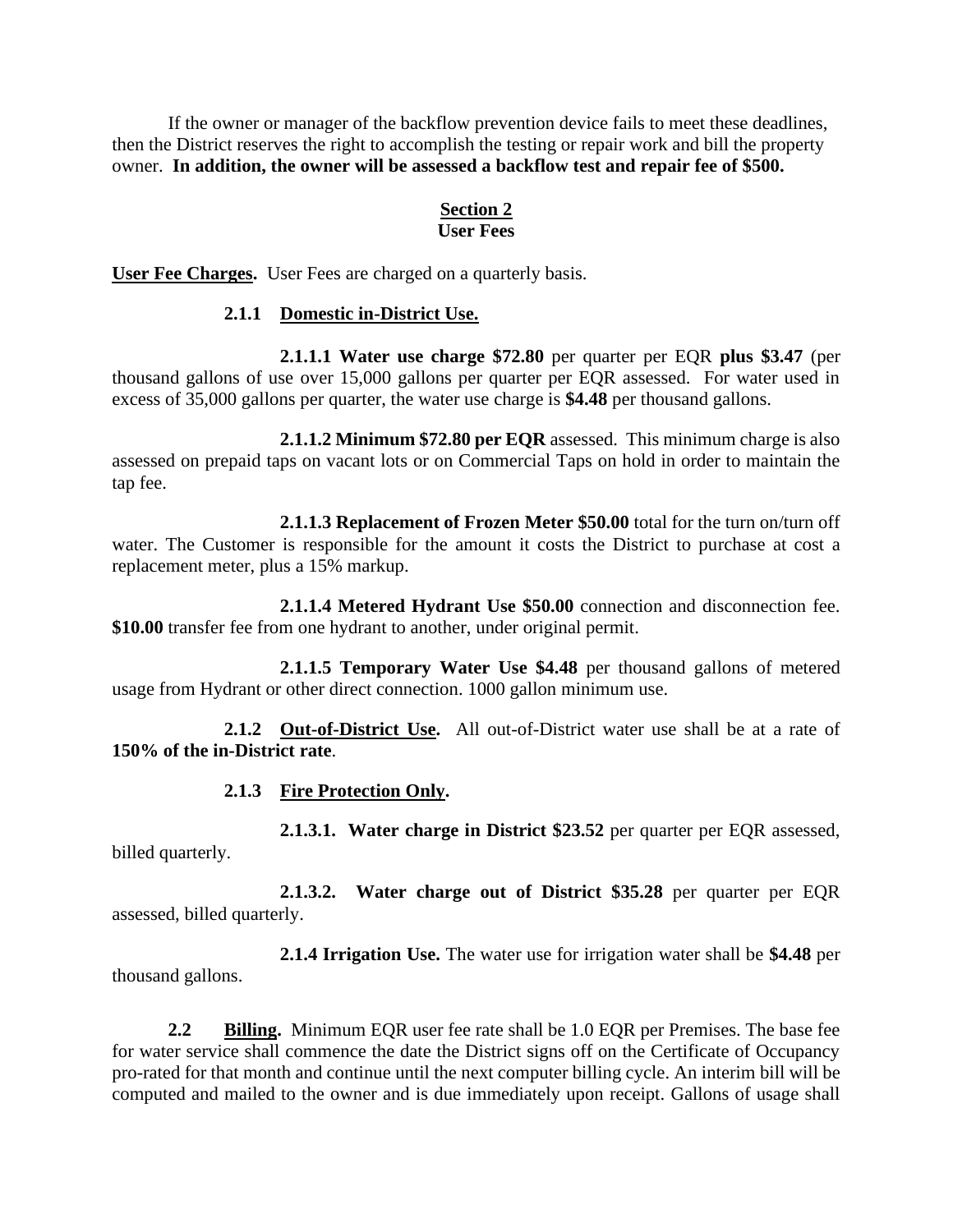If the owner or manager of the backflow prevention device fails to meet these deadlines, then the District reserves the right to accomplish the testing or repair work and bill the property owner. **In addition, the owner will be assessed a backflow test and repair fee of $500.**

## Section 2
## User Fees

**User Fee Charges.** User Fees are charged on a quarterly basis.

**2.1.1 Domestic in-District Use.**

**2.1.1.1 Water use charge $72.80** per quarter per EQR **plus $3.47** (per thousand gallons of use over 15,000 gallons per quarter per EQR assessed. For water used in excess of 35,000 gallons per quarter, the water use charge is **$4.48** per thousand gallons.

**2.1.1.2 Minimum $72.80 per EQR** assessed. This minimum charge is also assessed on prepaid taps on vacant lots or on Commercial Taps on hold in order to maintain the tap fee.

**2.1.1.3 Replacement of Frozen Meter $50.00** total for the turn on/turn off water. The Customer is responsible for the amount it costs the District to purchase at cost a replacement meter, plus a 15% markup.

**2.1.1.4 Metered Hydrant Use $50.00** connection and disconnection fee. **$10.00** transfer fee from one hydrant to another, under original permit.

**2.1.1.5 Temporary Water Use $4.48** per thousand gallons of metered usage from Hydrant or other direct connection. 1000 gallon minimum use.

**2.1.2 Out-of-District Use.** All out-of-District water use shall be at a rate of **150% of the in-District rate**.

**2.1.3 Fire Protection Only.**

**2.1.3.1. Water charge in District $23.52** per quarter per EQR assessed, billed quarterly.

**2.1.3.2. Water charge out of District $35.28** per quarter per EQR assessed, billed quarterly.

**2.1.4 Irrigation Use.** The water use for irrigation water shall be **$4.48** per thousand gallons.

**2.2 Billing.** Minimum EQR user fee rate shall be 1.0 EQR per Premises. The base fee for water service shall commence the date the District signs off on the Certificate of Occupancy pro-rated for that month and continue until the next computer billing cycle. An interim bill will be computed and mailed to the owner and is due immediately upon receipt. Gallons of usage shall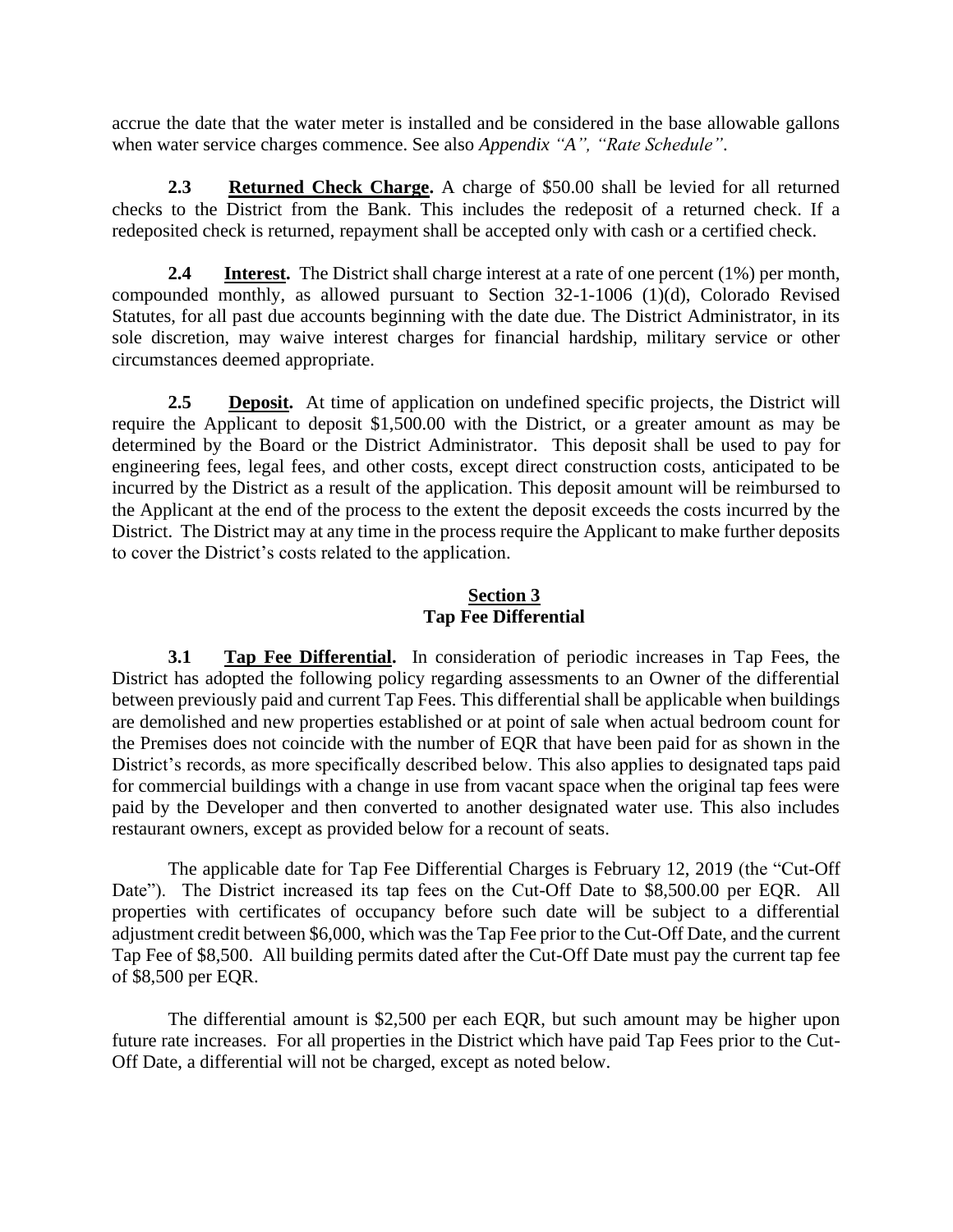accrue the date that the water meter is installed and be considered in the base allowable gallons when water service charges commence. See also *Appendix "A", "Rate Schedule"*.

**2.3 Returned Check Charge.** A charge of $50.00 shall be levied for all returned checks to the District from the Bank. This includes the redeposit of a returned check. If a redeposited check is returned, repayment shall be accepted only with cash or a certified check.

**2.4 Interest.** The District shall charge interest at a rate of one percent (1%) per month, compounded monthly, as allowed pursuant to Section 32-1-1006 (1)(d), Colorado Revised Statutes, for all past due accounts beginning with the date due. The District Administrator, in its sole discretion, may waive interest charges for financial hardship, military service or other circumstances deemed appropriate.

**2.5 Deposit.** At time of application on undefined specific projects, the District will require the Applicant to deposit $1,500.00 with the District, or a greater amount as may be determined by the Board or the District Administrator. This deposit shall be used to pay for engineering fees, legal fees, and other costs, except direct construction costs, anticipated to be incurred by the District as a result of the application. This deposit amount will be reimbursed to the Applicant at the end of the process to the extent the deposit exceeds the costs incurred by the District. The District may at any time in the process require the Applicant to make further deposits to cover the District's costs related to the application.

## Section 3
## Tap Fee Differential

**3.1 Tap Fee Differential.** In consideration of periodic increases in Tap Fees, the District has adopted the following policy regarding assessments to an Owner of the differential between previously paid and current Tap Fees. This differential shall be applicable when buildings are demolished and new properties established or at point of sale when actual bedroom count for the Premises does not coincide with the number of EQR that have been paid for as shown in the District's records, as more specifically described below. This also applies to designated taps paid for commercial buildings with a change in use from vacant space when the original tap fees were paid by the Developer and then converted to another designated water use. This also includes restaurant owners, except as provided below for a recount of seats.

The applicable date for Tap Fee Differential Charges is February 12, 2019 (the "Cut-Off Date"). The District increased its tap fees on the Cut-Off Date to $8,500.00 per EQR. All properties with certificates of occupancy before such date will be subject to a differential adjustment credit between $6,000, which was the Tap Fee prior to the Cut-Off Date, and the current Tap Fee of $8,500. All building permits dated after the Cut-Off Date must pay the current tap fee of $8,500 per EQR.

The differential amount is $2,500 per each EQR, but such amount may be higher upon future rate increases. For all properties in the District which have paid Tap Fees prior to the Cut-Off Date, a differential will not be charged, except as noted below.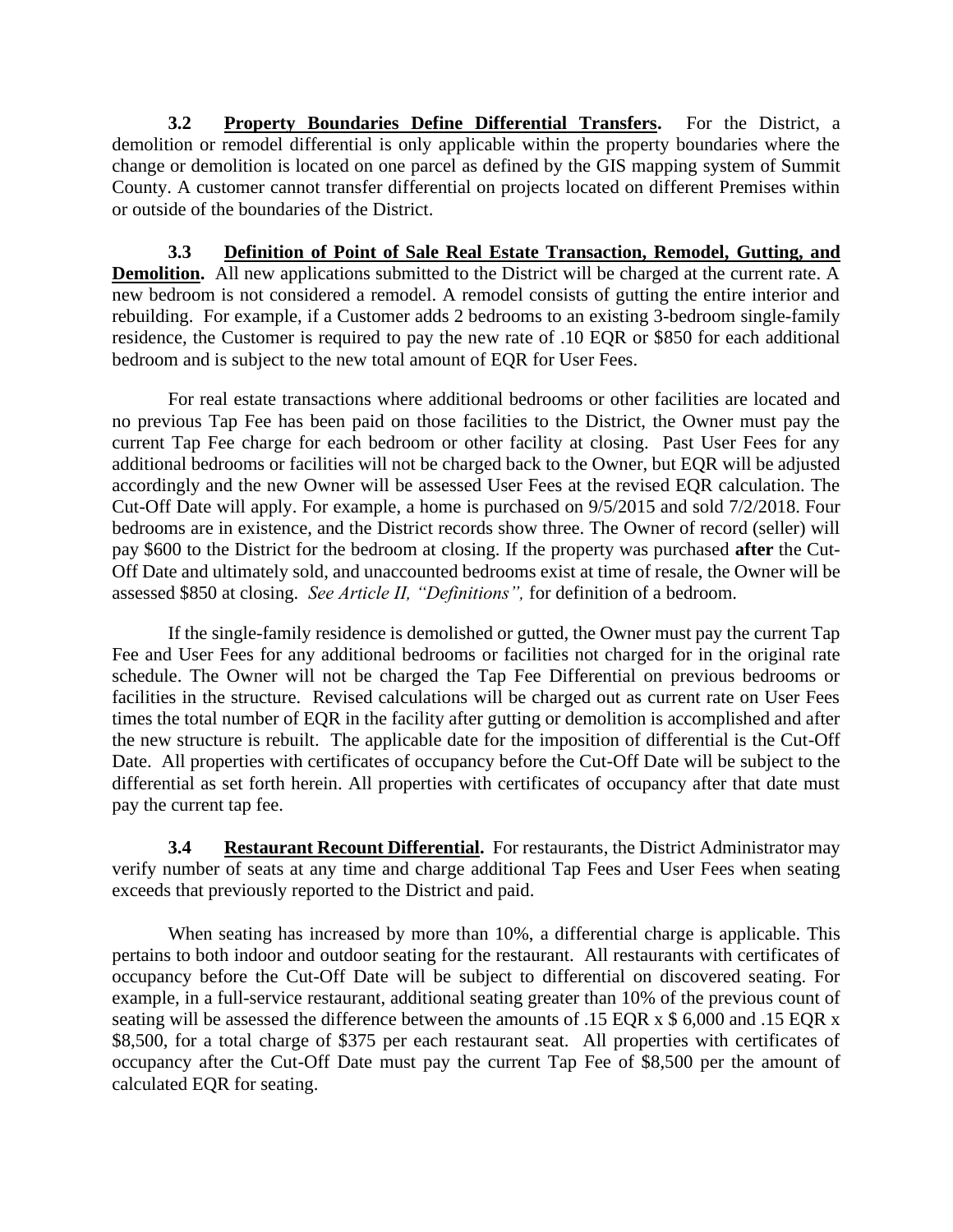**3.2 Property Boundaries Define Differential Transfers.** For the District, a demolition or remodel differential is only applicable within the property boundaries where the change or demolition is located on one parcel as defined by the GIS mapping system of Summit County. A customer cannot transfer differential on projects located on different Premises within or outside of the boundaries of the District.

**3.3 Definition of Point of Sale Real Estate Transaction, Remodel, Gutting, and Demolition.** All new applications submitted to the District will be charged at the current rate. A new bedroom is not considered a remodel. A remodel consists of gutting the entire interior and rebuilding. For example, if a Customer adds 2 bedrooms to an existing 3-bedroom single-family residence, the Customer is required to pay the new rate of .10 EQR or $850 for each additional bedroom and is subject to the new total amount of EQR for User Fees.

For real estate transactions where additional bedrooms or other facilities are located and no previous Tap Fee has been paid on those facilities to the District, the Owner must pay the current Tap Fee charge for each bedroom or other facility at closing. Past User Fees for any additional bedrooms or facilities will not be charged back to the Owner, but EQR will be adjusted accordingly and the new Owner will be assessed User Fees at the revised EQR calculation. The Cut-Off Date will apply. For example, a home is purchased on 9/5/2015 and sold 7/2/2018. Four bedrooms are in existence, and the District records show three. The Owner of record (seller) will pay $600 to the District for the bedroom at closing. If the property was purchased **after** the Cut-Off Date and ultimately sold, and unaccounted bedrooms exist at time of resale, the Owner will be assessed $850 at closing. *See Article II, "Definitions",* for definition of a bedroom.

If the single-family residence is demolished or gutted, the Owner must pay the current Tap Fee and User Fees for any additional bedrooms or facilities not charged for in the original rate schedule. The Owner will not be charged the Tap Fee Differential on previous bedrooms or facilities in the structure. Revised calculations will be charged out as current rate on User Fees times the total number of EQR in the facility after gutting or demolition is accomplished and after the new structure is rebuilt. The applicable date for the imposition of differential is the Cut-Off Date. All properties with certificates of occupancy before the Cut-Off Date will be subject to the differential as set forth herein. All properties with certificates of occupancy after that date must pay the current tap fee.

**3.4 Restaurant Recount Differential.** For restaurants, the District Administrator may verify number of seats at any time and charge additional Tap Fees and User Fees when seating exceeds that previously reported to the District and paid.

When seating has increased by more than 10%, a differential charge is applicable. This pertains to both indoor and outdoor seating for the restaurant. All restaurants with certificates of occupancy before the Cut-Off Date will be subject to differential on discovered seating. For example, in a full-service restaurant, additional seating greater than 10% of the previous count of seating will be assessed the difference between the amounts of .15 EQR x $ 6,000 and .15 EQR x $8,500, for a total charge of $375 per each restaurant seat. All properties with certificates of occupancy after the Cut-Off Date must pay the current Tap Fee of $8,500 per the amount of calculated EQR for seating.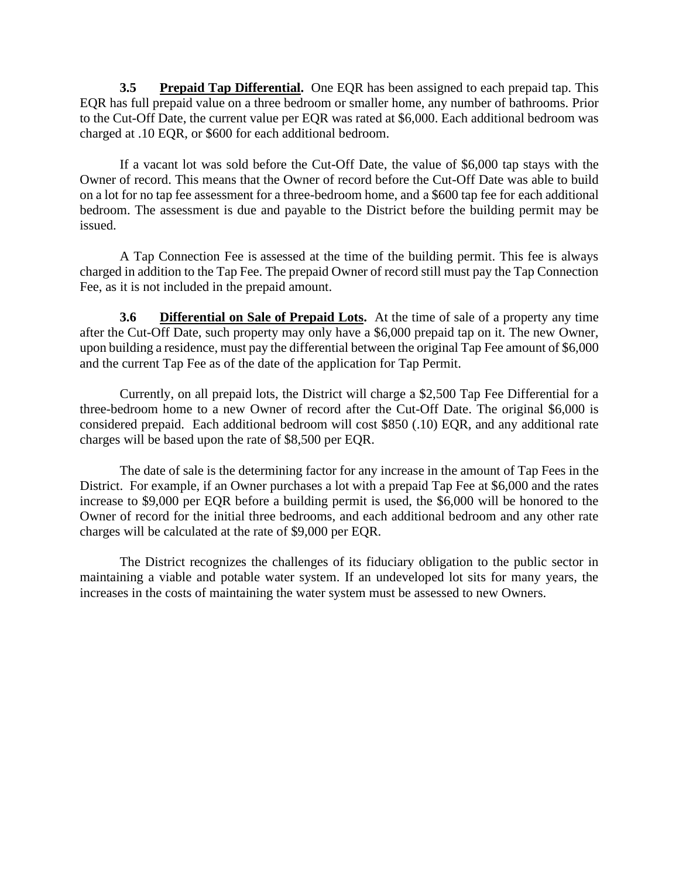**3.5 Prepaid Tap Differential.** One EQR has been assigned to each prepaid tap. This EQR has full prepaid value on a three bedroom or smaller home, any number of bathrooms. Prior to the Cut-Off Date, the current value per EQR was rated at $6,000. Each additional bedroom was charged at .10 EQR, or $600 for each additional bedroom.

If a vacant lot was sold before the Cut-Off Date, the value of $6,000 tap stays with the Owner of record. This means that the Owner of record before the Cut-Off Date was able to build on a lot for no tap fee assessment for a three-bedroom home, and a $600 tap fee for each additional bedroom. The assessment is due and payable to the District before the building permit may be issued.

A Tap Connection Fee is assessed at the time of the building permit. This fee is always charged in addition to the Tap Fee. The prepaid Owner of record still must pay the Tap Connection Fee, as it is not included in the prepaid amount.

**3.6 Differential on Sale of Prepaid Lots.** At the time of sale of a property any time after the Cut-Off Date, such property may only have a $6,000 prepaid tap on it. The new Owner, upon building a residence, must pay the differential between the original Tap Fee amount of $6,000 and the current Tap Fee as of the date of the application for Tap Permit.

Currently, on all prepaid lots, the District will charge a $2,500 Tap Fee Differential for a three-bedroom home to a new Owner of record after the Cut-Off Date. The original $6,000 is considered prepaid. Each additional bedroom will cost $850 (.10) EQR, and any additional rate charges will be based upon the rate of $8,500 per EQR.

The date of sale is the determining factor for any increase in the amount of Tap Fees in the District. For example, if an Owner purchases a lot with a prepaid Tap Fee at $6,000 and the rates increase to $9,000 per EQR before a building permit is used, the $6,000 will be honored to the Owner of record for the initial three bedrooms, and each additional bedroom and any other rate charges will be calculated at the rate of $9,000 per EQR.

The District recognizes the challenges of its fiduciary obligation to the public sector in maintaining a viable and potable water system. If an undeveloped lot sits for many years, the increases in the costs of maintaining the water system must be assessed to new Owners.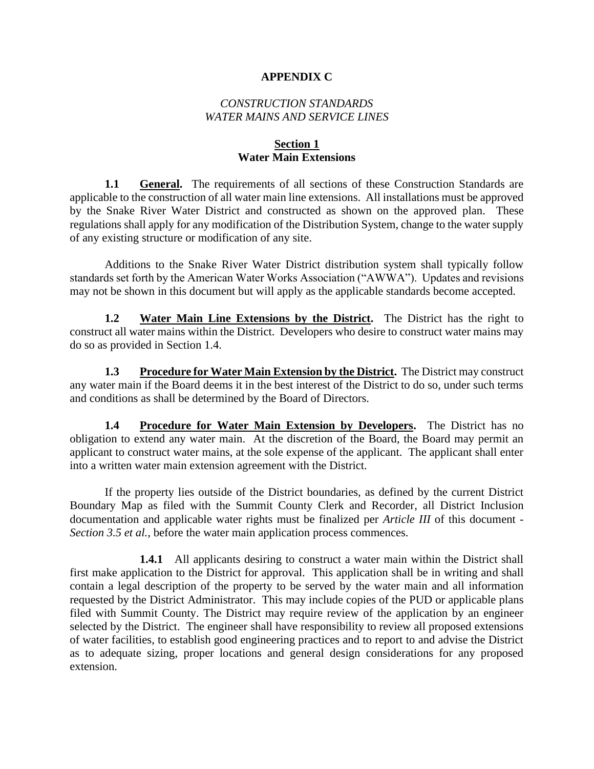# APPENDIX C

## *CONSTRUCTION STANDARDS*
## *WATER MAINS AND SERVICE LINES*

## Section 1
## Water Main Extensions

**1.1 General.** The requirements of all sections of these Construction Standards are applicable to the construction of all water main line extensions. All installations must be approved by the Snake River Water District and constructed as shown on the approved plan. These regulations shall apply for any modification of the Distribution System, change to the water supply of any existing structure or modification of any site.

Additions to the Snake River Water District distribution system shall typically follow standards set forth by the American Water Works Association ("AWWA"). Updates and revisions may not be shown in this document but will apply as the applicable standards become accepted.

**1.2 Water Main Line Extensions by the District.** The District has the right to construct all water mains within the District. Developers who desire to construct water mains may do so as provided in Section 1.4.

**1.3 Procedure for Water Main Extension by the District.** The District may construct any water main if the Board deems it in the best interest of the District to do so, under such terms and conditions as shall be determined by the Board of Directors.

**1.4 Procedure for Water Main Extension by Developers.** The District has no obligation to extend any water main. At the discretion of the Board, the Board may permit an applicant to construct water mains, at the sole expense of the applicant. The applicant shall enter into a written water main extension agreement with the District.

If the property lies outside of the District boundaries, as defined by the current District Boundary Map as filed with the Summit County Clerk and Recorder, all District Inclusion documentation and applicable water rights must be finalized per *Article III* of this document - *Section 3.5 et al.*, before the water main application process commences.

**1.4.1** All applicants desiring to construct a water main within the District shall first make application to the District for approval. This application shall be in writing and shall contain a legal description of the property to be served by the water main and all information requested by the District Administrator. This may include copies of the PUD or applicable plans filed with Summit County. The District may require review of the application by an engineer selected by the District. The engineer shall have responsibility to review all proposed extensions of water facilities, to establish good engineering practices and to report to and advise the District as to adequate sizing, proper locations and general design considerations for any proposed extension.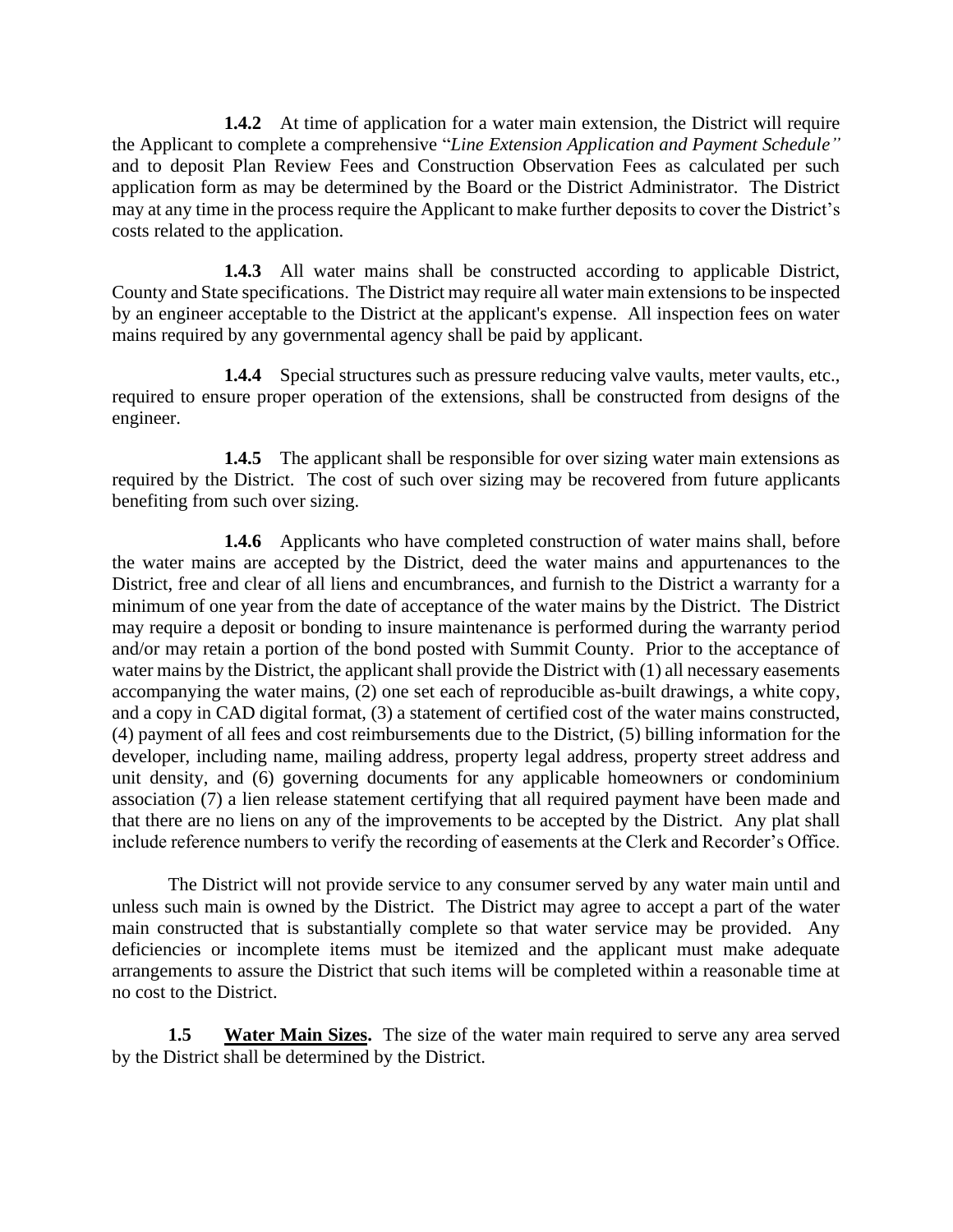**1.4.2** At time of application for a water main extension, the District will require the Applicant to complete a comprehensive "*Line Extension Application and Payment Schedule"* and to deposit Plan Review Fees and Construction Observation Fees as calculated per such application form as may be determined by the Board or the District Administrator. The District may at any time in the process require the Applicant to make further deposits to cover the District's costs related to the application.

**1.4.3** All water mains shall be constructed according to applicable District, County and State specifications. The District may require all water main extensions to be inspected by an engineer acceptable to the District at the applicant's expense. All inspection fees on water mains required by any governmental agency shall be paid by applicant.

**1.4.4** Special structures such as pressure reducing valve vaults, meter vaults, etc., required to ensure proper operation of the extensions, shall be constructed from designs of the engineer.

**1.4.5** The applicant shall be responsible for over sizing water main extensions as required by the District. The cost of such over sizing may be recovered from future applicants benefiting from such over sizing.

**1.4.6** Applicants who have completed construction of water mains shall, before the water mains are accepted by the District, deed the water mains and appurtenances to the District, free and clear of all liens and encumbrances, and furnish to the District a warranty for a minimum of one year from the date of acceptance of the water mains by the District. The District may require a deposit or bonding to insure maintenance is performed during the warranty period and/or may retain a portion of the bond posted with Summit County. Prior to the acceptance of water mains by the District, the applicant shall provide the District with (1) all necessary easements accompanying the water mains, (2) one set each of reproducible as-built drawings, a white copy, and a copy in CAD digital format, (3) a statement of certified cost of the water mains constructed, (4) payment of all fees and cost reimbursements due to the District, (5) billing information for the developer, including name, mailing address, property legal address, property street address and unit density, and (6) governing documents for any applicable homeowners or condominium association (7) a lien release statement certifying that all required payment have been made and that there are no liens on any of the improvements to be accepted by the District. Any plat shall include reference numbers to verify the recording of easements at the Clerk and Recorder's Office.

The District will not provide service to any consumer served by any water main until and unless such main is owned by the District. The District may agree to accept a part of the water main constructed that is substantially complete so that water service may be provided. Any deficiencies or incomplete items must be itemized and the applicant must make adequate arrangements to assure the District that such items will be completed within a reasonable time at no cost to the District.

**1.5 Water Main Sizes.** The size of the water main required to serve any area served by the District shall be determined by the District.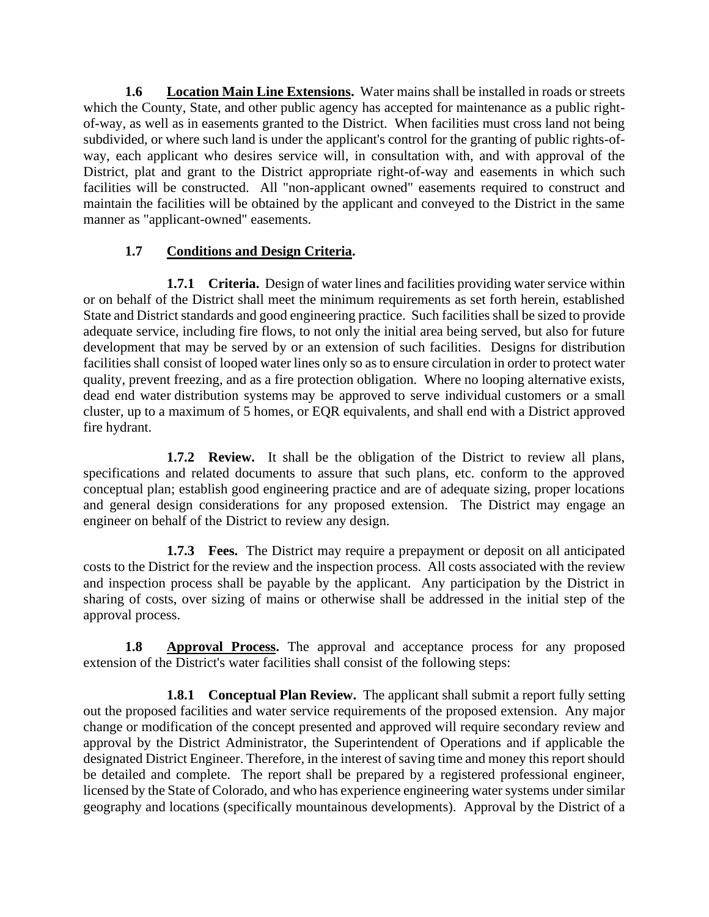**1.6 <u>Location Main Line Extensions</u>.** Water mains shall be installed in roads or streets which the County, State, and other public agency has accepted for maintenance as a public right-of-way, as well as in easements granted to the District. When facilities must cross land not being subdivided, or where such land is under the applicant's control for the granting of public rights-of-way, each applicant who desires service will, in consultation with, and with approval of the District, plat and grant to the District appropriate right-of-way and easements in which such facilities will be constructed. All "non-applicant owned" easements required to construct and maintain the facilities will be obtained by the applicant and conveyed to the District in the same manner as "applicant-owned" easements.

**1.7 <u>Conditions and Design Criteria</u>.**

**1.7.1 Criteria.** Design of water lines and facilities providing water service within or on behalf of the District shall meet the minimum requirements as set forth herein, established State and District standards and good engineering practice. Such facilities shall be sized to provide adequate service, including fire flows, to not only the initial area being served, but also for future development that may be served by or an extension of such facilities. Designs for distribution facilities shall consist of looped water lines only so as to ensure circulation in order to protect water quality, prevent freezing, and as a fire protection obligation. Where no looping alternative exists, dead end water distribution systems may be approved to serve individual customers or a small cluster, up to a maximum of 5 homes, or EQR equivalents, and shall end with a District approved fire hydrant.

**1.7.2 Review.** It shall be the obligation of the District to review all plans, specifications and related documents to assure that such plans, etc. conform to the approved conceptual plan; establish good engineering practice and are of adequate sizing, proper locations and general design considerations for any proposed extension. The District may engage an engineer on behalf of the District to review any design.

**1.7.3 Fees.** The District may require a prepayment or deposit on all anticipated costs to the District for the review and the inspection process. All costs associated with the review and inspection process shall be payable by the applicant. Any participation by the District in sharing of costs, over sizing of mains or otherwise shall be addressed in the initial step of the approval process.

**1.8 <u>Approval Process</u>.** The approval and acceptance process for any proposed extension of the District's water facilities shall consist of the following steps:

**1.8.1 Conceptual Plan Review.** The applicant shall submit a report fully setting out the proposed facilities and water service requirements of the proposed extension. Any major change or modification of the concept presented and approved will require secondary review and approval by the District Administrator, the Superintendent of Operations and if applicable the designated District Engineer. Therefore, in the interest of saving time and money this report should be detailed and complete. The report shall be prepared by a registered professional engineer, licensed by the State of Colorado, and who has experience engineering water systems under similar geography and locations (specifically mountainous developments). Approval by the District of a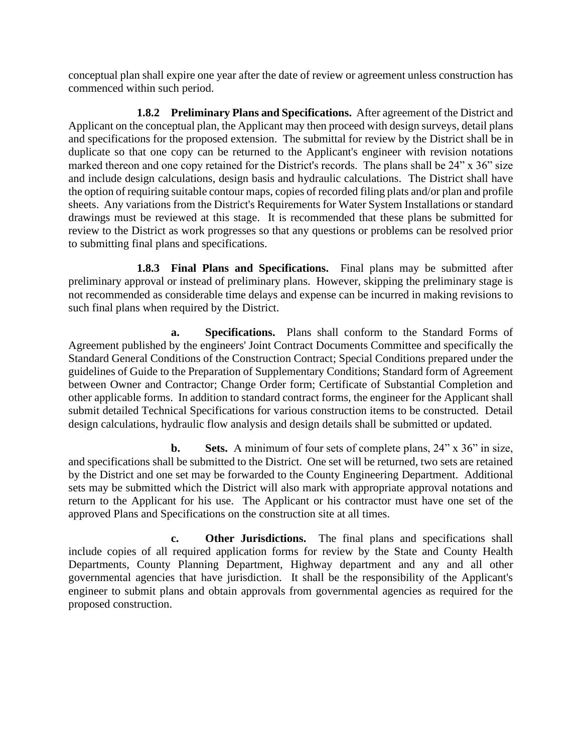conceptual plan shall expire one year after the date of review or agreement unless construction has commenced within such period.

**1.8.2 Preliminary Plans and Specifications.** After agreement of the District and Applicant on the conceptual plan, the Applicant may then proceed with design surveys, detail plans and specifications for the proposed extension. The submittal for review by the District shall be in duplicate so that one copy can be returned to the Applicant's engineer with revision notations marked thereon and one copy retained for the District's records. The plans shall be 24" x 36" size and include design calculations, design basis and hydraulic calculations. The District shall have the option of requiring suitable contour maps, copies of recorded filing plats and/or plan and profile sheets. Any variations from the District's Requirements for Water System Installations or standard drawings must be reviewed at this stage. It is recommended that these plans be submitted for review to the District as work progresses so that any questions or problems can be resolved prior to submitting final plans and specifications.

**1.8.3 Final Plans and Specifications.** Final plans may be submitted after preliminary approval or instead of preliminary plans. However, skipping the preliminary stage is not recommended as considerable time delays and expense can be incurred in making revisions to such final plans when required by the District.

**a. Specifications.** Plans shall conform to the Standard Forms of Agreement published by the engineers' Joint Contract Documents Committee and specifically the Standard General Conditions of the Construction Contract; Special Conditions prepared under the guidelines of Guide to the Preparation of Supplementary Conditions; Standard form of Agreement between Owner and Contractor; Change Order form; Certificate of Substantial Completion and other applicable forms. In addition to standard contract forms, the engineer for the Applicant shall submit detailed Technical Specifications for various construction items to be constructed. Detail design calculations, hydraulic flow analysis and design details shall be submitted or updated.

**b. Sets.** A minimum of four sets of complete plans, 24" x 36" in size, and specifications shall be submitted to the District. One set will be returned, two sets are retained by the District and one set may be forwarded to the County Engineering Department. Additional sets may be submitted which the District will also mark with appropriate approval notations and return to the Applicant for his use. The Applicant or his contractor must have one set of the approved Plans and Specifications on the construction site at all times.

**c. Other Jurisdictions.** The final plans and specifications shall include copies of all required application forms for review by the State and County Health Departments, County Planning Department, Highway department and any and all other governmental agencies that have jurisdiction. It shall be the responsibility of the Applicant's engineer to submit plans and obtain approvals from governmental agencies as required for the proposed construction.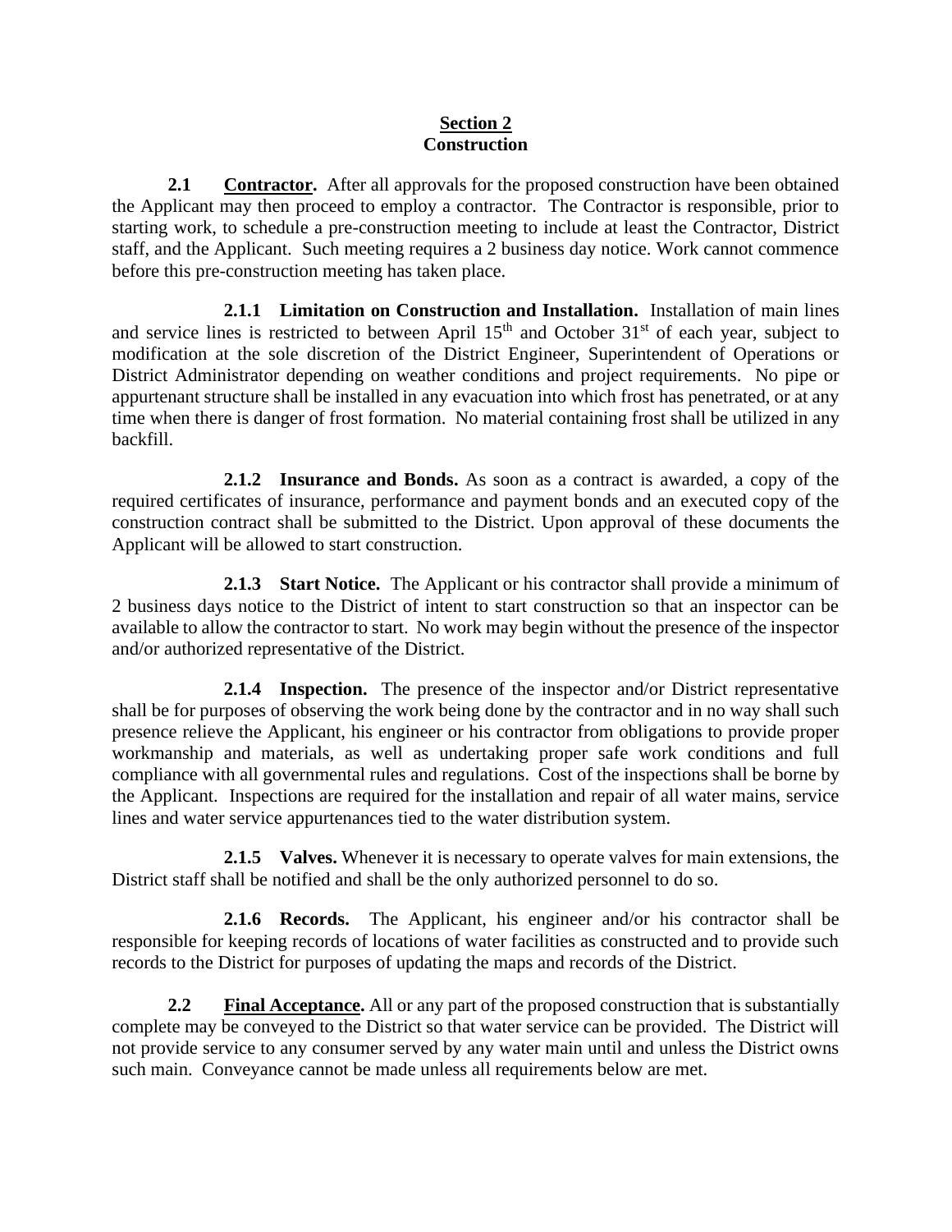## Section 2
## Construction

**2.1 Contractor.** After all approvals for the proposed construction have been obtained the Applicant may then proceed to employ a contractor. The Contractor is responsible, prior to starting work, to schedule a pre-construction meeting to include at least the Contractor, District staff, and the Applicant. Such meeting requires a 2 business day notice. Work cannot commence before this pre-construction meeting has taken place.

**2.1.1 Limitation on Construction and Installation.** Installation of main lines and service lines is restricted to between April 15th and October 31st of each year, subject to modification at the sole discretion of the District Engineer, Superintendent of Operations or District Administrator depending on weather conditions and project requirements. No pipe or appurtenant structure shall be installed in any evacuation into which frost has penetrated, or at any time when there is danger of frost formation. No material containing frost shall be utilized in any backfill.

**2.1.2 Insurance and Bonds.** As soon as a contract is awarded, a copy of the required certificates of insurance, performance and payment bonds and an executed copy of the construction contract shall be submitted to the District. Upon approval of these documents the Applicant will be allowed to start construction.

**2.1.3 Start Notice.** The Applicant or his contractor shall provide a minimum of 2 business days notice to the District of intent to start construction so that an inspector can be available to allow the contractor to start. No work may begin without the presence of the inspector and/or authorized representative of the District.

**2.1.4 Inspection.** The presence of the inspector and/or District representative shall be for purposes of observing the work being done by the contractor and in no way shall such presence relieve the Applicant, his engineer or his contractor from obligations to provide proper workmanship and materials, as well as undertaking proper safe work conditions and full compliance with all governmental rules and regulations. Cost of the inspections shall be borne by the Applicant. Inspections are required for the installation and repair of all water mains, service lines and water service appurtenances tied to the water distribution system.

**2.1.5 Valves.** Whenever it is necessary to operate valves for main extensions, the District staff shall be notified and shall be the only authorized personnel to do so.

**2.1.6 Records.** The Applicant, his engineer and/or his contractor shall be responsible for keeping records of locations of water facilities as constructed and to provide such records to the District for purposes of updating the maps and records of the District.

**2.2 Final Acceptance.** All or any part of the proposed construction that is substantially complete may be conveyed to the District so that water service can be provided. The District will not provide service to any consumer served by any water main until and unless the District owns such main. Conveyance cannot be made unless all requirements below are met.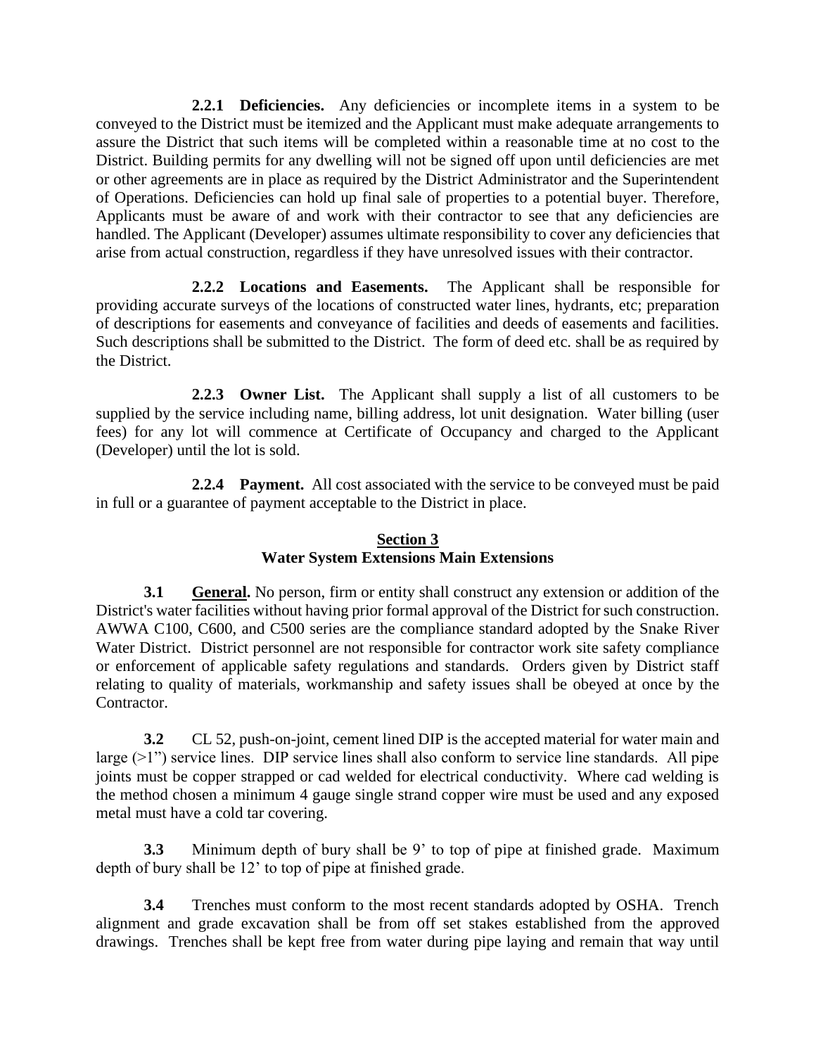**2.2.1 Deficiencies.** Any deficiencies or incomplete items in a system to be conveyed to the District must be itemized and the Applicant must make adequate arrangements to assure the District that such items will be completed within a reasonable time at no cost to the District. Building permits for any dwelling will not be signed off upon until deficiencies are met or other agreements are in place as required by the District Administrator and the Superintendent of Operations. Deficiencies can hold up final sale of properties to a potential buyer. Therefore, Applicants must be aware of and work with their contractor to see that any deficiencies are handled. The Applicant (Developer) assumes ultimate responsibility to cover any deficiencies that arise from actual construction, regardless if they have unresolved issues with their contractor.

**2.2.2 Locations and Easements.** The Applicant shall be responsible for providing accurate surveys of the locations of constructed water lines, hydrants, etc; preparation of descriptions for easements and conveyance of facilities and deeds of easements and facilities. Such descriptions shall be submitted to the District. The form of deed etc. shall be as required by the District.

**2.2.3 Owner List.** The Applicant shall supply a list of all customers to be supplied by the service including name, billing address, lot unit designation. Water billing (user fees) for any lot will commence at Certificate of Occupancy and charged to the Applicant (Developer) until the lot is sold.

**2.2.4 Payment.** All cost associated with the service to be conveyed must be paid in full or a guarantee of payment acceptable to the District in place.

## Section 3
## Water System Extensions Main Extensions

**3.1 General.** No person, firm or entity shall construct any extension or addition of the District's water facilities without having prior formal approval of the District for such construction. AWWA C100, C600, and C500 series are the compliance standard adopted by the Snake River Water District. District personnel are not responsible for contractor work site safety compliance or enforcement of applicable safety regulations and standards. Orders given by District staff relating to quality of materials, workmanship and safety issues shall be obeyed at once by the Contractor.

**3.2** CL 52, push-on-joint, cement lined DIP is the accepted material for water main and large (>1") service lines. DIP service lines shall also conform to service line standards. All pipe joints must be copper strapped or cad welded for electrical conductivity. Where cad welding is the method chosen a minimum 4 gauge single strand copper wire must be used and any exposed metal must have a cold tar covering.

**3.3** Minimum depth of bury shall be 9' to top of pipe at finished grade. Maximum depth of bury shall be 12' to top of pipe at finished grade.

**3.4** Trenches must conform to the most recent standards adopted by OSHA. Trench alignment and grade excavation shall be from off set stakes established from the approved drawings. Trenches shall be kept free from water during pipe laying and remain that way until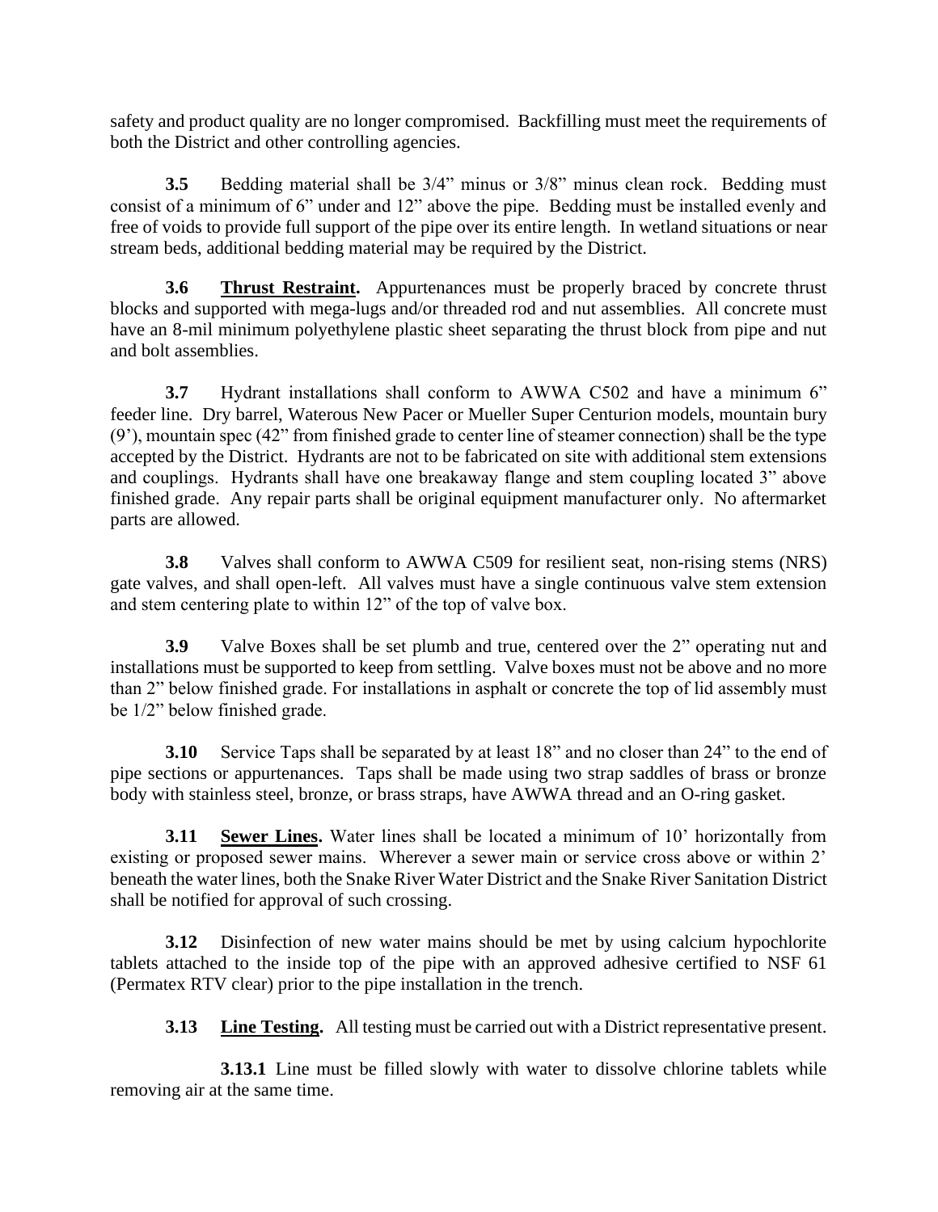safety and product quality are no longer compromised. Backfilling must meet the requirements of both the District and other controlling agencies.

**3.5** Bedding material shall be 3/4" minus or 3/8" minus clean rock. Bedding must consist of a minimum of 6" under and 12" above the pipe. Bedding must be installed evenly and free of voids to provide full support of the pipe over its entire length. In wetland situations or near stream beds, additional bedding material may be required by the District.

**3.6** **<u>Thrust Restraint.</u>** Appurtenances must be properly braced by concrete thrust blocks and supported with mega-lugs and/or threaded rod and nut assemblies. All concrete must have an 8-mil minimum polyethylene plastic sheet separating the thrust block from pipe and nut and bolt assemblies.

**3.7** Hydrant installations shall conform to AWWA C502 and have a minimum 6" feeder line. Dry barrel, Waterous New Pacer or Mueller Super Centurion models, mountain bury (9'), mountain spec (42" from finished grade to center line of steamer connection) shall be the type accepted by the District. Hydrants are not to be fabricated on site with additional stem extensions and couplings. Hydrants shall have one breakaway flange and stem coupling located 3" above finished grade. Any repair parts shall be original equipment manufacturer only. No aftermarket parts are allowed.

**3.8** Valves shall conform to AWWA C509 for resilient seat, non-rising stems (NRS) gate valves, and shall open-left. All valves must have a single continuous valve stem extension and stem centering plate to within 12" of the top of valve box.

**3.9** Valve Boxes shall be set plumb and true, centered over the 2" operating nut and installations must be supported to keep from settling. Valve boxes must not be above and no more than 2" below finished grade. For installations in asphalt or concrete the top of lid assembly must be 1/2" below finished grade.

**3.10** Service Taps shall be separated by at least 18" and no closer than 24" to the end of pipe sections or appurtenances. Taps shall be made using two strap saddles of brass or bronze body with stainless steel, bronze, or brass straps, have AWWA thread and an O-ring gasket.

**3.11** **<u>Sewer Lines.</u>** Water lines shall be located a minimum of 10' horizontally from existing or proposed sewer mains. Wherever a sewer main or service cross above or within 2' beneath the water lines, both the Snake River Water District and the Snake River Sanitation District shall be notified for approval of such crossing.

**3.12** Disinfection of new water mains should be met by using calcium hypochlorite tablets attached to the inside top of the pipe with an approved adhesive certified to NSF 61 (Permatex RTV clear) prior to the pipe installation in the trench.

**3.13** **<u>Line Testing.</u>** All testing must be carried out with a District representative present.

**3.13.1** Line must be filled slowly with water to dissolve chlorine tablets while removing air at the same time.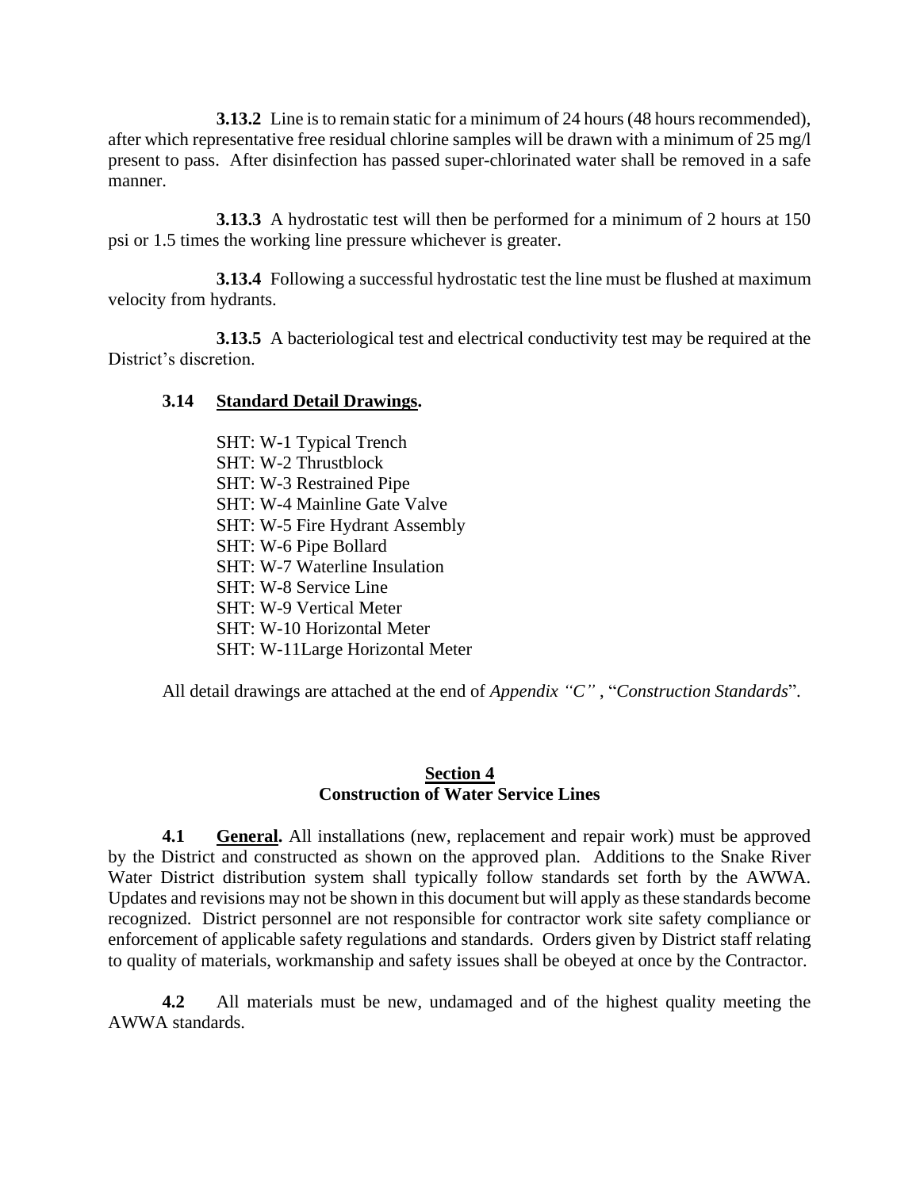**3.13.2** Line is to remain static for a minimum of 24 hours (48 hours recommended), after which representative free residual chlorine samples will be drawn with a minimum of 25 mg/l present to pass. After disinfection has passed super-chlorinated water shall be removed in a safe manner.

**3.13.3** A hydrostatic test will then be performed for a minimum of 2 hours at 150 psi or 1.5 times the working line pressure whichever is greater.

**3.13.4** Following a successful hydrostatic test the line must be flushed at maximum velocity from hydrants.

**3.13.5** A bacteriological test and electrical conductivity test may be required at the District's discretion.

**3.14 Standard Detail Drawings.**

SHT: W-1 Typical Trench
SHT: W-2 Thrustblock
SHT: W-3 Restrained Pipe
SHT: W-4 Mainline Gate Valve
SHT: W-5 Fire Hydrant Assembly
SHT: W-6 Pipe Bollard
SHT: W-7 Waterline Insulation
SHT: W-8 Service Line
SHT: W-9 Vertical Meter
SHT: W-10 Horizontal Meter
SHT: W-11Large Horizontal Meter

All detail drawings are attached at the end of *Appendix "C"* , "*Construction Standards*".

## Section 4
## Construction of Water Service Lines

**4.1 General.** All installations (new, replacement and repair work) must be approved by the District and constructed as shown on the approved plan. Additions to the Snake River Water District distribution system shall typically follow standards set forth by the AWWA. Updates and revisions may not be shown in this document but will apply as these standards become recognized. District personnel are not responsible for contractor work site safety compliance or enforcement of applicable safety regulations and standards. Orders given by District staff relating to quality of materials, workmanship and safety issues shall be obeyed at once by the Contractor.

**4.2** All materials must be new, undamaged and of the highest quality meeting the AWWA standards.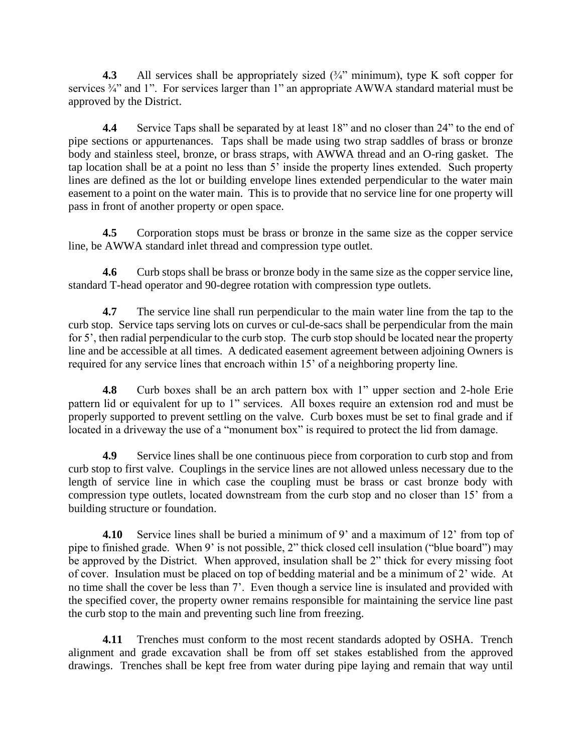**4.3** All services shall be appropriately sized (¾" minimum), type K soft copper for services ¾" and 1". For services larger than 1" an appropriate AWWA standard material must be approved by the District.

**4.4** Service Taps shall be separated by at least 18" and no closer than 24" to the end of pipe sections or appurtenances. Taps shall be made using two strap saddles of brass or bronze body and stainless steel, bronze, or brass straps, with AWWA thread and an O-ring gasket. The tap location shall be at a point no less than 5' inside the property lines extended. Such property lines are defined as the lot or building envelope lines extended perpendicular to the water main easement to a point on the water main. This is to provide that no service line for one property will pass in front of another property or open space.

**4.5** Corporation stops must be brass or bronze in the same size as the copper service line, be AWWA standard inlet thread and compression type outlet.

**4.6** Curb stops shall be brass or bronze body in the same size as the copper service line, standard T-head operator and 90-degree rotation with compression type outlets.

**4.7** The service line shall run perpendicular to the main water line from the tap to the curb stop. Service taps serving lots on curves or cul-de-sacs shall be perpendicular from the main for 5', then radial perpendicular to the curb stop. The curb stop should be located near the property line and be accessible at all times. A dedicated easement agreement between adjoining Owners is required for any service lines that encroach within 15' of a neighboring property line.

**4.8** Curb boxes shall be an arch pattern box with 1" upper section and 2-hole Erie pattern lid or equivalent for up to 1" services. All boxes require an extension rod and must be properly supported to prevent settling on the valve. Curb boxes must be set to final grade and if located in a driveway the use of a "monument box" is required to protect the lid from damage.

**4.9** Service lines shall be one continuous piece from corporation to curb stop and from curb stop to first valve. Couplings in the service lines are not allowed unless necessary due to the length of service line in which case the coupling must be brass or cast bronze body with compression type outlets, located downstream from the curb stop and no closer than 15' from a building structure or foundation.

**4.10** Service lines shall be buried a minimum of 9' and a maximum of 12' from top of pipe to finished grade. When 9' is not possible, 2" thick closed cell insulation ("blue board") may be approved by the District. When approved, insulation shall be 2" thick for every missing foot of cover. Insulation must be placed on top of bedding material and be a minimum of 2' wide. At no time shall the cover be less than 7'. Even though a service line is insulated and provided with the specified cover, the property owner remains responsible for maintaining the service line past the curb stop to the main and preventing such line from freezing.

**4.11** Trenches must conform to the most recent standards adopted by OSHA. Trench alignment and grade excavation shall be from off set stakes established from the approved drawings. Trenches shall be kept free from water during pipe laying and remain that way until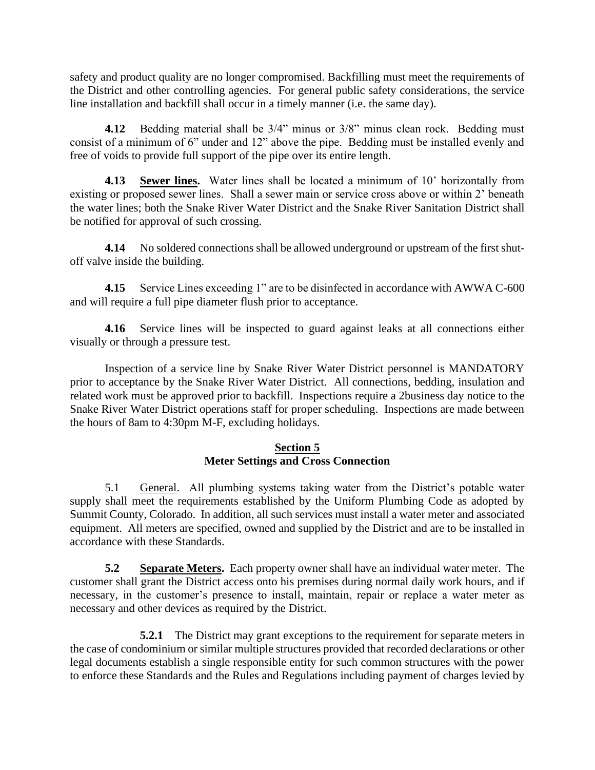safety and product quality are no longer compromised. Backfilling must meet the requirements of the District and other controlling agencies. For general public safety considerations, the service line installation and backfill shall occur in a timely manner (i.e. the same day).

**4.12** Bedding material shall be 3/4" minus or 3/8" minus clean rock. Bedding must consist of a minimum of 6" under and 12" above the pipe. Bedding must be installed evenly and free of voids to provide full support of the pipe over its entire length.

**4.13** **Sewer lines.** Water lines shall be located a minimum of 10' horizontally from existing or proposed sewer lines. Shall a sewer main or service cross above or within 2' beneath the water lines; both the Snake River Water District and the Snake River Sanitation District shall be notified for approval of such crossing.

**4.14** No soldered connections shall be allowed underground or upstream of the first shut-off valve inside the building.

**4.15** Service Lines exceeding 1" are to be disinfected in accordance with AWWA C-600 and will require a full pipe diameter flush prior to acceptance.

**4.16** Service lines will be inspected to guard against leaks at all connections either visually or through a pressure test.

Inspection of a service line by Snake River Water District personnel is MANDATORY prior to acceptance by the Snake River Water District. All connections, bedding, insulation and related work must be approved prior to backfill. Inspections require a 2business day notice to the Snake River Water District operations staff for proper scheduling. Inspections are made between the hours of 8am to 4:30pm M-F, excluding holidays.

## Section 5
## Meter Settings and Cross Connection

5.1 General. All plumbing systems taking water from the District's potable water supply shall meet the requirements established by the Uniform Plumbing Code as adopted by Summit County, Colorado. In addition, all such services must install a water meter and associated equipment. All meters are specified, owned and supplied by the District and are to be installed in accordance with these Standards.

**5.2** **Separate Meters.** Each property owner shall have an individual water meter. The customer shall grant the District access onto his premises during normal daily work hours, and if necessary, in the customer's presence to install, maintain, repair or replace a water meter as necessary and other devices as required by the District.

**5.2.1** The District may grant exceptions to the requirement for separate meters in the case of condominium or similar multiple structures provided that recorded declarations or other legal documents establish a single responsible entity for such common structures with the power to enforce these Standards and the Rules and Regulations including payment of charges levied by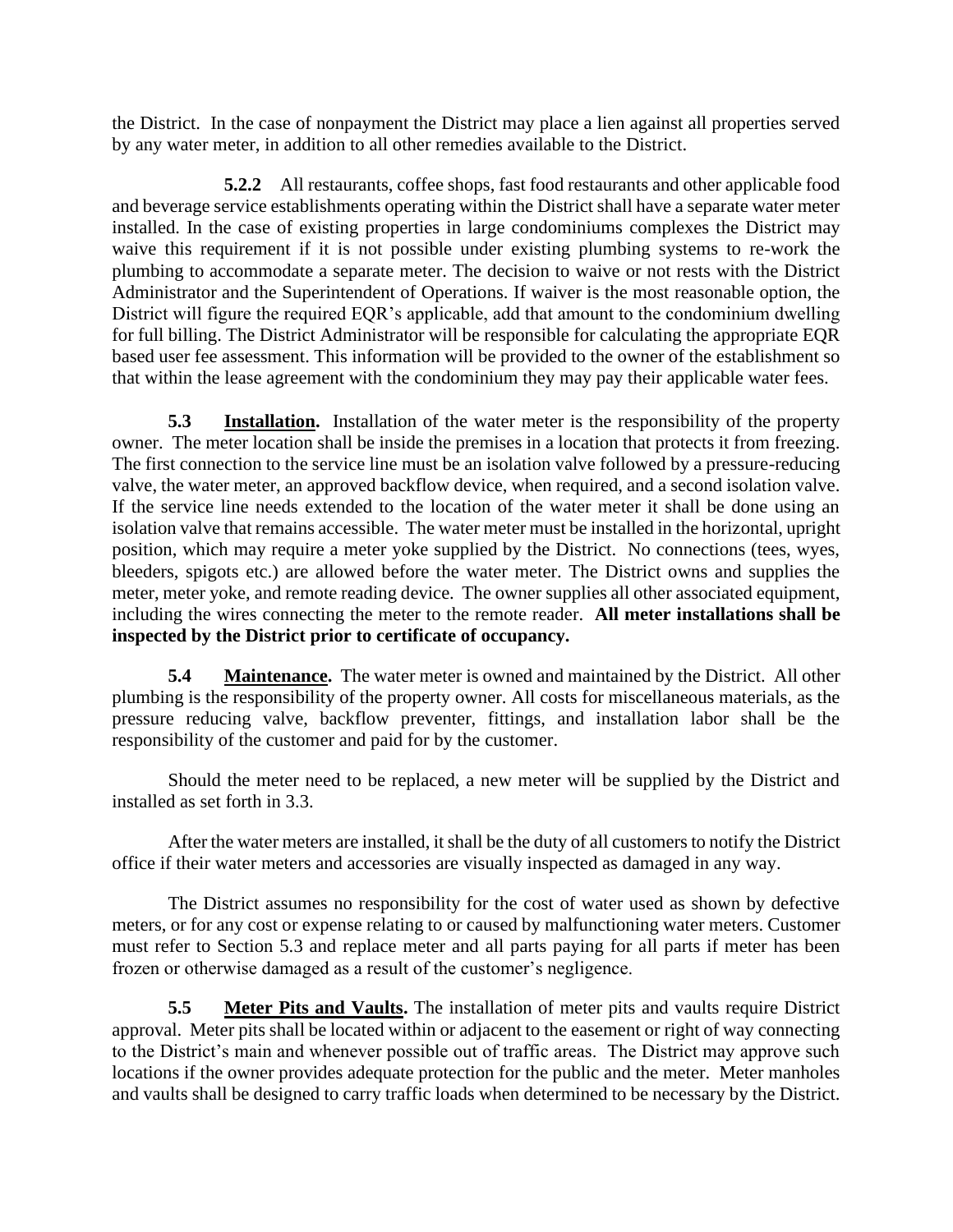the District. In the case of nonpayment the District may place a lien against all properties served by any water meter, in addition to all other remedies available to the District.

**5.2.2** All restaurants, coffee shops, fast food restaurants and other applicable food and beverage service establishments operating within the District shall have a separate water meter installed. In the case of existing properties in large condominiums complexes the District may waive this requirement if it is not possible under existing plumbing systems to re-work the plumbing to accommodate a separate meter. The decision to waive or not rests with the District Administrator and the Superintendent of Operations. If waiver is the most reasonable option, the District will figure the required EQR's applicable, add that amount to the condominium dwelling for full billing. The District Administrator will be responsible for calculating the appropriate EQR based user fee assessment. This information will be provided to the owner of the establishment so that within the lease agreement with the condominium they may pay their applicable water fees.

**5.3** **Installation.** Installation of the water meter is the responsibility of the property owner. The meter location shall be inside the premises in a location that protects it from freezing. The first connection to the service line must be an isolation valve followed by a pressure-reducing valve, the water meter, an approved backflow device, when required, and a second isolation valve. If the service line needs extended to the location of the water meter it shall be done using an isolation valve that remains accessible. The water meter must be installed in the horizontal, upright position, which may require a meter yoke supplied by the District. No connections (tees, wyes, bleeders, spigots etc.) are allowed before the water meter. The District owns and supplies the meter, meter yoke, and remote reading device. The owner supplies all other associated equipment, including the wires connecting the meter to the remote reader. **All meter installations shall be inspected by the District prior to certificate of occupancy.**

**5.4** **Maintenance.** The water meter is owned and maintained by the District. All other plumbing is the responsibility of the property owner. All costs for miscellaneous materials, as the pressure reducing valve, backflow preventer, fittings, and installation labor shall be the responsibility of the customer and paid for by the customer.

Should the meter need to be replaced, a new meter will be supplied by the District and installed as set forth in 3.3.

After the water meters are installed, it shall be the duty of all customers to notify the District office if their water meters and accessories are visually inspected as damaged in any way.

The District assumes no responsibility for the cost of water used as shown by defective meters, or for any cost or expense relating to or caused by malfunctioning water meters. Customer must refer to Section 5.3 and replace meter and all parts paying for all parts if meter has been frozen or otherwise damaged as a result of the customer's negligence.

**5.5** **Meter Pits and Vaults.** The installation of meter pits and vaults require District approval. Meter pits shall be located within or adjacent to the easement or right of way connecting to the District's main and whenever possible out of traffic areas. The District may approve such locations if the owner provides adequate protection for the public and the meter. Meter manholes and vaults shall be designed to carry traffic loads when determined to be necessary by the District.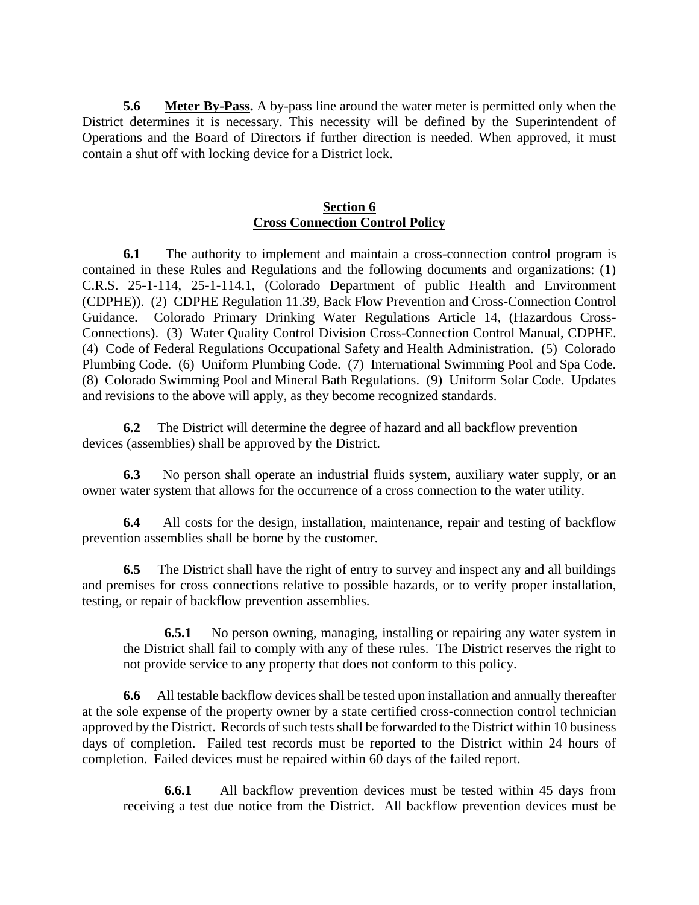**5.6** **Meter By-Pass.** A by-pass line around the water meter is permitted only when the District determines it is necessary. This necessity will be defined by the Superintendent of Operations and the Board of Directors if further direction is needed. When approved, it must contain a shut off with locking device for a District lock.

## Section 6
## Cross Connection Control Policy

**6.1** The authority to implement and maintain a cross-connection control program is contained in these Rules and Regulations and the following documents and organizations: (1) C.R.S. 25-1-114, 25-1-114.1, (Colorado Department of public Health and Environment (CDPHE)). (2) CDPHE Regulation 11.39, Back Flow Prevention and Cross-Connection Control Guidance. Colorado Primary Drinking Water Regulations Article 14, (Hazardous Cross-Connections). (3) Water Quality Control Division Cross-Connection Control Manual, CDPHE. (4) Code of Federal Regulations Occupational Safety and Health Administration. (5) Colorado Plumbing Code. (6) Uniform Plumbing Code. (7) International Swimming Pool and Spa Code. (8) Colorado Swimming Pool and Mineral Bath Regulations. (9) Uniform Solar Code. Updates and revisions to the above will apply, as they become recognized standards.

**6.2** The District will determine the degree of hazard and all backflow prevention devices (assemblies) shall be approved by the District.

**6.3** No person shall operate an industrial fluids system, auxiliary water supply, or an owner water system that allows for the occurrence of a cross connection to the water utility.

**6.4** All costs for the design, installation, maintenance, repair and testing of backflow prevention assemblies shall be borne by the customer.

**6.5** The District shall have the right of entry to survey and inspect any and all buildings and premises for cross connections relative to possible hazards, or to verify proper installation, testing, or repair of backflow prevention assemblies.

> **6.5.1** No person owning, managing, installing or repairing any water system in the District shall fail to comply with any of these rules. The District reserves the right to not provide service to any property that does not conform to this policy.

**6.6** All testable backflow devices shall be tested upon installation and annually thereafter at the sole expense of the property owner by a state certified cross-connection control technician approved by the District. Records of such tests shall be forwarded to the District within 10 business days of completion. Failed test records must be reported to the District within 24 hours of completion. Failed devices must be repaired within 60 days of the failed report.

> **6.6.1** All backflow prevention devices must be tested within 45 days from receiving a test due notice from the District. All backflow prevention devices must be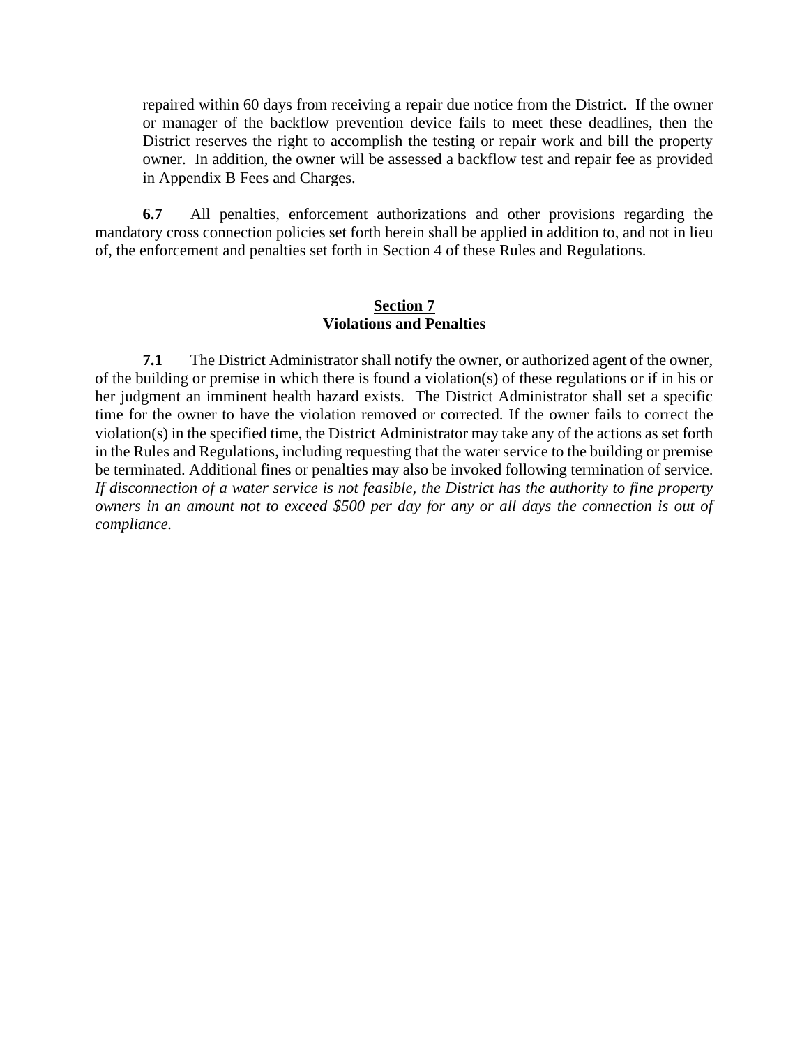repaired within 60 days from receiving a repair due notice from the District. If the owner or manager of the backflow prevention device fails to meet these deadlines, then the District reserves the right to accomplish the testing or repair work and bill the property owner. In addition, the owner will be assessed a backflow test and repair fee as provided in Appendix B Fees and Charges.

**6.7** All penalties, enforcement authorizations and other provisions regarding the mandatory cross connection policies set forth herein shall be applied in addition to, and not in lieu of, the enforcement and penalties set forth in Section 4 of these Rules and Regulations.

## Section 7
## Violations and Penalties

**7.1** The District Administrator shall notify the owner, or authorized agent of the owner, of the building or premise in which there is found a violation(s) of these regulations or if in his or her judgment an imminent health hazard exists. The District Administrator shall set a specific time for the owner to have the violation removed or corrected. If the owner fails to correct the violation(s) in the specified time, the District Administrator may take any of the actions as set forth in the Rules and Regulations, including requesting that the water service to the building or premise be terminated. Additional fines or penalties may also be invoked following termination of service. *If disconnection of a water service is not feasible, the District has the authority to fine property owners in an amount not to exceed $500 per day for any or all days the connection is out of compliance.*